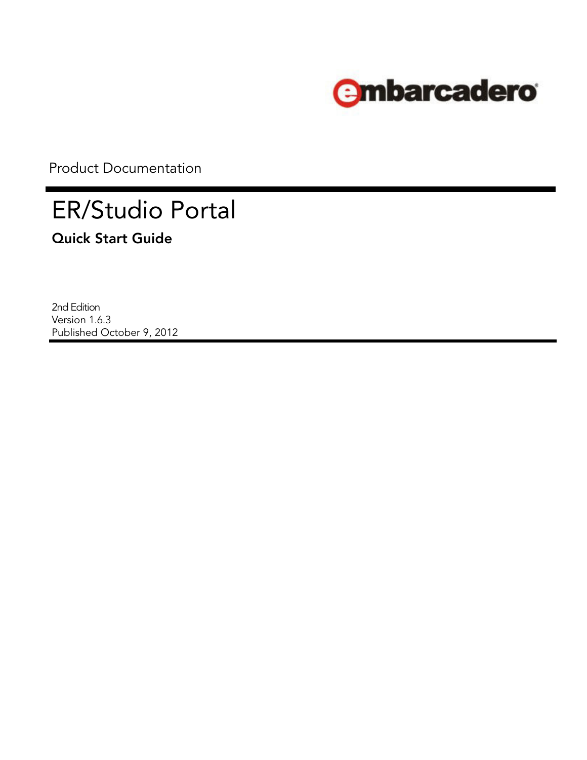embarcadero

Product Documentation

# ER/Studio Portal

## Quick Start Guide

2nd Edition
Version 1.6.3
Published October 9, 2012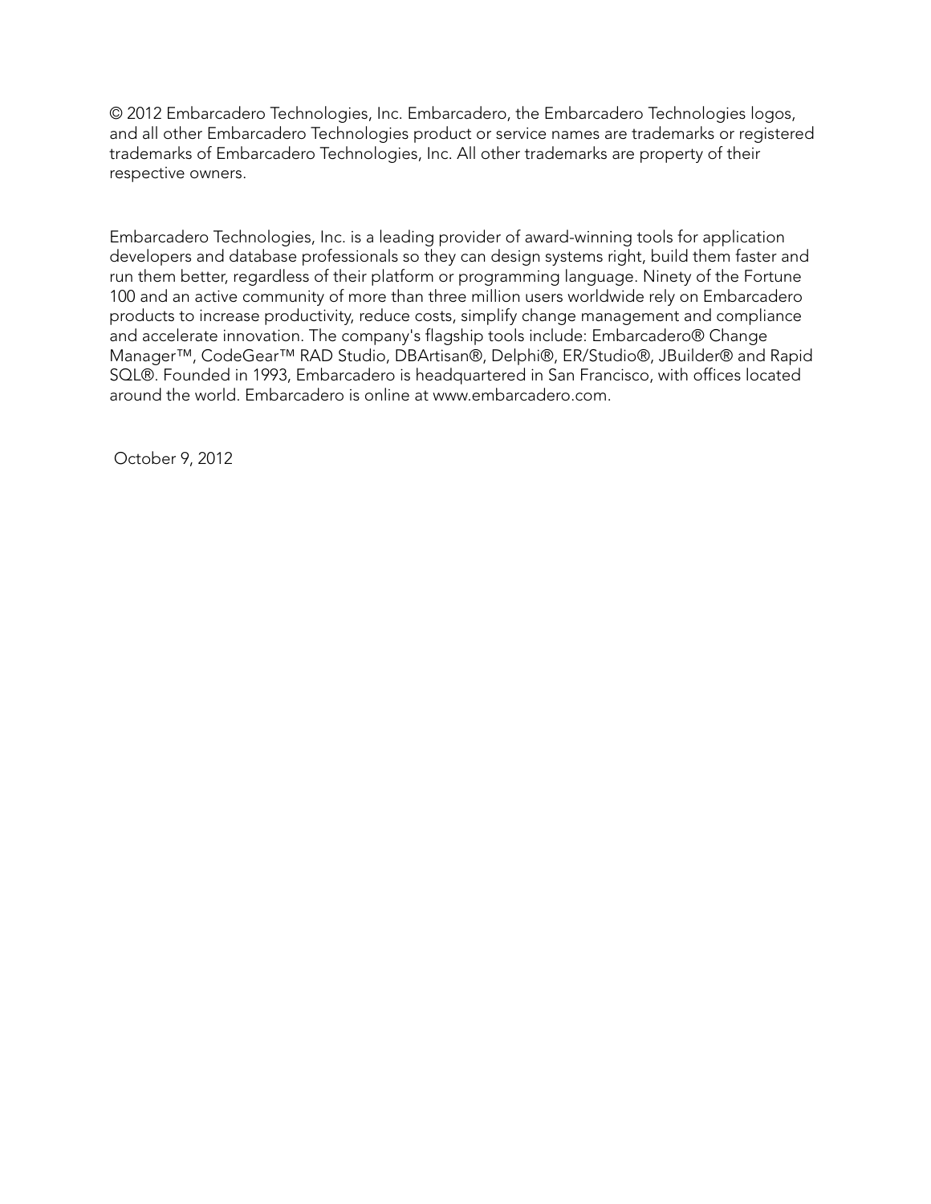© 2012 Embarcadero Technologies, Inc. Embarcadero, the Embarcadero Technologies logos, and all other Embarcadero Technologies product or service names are trademarks or registered trademarks of Embarcadero Technologies, Inc. All other trademarks are property of their respective owners.

Embarcadero Technologies, Inc. is a leading provider of award-winning tools for application developers and database professionals so they can design systems right, build them faster and run them better, regardless of their platform or programming language. Ninety of the Fortune 100 and an active community of more than three million users worldwide rely on Embarcadero products to increase productivity, reduce costs, simplify change management and compliance and accelerate innovation. The company's flagship tools include: Embarcadero® Change Manager™, CodeGear™ RAD Studio, DBArtisan®, Delphi®, ER/Studio®, JBuilder® and Rapid SQL®. Founded in 1993, Embarcadero is headquartered in San Francisco, with offices located around the world. Embarcadero is online at www.embarcadero.com.

October 9, 2012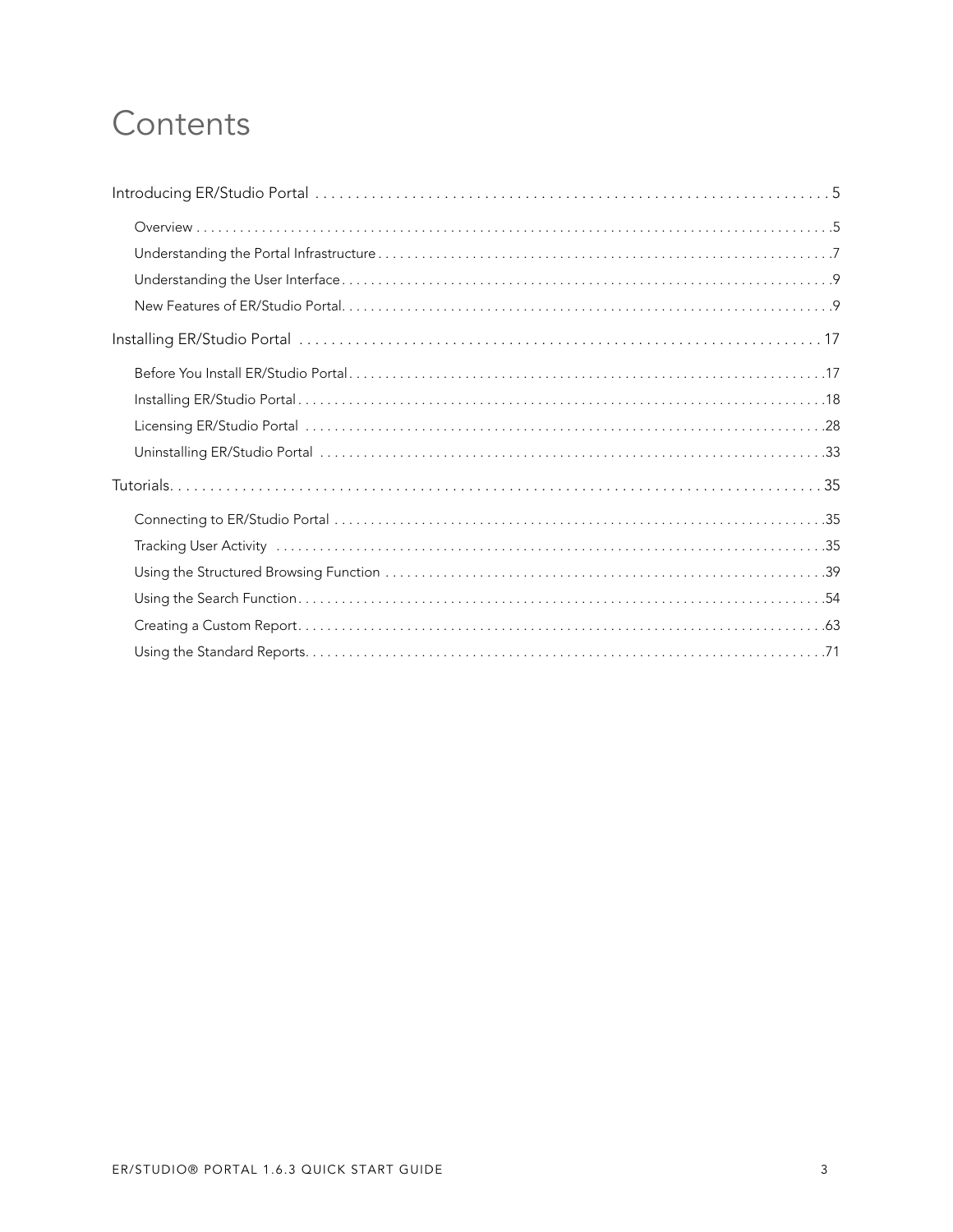# Contents

Introducing ER/Studio Portal . . . . . . . . . . . . . . . . . . . . . . . . . . . . . . . . . . . . . . . . . . . . . . . . . . . . . . . . . . . . . . . . 5

- Overview . . . . . . . . . . . . . . . . . . . . . . . . . . . . . . . . . . . . . . . . . . . . . . . . . . . . . . . . . . . . . . . . . . . . . . . . . . . . . . . . . 5
- Understanding the Portal Infrastructure . . . . . . . . . . . . . . . . . . . . . . . . . . . . . . . . . . . . . . . . . . . . . . . . . . . . . . . . . . 7
- Understanding the User Interface . . . . . . . . . . . . . . . . . . . . . . . . . . . . . . . . . . . . . . . . . . . . . . . . . . . . . . . . . . . . . . . 9
- New Features of ER/Studio Portal. . . . . . . . . . . . . . . . . . . . . . . . . . . . . . . . . . . . . . . . . . . . . . . . . . . . . . . . . . . . . . . 9

Installing ER/Studio Portal . . . . . . . . . . . . . . . . . . . . . . . . . . . . . . . . . . . . . . . . . . . . . . . . . . . . . . . . . . . . . . . . . 17

- Before You Install ER/Studio Portal . . . . . . . . . . . . . . . . . . . . . . . . . . . . . . . . . . . . . . . . . . . . . . . . . . . . . . . . . . . . . 17
- Installing ER/Studio Portal . . . . . . . . . . . . . . . . . . . . . . . . . . . . . . . . . . . . . . . . . . . . . . . . . . . . . . . . . . . . . . . . . . . . 18
- Licensing ER/Studio Portal . . . . . . . . . . . . . . . . . . . . . . . . . . . . . . . . . . . . . . . . . . . . . . . . . . . . . . . . . . . . . . . . . . . 28
- Uninstalling ER/Studio Portal . . . . . . . . . . . . . . . . . . . . . . . . . . . . . . . . . . . . . . . . . . . . . . . . . . . . . . . . . . . . . . . . . 33

Tutorials. . . . . . . . . . . . . . . . . . . . . . . . . . . . . . . . . . . . . . . . . . . . . . . . . . . . . . . . . . . . . . . . . . . . . . . . . . . . . . 35

- Connecting to ER/Studio Portal . . . . . . . . . . . . . . . . . . . . . . . . . . . . . . . . . . . . . . . . . . . . . . . . . . . . . . . . . . . . . . . 35
- Tracking User Activity . . . . . . . . . . . . . . . . . . . . . . . . . . . . . . . . . . . . . . . . . . . . . . . . . . . . . . . . . . . . . . . . . . . . . . 35
- Using the Structured Browsing Function . . . . . . . . . . . . . . . . . . . . . . . . . . . . . . . . . . . . . . . . . . . . . . . . . . . . . . . . 39
- Using the Search Function. . . . . . . . . . . . . . . . . . . . . . . . . . . . . . . . . . . . . . . . . . . . . . . . . . . . . . . . . . . . . . . . . . . 54
- Creating a Custom Report. . . . . . . . . . . . . . . . . . . . . . . . . . . . . . . . . . . . . . . . . . . . . . . . . . . . . . . . . . . . . . . . . . . 63
- Using the Standard Reports. . . . . . . . . . . . . . . . . . . . . . . . . . . . . . . . . . . . . . . . . . . . . . . . . . . . . . . . . . . . . . . . . . 71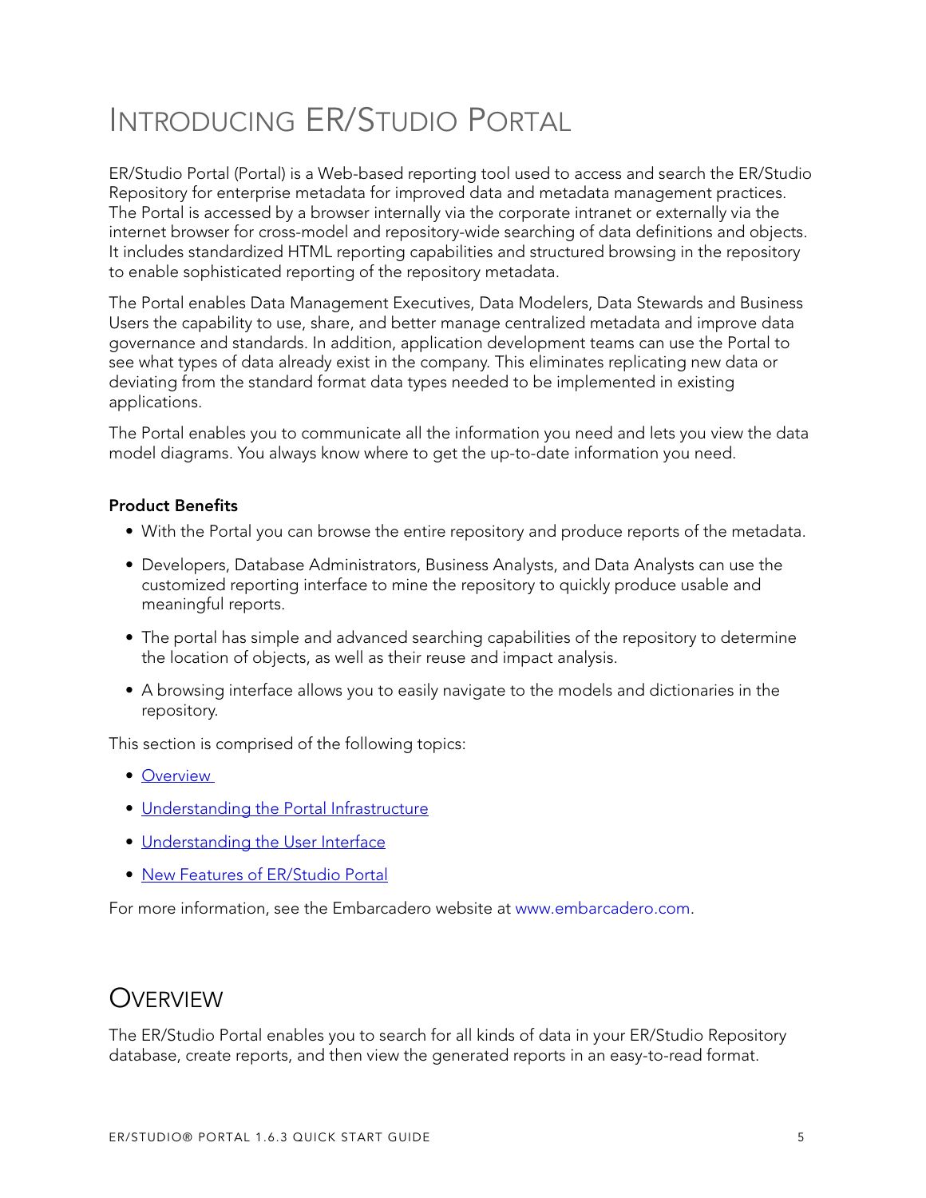# Introducing ER/Studio Portal

ER/Studio Portal (Portal) is a Web-based reporting tool used to access and search the ER/Studio Repository for enterprise metadata for improved data and metadata management practices. The Portal is accessed by a browser internally via the corporate intranet or externally via the internet browser for cross-model and repository-wide searching of data definitions and objects. It includes standardized HTML reporting capabilities and structured browsing in the repository to enable sophisticated reporting of the repository metadata.

The Portal enables Data Management Executives, Data Modelers, Data Stewards and Business Users the capability to use, share, and better manage centralized metadata and improve data governance and standards. In addition, application development teams can use the Portal to see what types of data already exist in the company. This eliminates replicating new data or deviating from the standard format data types needed to be implemented in existing applications.

The Portal enables you to communicate all the information you need and lets you view the data model diagrams. You always know where to get the up-to-date information you need.

**Product Benefits**

- With the Portal you can browse the entire repository and produce reports of the metadata.
- Developers, Database Administrators, Business Analysts, and Data Analysts can use the customized reporting interface to mine the repository to quickly produce usable and meaningful reports.
- The portal has simple and advanced searching capabilities of the repository to determine the location of objects, as well as their reuse and impact analysis.
- A browsing interface allows you to easily navigate to the models and dictionaries in the repository.

This section is comprised of the following topics:

- Overview
- Understanding the Portal Infrastructure
- Understanding the User Interface
- New Features of ER/Studio Portal

For more information, see the Embarcadero website at www.embarcadero.com.

# Overview

The ER/Studio Portal enables you to search for all kinds of data in your ER/Studio Repository database, create reports, and then view the generated reports in an easy-to-read format.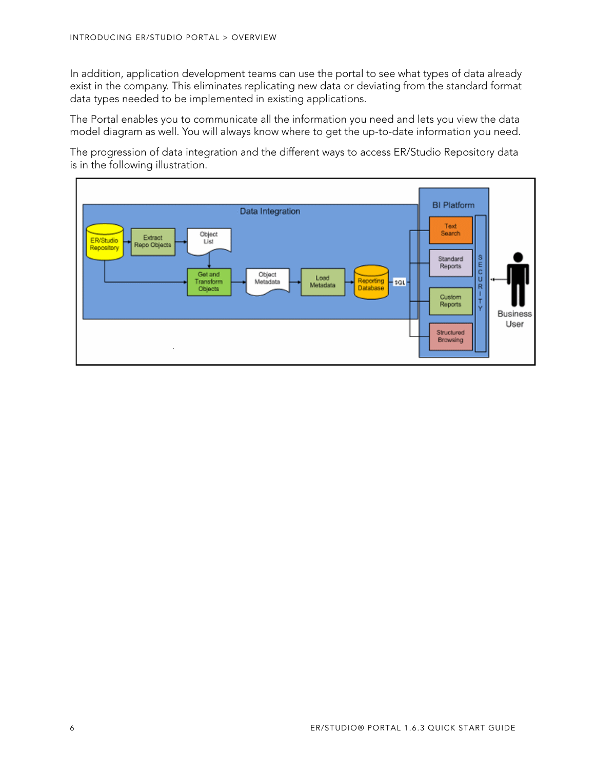In addition, application development teams can use the portal to see what types of data already exist in the company. This eliminates replicating new data or deviating from the standard format data types needed to be implemented in existing applications.

The Portal enables you to communicate all the information you need and lets you view the data model diagram as well. You will always know where to get the up-to-date information you need.

The progression of data integration and the different ways to access ER/Studio Repository data is in the following illustration.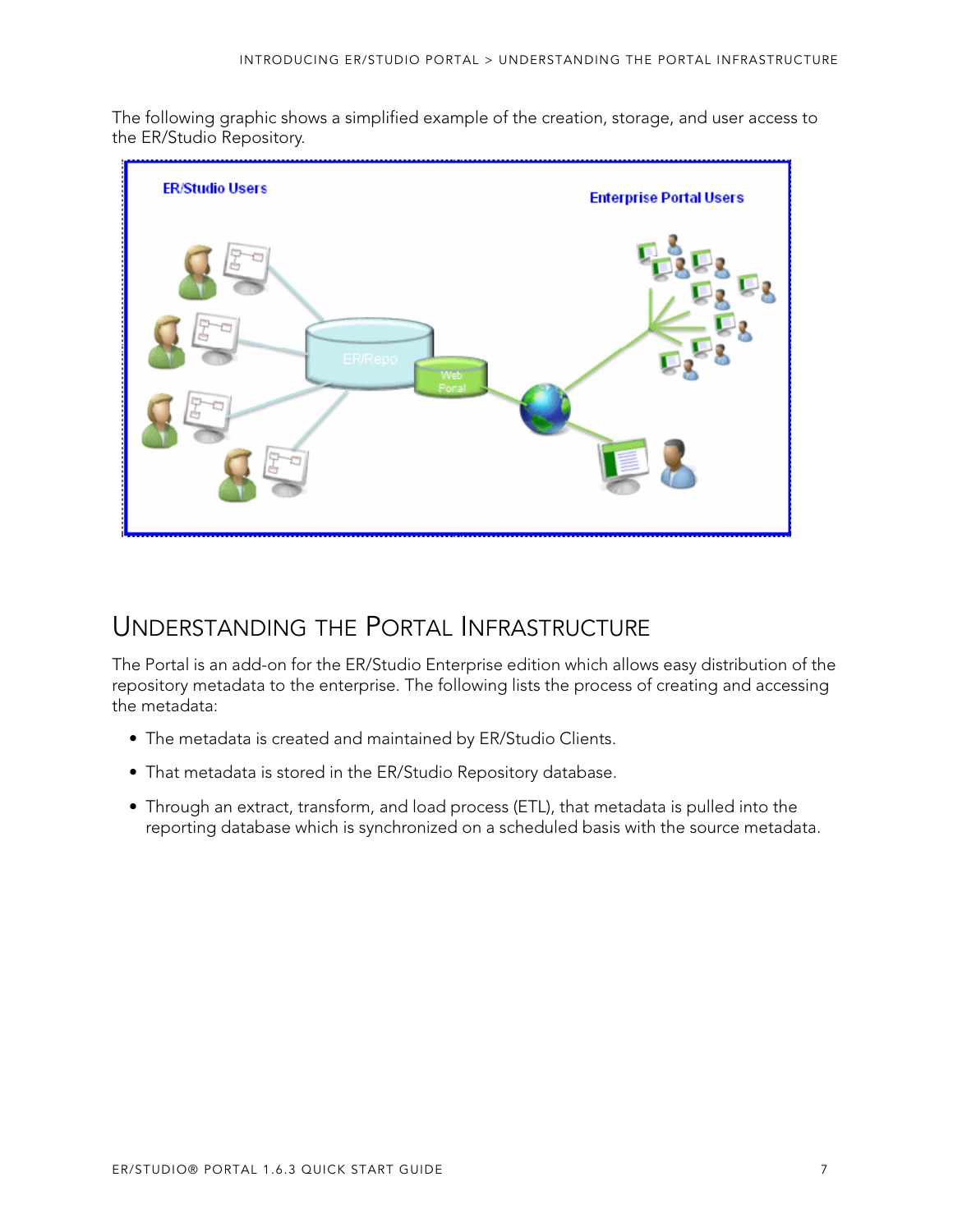The following graphic shows a simplified example of the creation, storage, and user access to the ER/Studio Repository.

## Understanding the Portal Infrastructure

The Portal is an add-on for the ER/Studio Enterprise edition which allows easy distribution of the repository metadata to the enterprise. The following lists the process of creating and accessing the metadata:

- The metadata is created and maintained by ER/Studio Clients.
- That metadata is stored in the ER/Studio Repository database.
- Through an extract, transform, and load process (ETL), that metadata is pulled into the reporting database which is synchronized on a scheduled basis with the source metadata.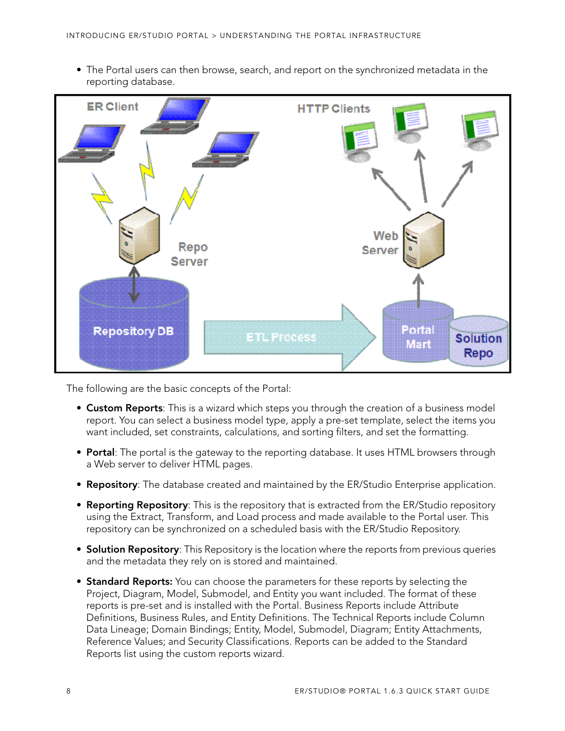- The Portal users can then browse, search, and report on the synchronized metadata in the reporting database.

The following are the basic concepts of the Portal:

- **Custom Reports**: This is a wizard which steps you through the creation of a business model report. You can select a business model type, apply a pre-set template, select the items you want included, set constraints, calculations, and sorting filters, and set the formatting.
- **Portal**: The portal is the gateway to the reporting database. It uses HTML browsers through a Web server to deliver HTML pages.
- **Repository**: The database created and maintained by the ER/Studio Enterprise application.
- **Reporting Repository**: This is the repository that is extracted from the ER/Studio repository using the Extract, Transform, and Load process and made available to the Portal user. This repository can be synchronized on a scheduled basis with the ER/Studio Repository.
- **Solution Repository**: This Repository is the location where the reports from previous queries and the metadata they rely on is stored and maintained.
- **Standard Reports:** You can choose the parameters for these reports by selecting the Project, Diagram, Model, Submodel, and Entity you want included. The format of these reports is pre-set and is installed with the Portal. Business Reports include Attribute Definitions, Business Rules, and Entity Definitions. The Technical Reports include Column Data Lineage; Domain Bindings; Entity, Model, Submodel, Diagram; Entity Attachments, Reference Values; and Security Classifications. Reports can be added to the Standard Reports list using the custom reports wizard.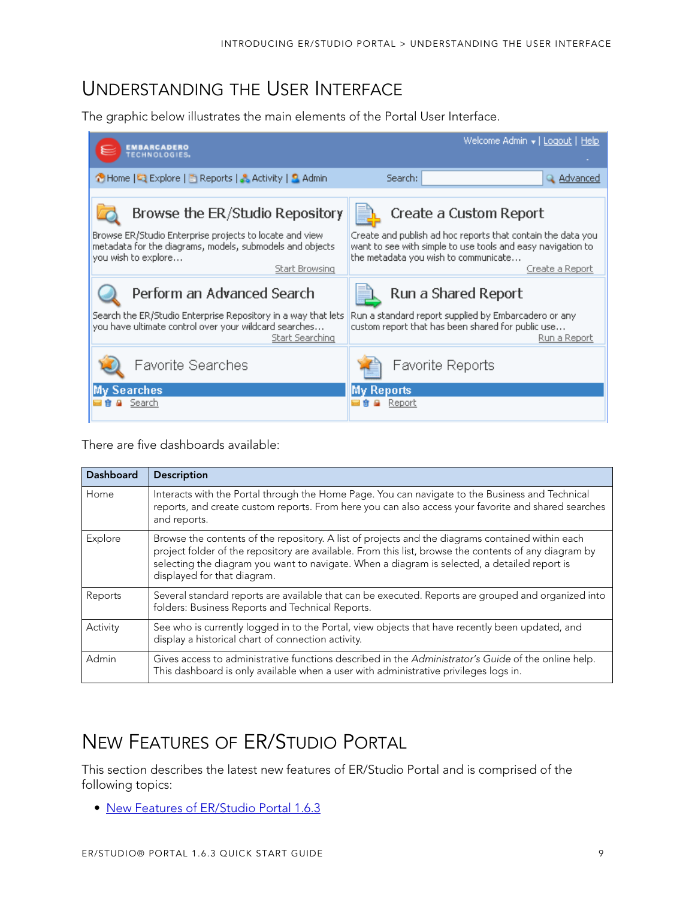# Understanding the User Interface

The graphic below illustrates the main elements of the Portal User Interface.

There are five dashboards available:

| Dashboard | Description |
| --- | --- |
| Home | Interacts with the Portal through the Home Page. You can navigate to the Business and Technical reports, and create custom reports. From here you can also access your favorite and shared searches and reports. |
| Explore | Browse the contents of the repository. A list of projects and the diagrams contained within each project folder of the repository are available. From this list, browse the contents of any diagram by selecting the diagram you want to navigate. When a diagram is selected, a detailed report is displayed for that diagram. |
| Reports | Several standard reports are available that can be executed. Reports are grouped and organized into folders: Business Reports and Technical Reports. |
| Activity | See who is currently logged in to the Portal, view objects that have recently been updated, and display a historical chart of connection activity. |
| Admin | Gives access to administrative functions described in the *Administrator's Guide* of the online help. This dashboard is only available when a user with administrative privileges logs in. |

# New Features of ER/Studio Portal

This section describes the latest new features of ER/Studio Portal and is comprised of the following topics:

- New Features of ER/Studio Portal 1.6.3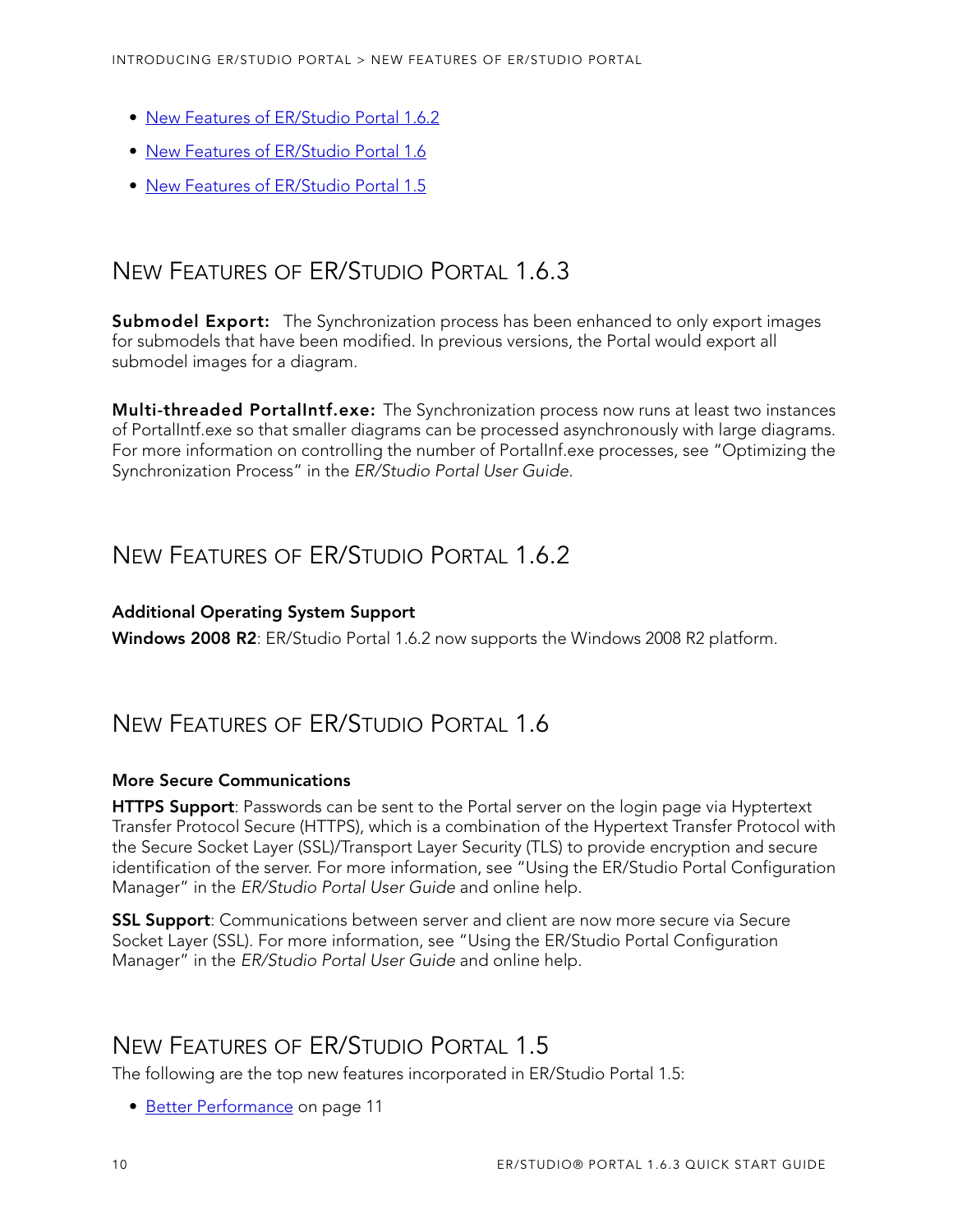- New Features of ER/Studio Portal 1.6.2
- New Features of ER/Studio Portal 1.6
- New Features of ER/Studio Portal 1.5

## New Features of ER/Studio Portal 1.6.3

**Submodel Export:** The Synchronization process has been enhanced to only export images for submodels that have been modified. In previous versions, the Portal would export all submodel images for a diagram.

**Multi-threaded PortalIntf.exe:** The Synchronization process now runs at least two instances of PortalIntf.exe so that smaller diagrams can be processed asynchronously with large diagrams. For more information on controlling the number of PortalInf.exe processes, see "Optimizing the Synchronization Process" in the *ER/Studio Portal User Guide*.

## New Features of ER/Studio Portal 1.6.2

### Additional Operating System Support

**Windows 2008 R2**: ER/Studio Portal 1.6.2 now supports the Windows 2008 R2 platform.

## New Features of ER/Studio Portal 1.6

### More Secure Communications

**HTTPS Support**: Passwords can be sent to the Portal server on the login page via Hyptertext Transfer Protocol Secure (HTTPS), which is a combination of the Hypertext Transfer Protocol with the Secure Socket Layer (SSL)/Transport Layer Security (TLS) to provide encryption and secure identification of the server. For more information, see "Using the ER/Studio Portal Configuration Manager" in the *ER/Studio Portal User Guide* and online help.

**SSL Support**: Communications between server and client are now more secure via Secure Socket Layer (SSL). For more information, see "Using the ER/Studio Portal Configuration Manager" in the *ER/Studio Portal User Guide* and online help.

## New Features of ER/Studio Portal 1.5

The following are the top new features incorporated in ER/Studio Portal 1.5:

- Better Performance on page 11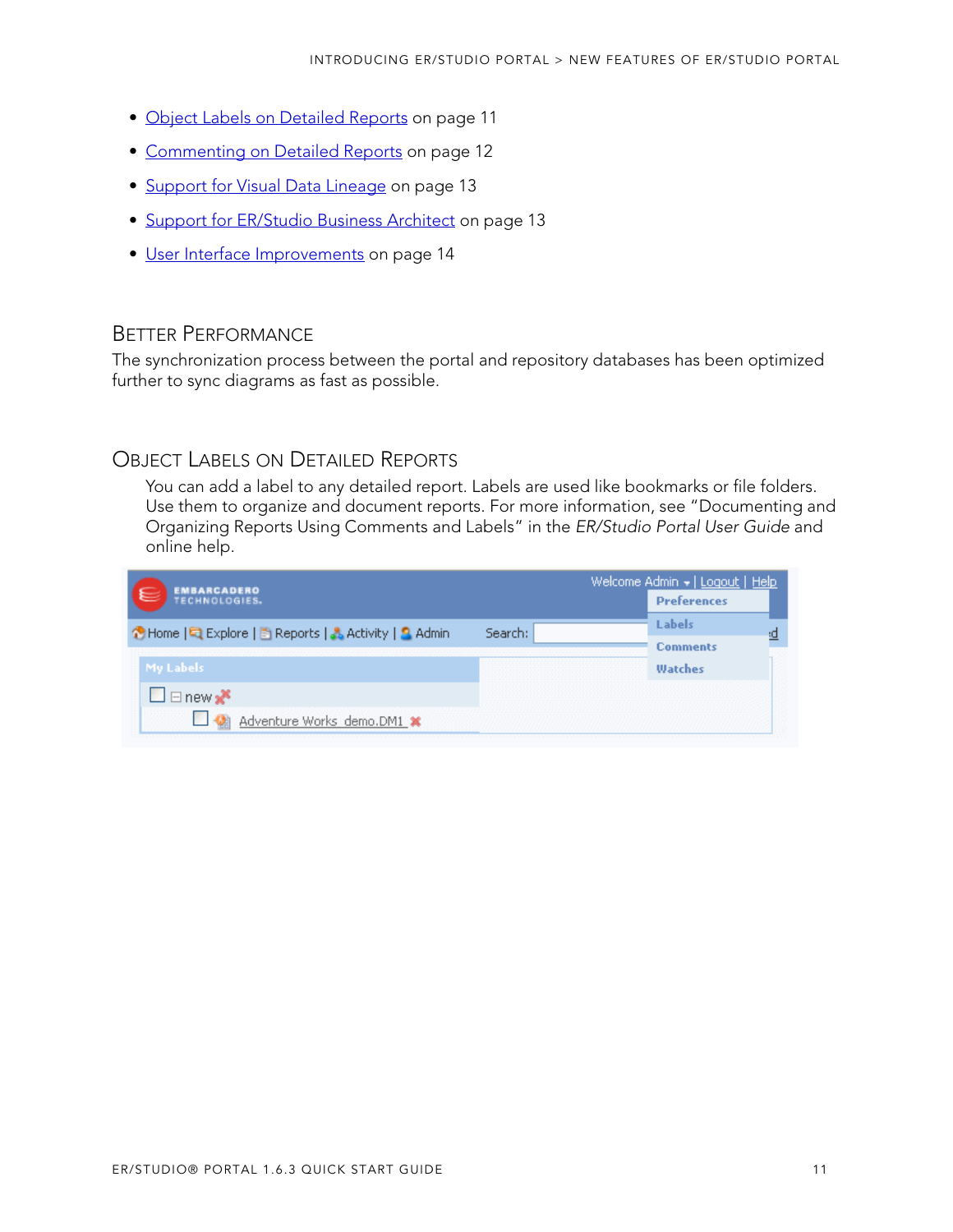- Object Labels on Detailed Reports on page 11
- Commenting on Detailed Reports on page 12
- Support for Visual Data Lineage on page 13
- Support for ER/Studio Business Architect on page 13
- User Interface Improvements on page 14

## Better Performance

The synchronization process between the portal and repository databases has been optimized further to sync diagrams as fast as possible.

## Object Labels on Detailed Reports

You can add a label to any detailed report. Labels are used like bookmarks or file folders. Use them to organize and document reports. For more information, see "Documenting and Organizing Reports Using Comments and Labels" in the *ER/Studio Portal User Guide* and online help.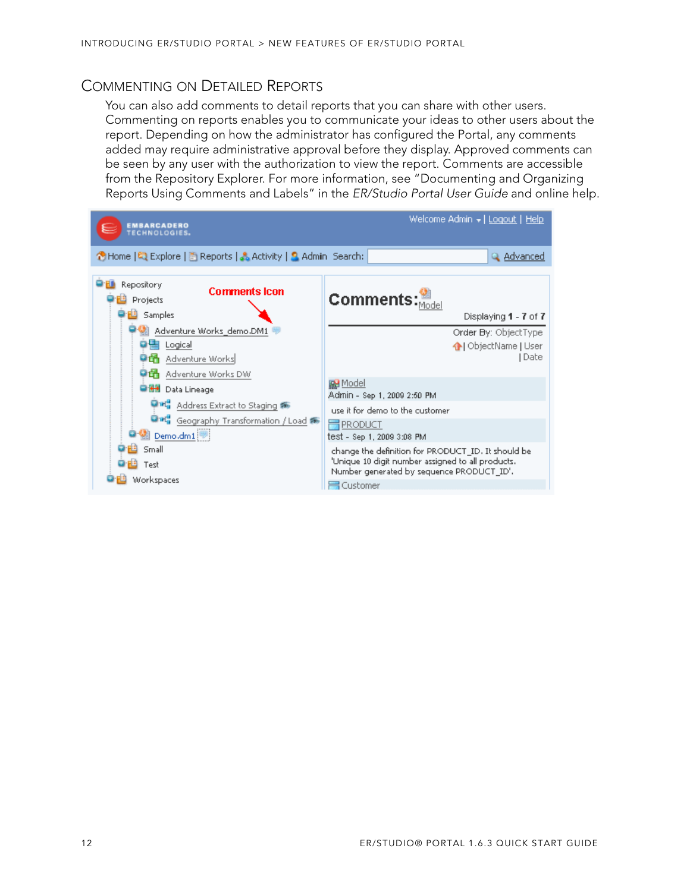## Commenting on Detailed Reports

You can also add comments to detail reports that you can share with other users. Commenting on reports enables you to communicate your ideas to other users about the report. Depending on how the administrator has configured the Portal, any comments added may require administrative approval before they display. Approved comments can be seen by any user with the authorization to view the report. Comments are accessible from the Repository Explorer. For more information, see "Documenting and Organizing Reports Using Comments and Labels" in the *ER/Studio Portal User Guide* and online help.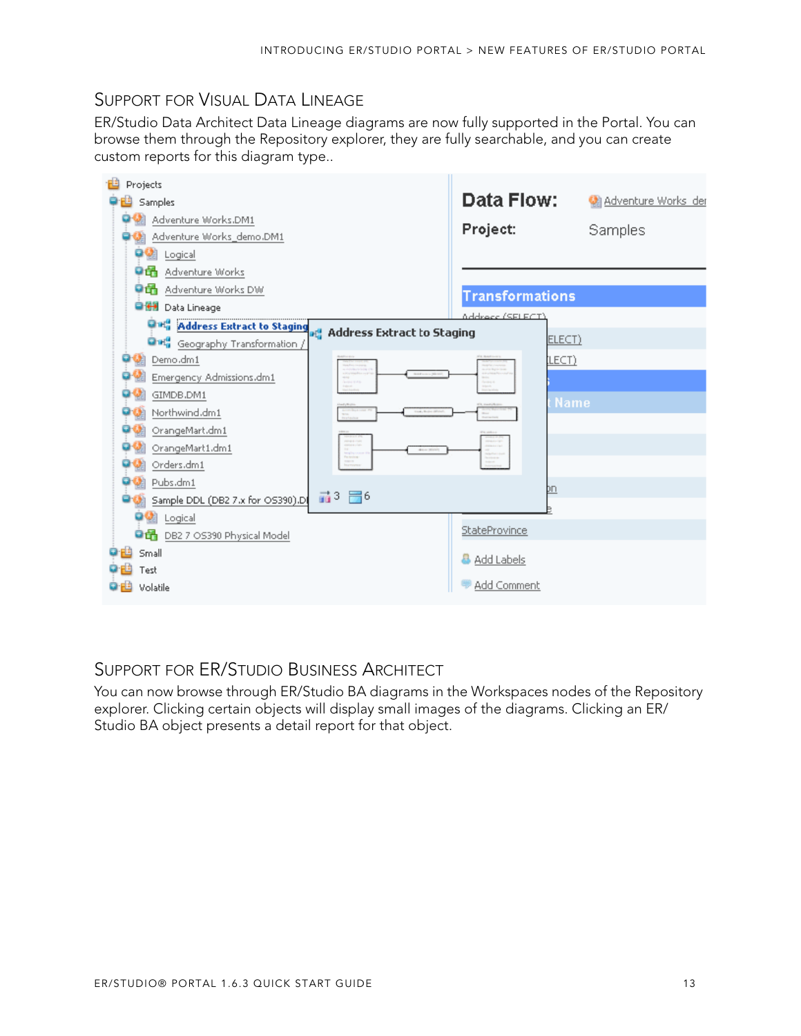## Support for Visual Data Lineage

ER/Studio Data Architect Data Lineage diagrams are now fully supported in the Portal. You can browse them through the Repository explorer, they are fully searchable, and you can create custom reports for this diagram type..

## Support for ER/Studio Business Architect

You can now browse through ER/Studio BA diagrams in the Workspaces nodes of the Repository explorer. Clicking certain objects will display small images of the diagrams. Clicking an ER/Studio BA object presents a detail report for that object.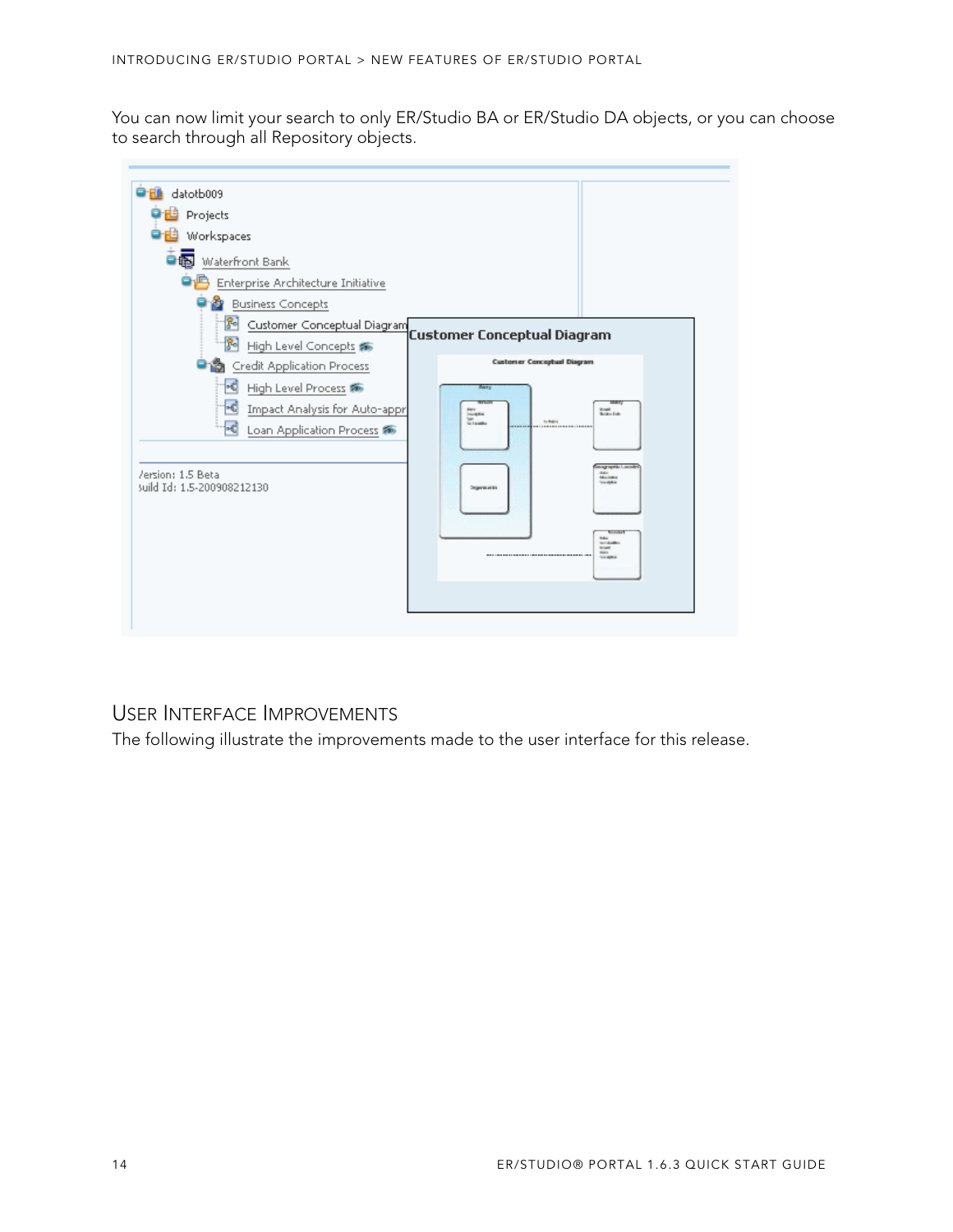You can now limit your search to only ER/Studio BA or ER/Studio DA objects, or you can choose to search through all Repository objects.

## User Interface Improvements

The following illustrate the improvements made to the user interface for this release.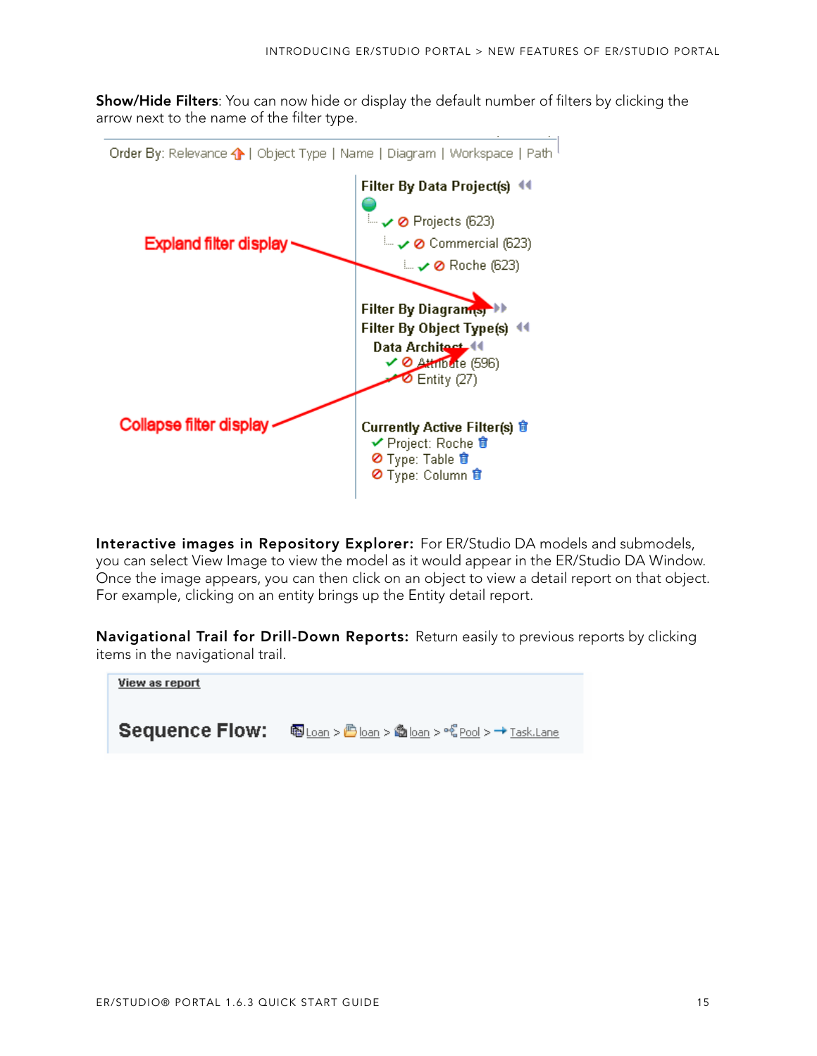**Show/Hide Filters**: You can now hide or display the default number of filters by clicking the arrow next to the name of the filter type.

Order By: Relevance | Object Type | Name | Diagram | Workspace | Path

Filter By Data Project(s)

Projects (623)

Commercial (623)

Roche (623)

Explannd filter display

Filter By Diagram(s)

Filter By Object Type(s)

Data Architect

Attribute (596)

Entity (27)

Collapse filter display

Currently Active Filter(s)

Project: Roche

Type: Table

Type: Column

**Interactive images in Repository Explorer:** For ER/Studio DA models and submodels, you can select View Image to view the model as it would appear in the ER/Studio DA Window. Once the image appears, you can then click on an object to view a detail report on that object. For example, clicking on an entity brings up the Entity detail report.

**Navigational Trail for Drill-Down Reports:** Return easily to previous reports by clicking items in the navigational trail.

View as report

**Sequence Flow:** Loan > loan > loan > Pool > Task.Lane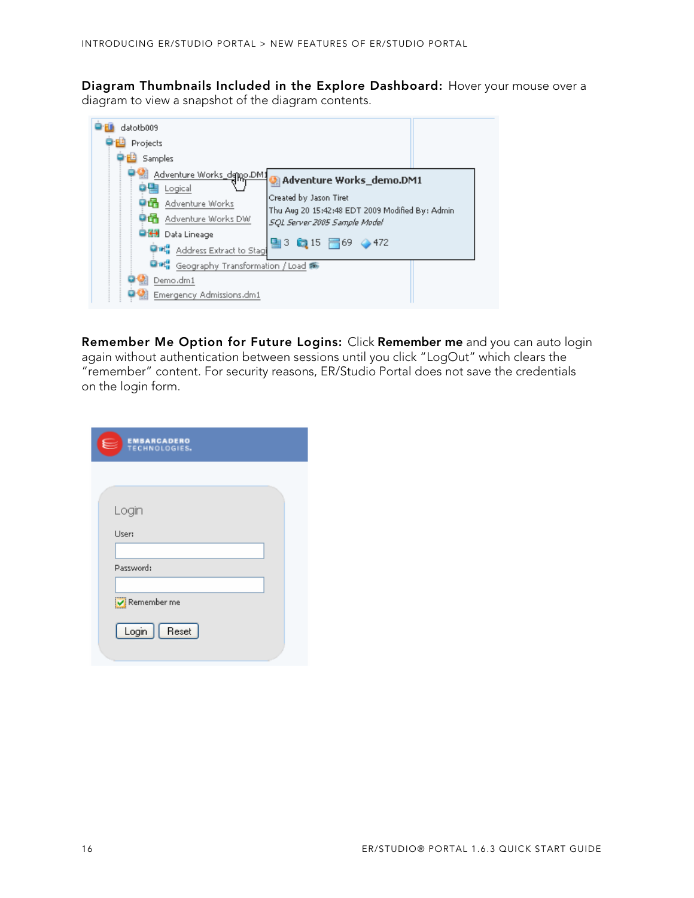**Diagram Thumbnails Included in the Explore Dashboard:** Hover your mouse over a diagram to view a snapshot of the diagram contents.

**Remember Me Option for Future Logins:** Click **Remember me** and you can auto login again without authentication between sessions until you click "LogOut" which clears the "remember" content. For security reasons, ER/Studio Portal does not save the credentials on the login form.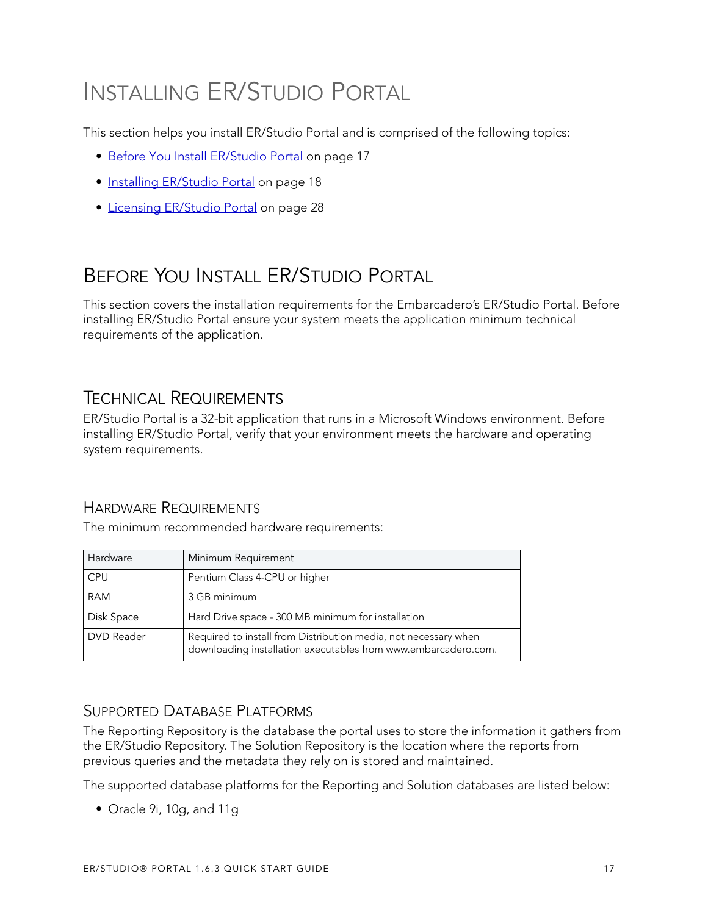# Installing ER/Studio Portal

This section helps you install ER/Studio Portal and is comprised of the following topics:

- Before You Install ER/Studio Portal on page 17
- Installing ER/Studio Portal on page 18
- Licensing ER/Studio Portal on page 28

# Before You Install ER/Studio Portal

This section covers the installation requirements for the Embarcadero's ER/Studio Portal. Before installing ER/Studio Portal ensure your system meets the application minimum technical requirements of the application.

## Technical Requirements

ER/Studio Portal is a 32-bit application that runs in a Microsoft Windows environment. Before installing ER/Studio Portal, verify that your environment meets the hardware and operating system requirements.

### Hardware Requirements

The minimum recommended hardware requirements:

| Hardware | Minimum Requirement |
| --- | --- |
| CPU | Pentium Class 4-CPU or higher |
| RAM | 3 GB minimum |
| Disk Space | Hard Drive space - 300 MB minimum for installation |
| DVD Reader | Required to install from Distribution media, not necessary when downloading installation executables from www.embarcadero.com. |

### Supported Database Platforms

The Reporting Repository is the database the portal uses to store the information it gathers from the ER/Studio Repository. The Solution Repository is the location where the reports from previous queries and the metadata they rely on is stored and maintained.

The supported database platforms for the Reporting and Solution databases are listed below:

- Oracle 9i, 10g, and 11g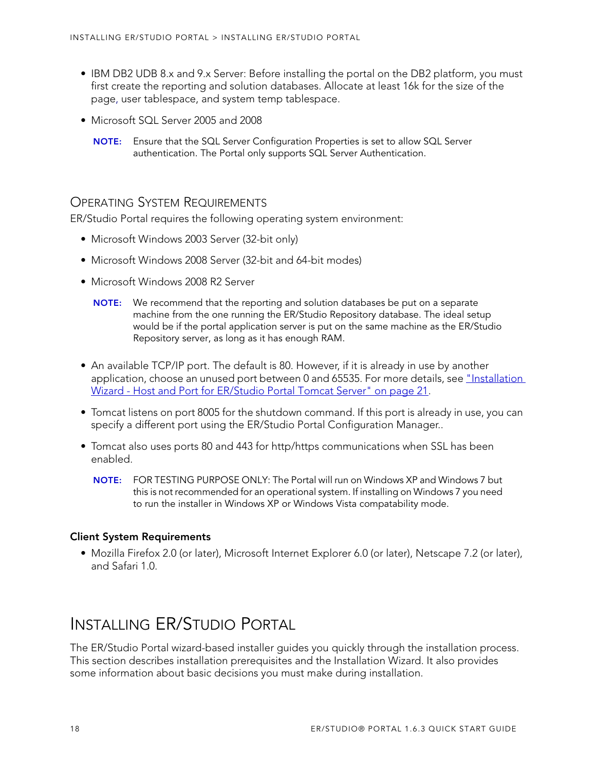- IBM DB2 UDB 8.x and 9.x Server: Before installing the portal on the DB2 platform, you must first create the reporting and solution databases. Allocate at least 16k for the size of the page, user tablespace, and system temp tablespace.
- Microsoft SQL Server 2005 and 2008

  **NOTE:** Ensure that the SQL Server Configuration Properties is set to allow SQL Server authentication. The Portal only supports SQL Server Authentication.

## Operating System Requirements

ER/Studio Portal requires the following operating system environment:

- Microsoft Windows 2003 Server (32-bit only)
- Microsoft Windows 2008 Server (32-bit and 64-bit modes)
- Microsoft Windows 2008 R2 Server

  **NOTE:** We recommend that the reporting and solution databases be put on a separate machine from the one running the ER/Studio Repository database. The ideal setup would be if the portal application server is put on the same machine as the ER/Studio Repository server, as long as it has enough RAM.

- An available TCP/IP port. The default is 80. However, if it is already in use by another application, choose an unused port between 0 and 65535. For more details, see "Installation Wizard - Host and Port for ER/Studio Portal Tomcat Server" on page 21.
- Tomcat listens on port 8005 for the shutdown command. If this port is already in use, you can specify a different port using the ER/Studio Portal Configuration Manager..
- Tomcat also uses ports 80 and 443 for http/https communications when SSL has been enabled.

  **NOTE:** FOR TESTING PURPOSE ONLY: The Portal will run on Windows XP and Windows 7 but this is not recommended for an operational system. If installing on Windows 7 you need to run the installer in Windows XP or Windows Vista compatability mode.

### Client System Requirements

- Mozilla Firefox 2.0 (or later), Microsoft Internet Explorer 6.0 (or later), Netscape 7.2 (or later), and Safari 1.0.

# Installing ER/Studio Portal

The ER/Studio Portal wizard-based installer guides you quickly through the installation process. This section describes installation prerequisites and the Installation Wizard. It also provides some information about basic decisions you must make during installation.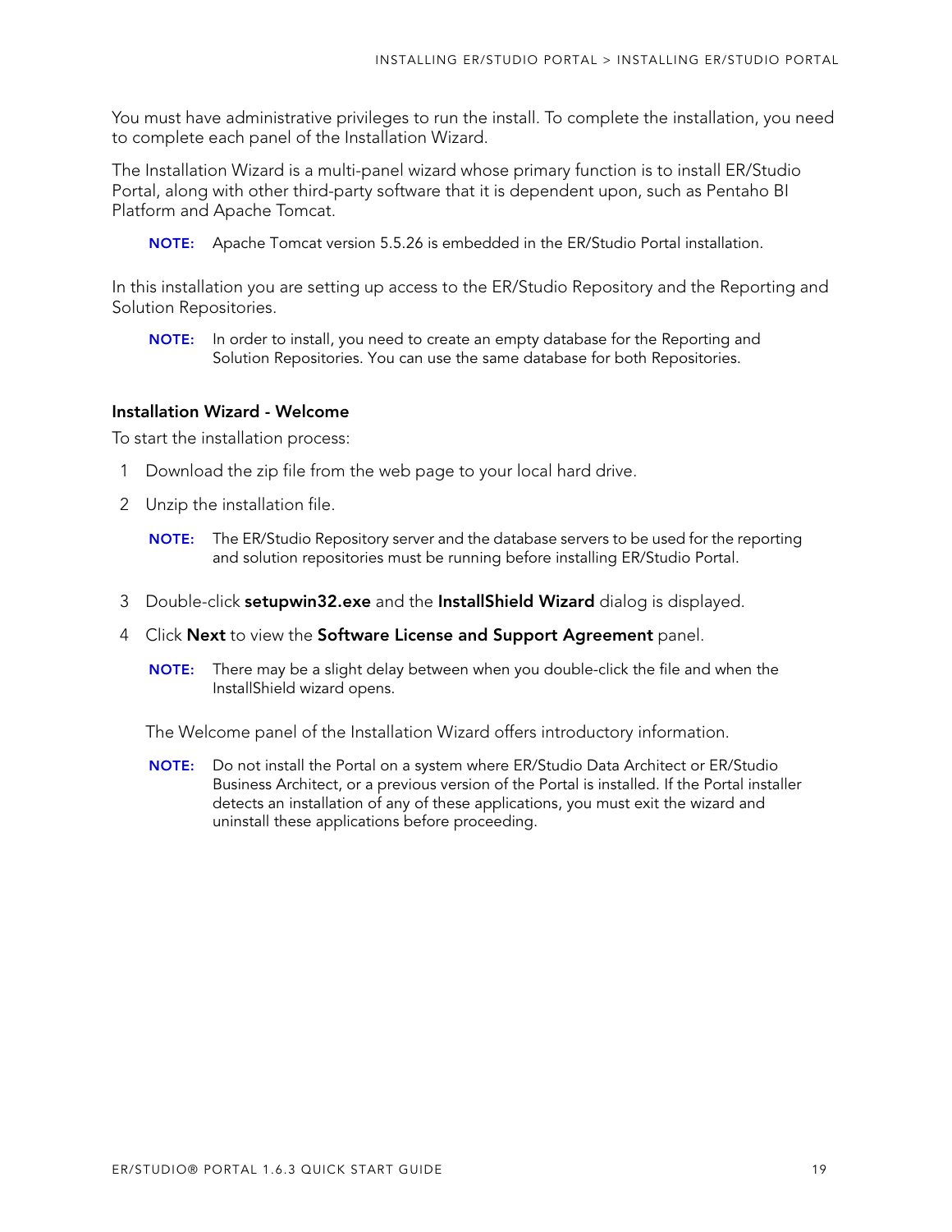You must have administrative privileges to run the install. To complete the installation, you need to complete each panel of the Installation Wizard.

The Installation Wizard is a multi-panel wizard whose primary function is to install ER/Studio Portal, along with other third-party software that it is dependent upon, such as Pentaho BI Platform and Apache Tomcat.

> **NOTE:** Apache Tomcat version 5.5.26 is embedded in the ER/Studio Portal installation.

In this installation you are setting up access to the ER/Studio Repository and the Reporting and Solution Repositories.

> **NOTE:** In order to install, you need to create an empty database for the Reporting and Solution Repositories. You can use the same database for both Repositories.

### Installation Wizard - Welcome

To start the installation process:

1. Download the zip file from the web page to your local hard drive.
2. Unzip the installation file.

   > **NOTE:** The ER/Studio Repository server and the database servers to be used for the reporting and solution repositories must be running before installing ER/Studio Portal.

3. Double-click **setupwin32.exe** and the **InstallShield Wizard** dialog is displayed.
4. Click **Next** to view the **Software License and Support Agreement** panel.

   > **NOTE:** There may be a slight delay between when you double-click the file and when the InstallShield wizard opens.

   The Welcome panel of the Installation Wizard offers introductory information.

   > **NOTE:** Do not install the Portal on a system where ER/Studio Data Architect or ER/Studio Business Architect, or a previous version of the Portal is installed. If the Portal installer detects an installation of any of these applications, you must exit the wizard and uninstall these applications before proceeding.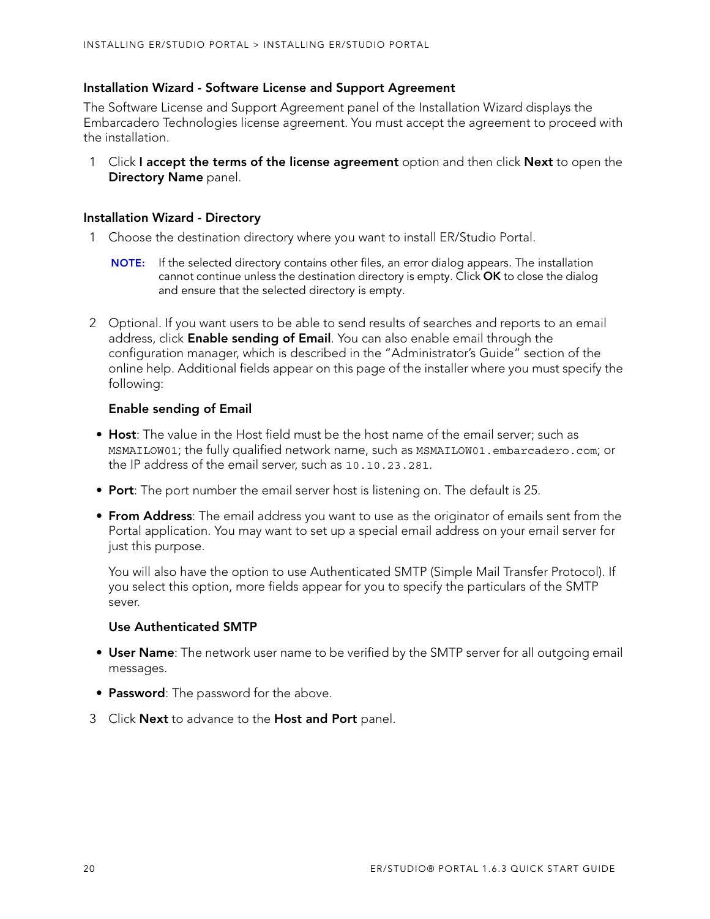### Installation Wizard - Software License and Support Agreement

The Software License and Support Agreement panel of the Installation Wizard displays the Embarcadero Technologies license agreement. You must accept the agreement to proceed with the installation.

1. Click **I accept the terms of the license agreement** option and then click **Next** to open the **Directory Name** panel.

### Installation Wizard - Directory

1. Choose the destination directory where you want to install ER/Studio Portal.

   **NOTE:** If the selected directory contains other files, an error dialog appears. The installation cannot continue unless the destination directory is empty. Click **OK** to close the dialog and ensure that the selected directory is empty.

2. Optional. If you want users to be able to send results of searches and reports to an email address, click **Enable sending of Email**. You can also enable email through the configuration manager, which is described in the "Administrator's Guide" section of the online help. Additional fields appear on this page of the installer where you must specify the following:

   **Enable sending of Email**

   - **Host**: The value in the Host field must be the host name of the email server; such as `MSMAILOW01`; the fully qualified network name, such as `MSMAILOW01.embarcadero.com`; or the IP address of the email server, such as `10.10.23.281`.
   - **Port**: The port number the email server host is listening on. The default is 25.
   - **From Address**: The email address you want to use as the originator of emails sent from the Portal application. You may want to set up a special email address on your email server for just this purpose.

     You will also have the option to use Authenticated SMTP (Simple Mail Transfer Protocol). If you select this option, more fields appear for you to specify the particulars of the SMTP sever.

   **Use Authenticated SMTP**

   - **User Name**: The network user name to be verified by the SMTP server for all outgoing email messages.
   - **Password**: The password for the above.

3. Click **Next** to advance to the **Host and Port** panel.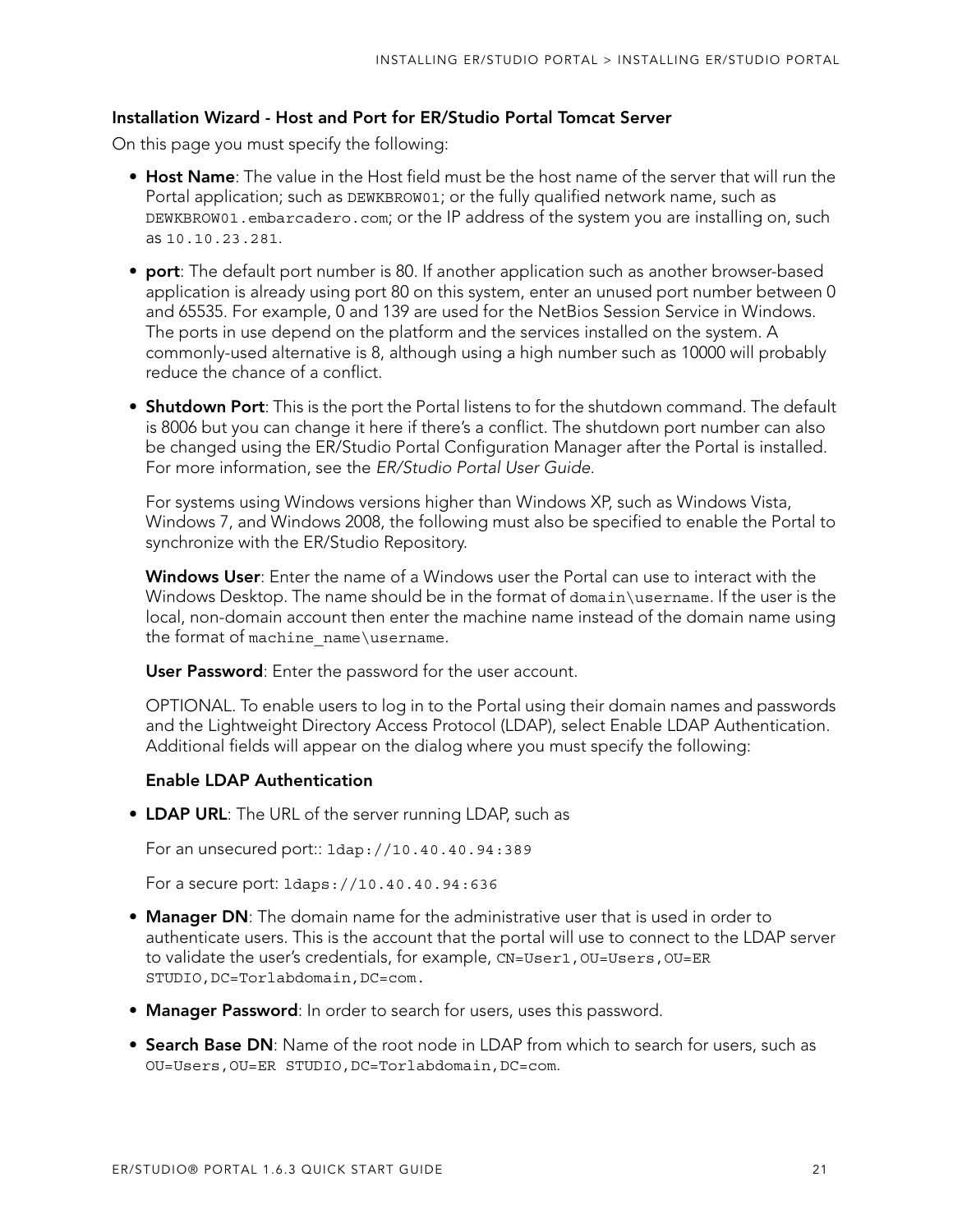### Installation Wizard - Host and Port for ER/Studio Portal Tomcat Server

On this page you must specify the following:

- **Host Name**: The value in the Host field must be the host name of the server that will run the Portal application; such as `DEWKBROW01`; or the fully qualified network name, such as `DEWKBROW01.embarcadero.com`; or the IP address of the system you are installing on, such as `10.10.23.281`.
- **port**: The default port number is 80. If another application such as another browser-based application is already using port 80 on this system, enter an unused port number between 0 and 65535. For example, 0 and 139 are used for the NetBios Session Service in Windows. The ports in use depend on the platform and the services installed on the system. A commonly-used alternative is 8, although using a high number such as 10000 will probably reduce the chance of a conflict.
- **Shutdown Port**: This is the port the Portal listens to for the shutdown command. The default is 8006 but you can change it here if there's a conflict. The shutdown port number can also be changed using the ER/Studio Portal Configuration Manager after the Portal is installed. For more information, see the *ER/Studio Portal User Guide*.

  For systems using Windows versions higher than Windows XP, such as Windows Vista, Windows 7, and Windows 2008, the following must also be specified to enable the Portal to synchronize with the ER/Studio Repository.

  **Windows User**: Enter the name of a Windows user the Portal can use to interact with the Windows Desktop. The name should be in the format of `domain\username`. If the user is the local, non-domain account then enter the machine name instead of the domain name using the format of `machine_name\username`.

  **User Password**: Enter the password for the user account.

  OPTIONAL. To enable users to log in to the Portal using their domain names and passwords and the Lightweight Directory Access Protocol (LDAP), select Enable LDAP Authentication. Additional fields will appear on the dialog where you must specify the following:

  **Enable LDAP Authentication**

- **LDAP URL**: The URL of the server running LDAP, such as

  For an unsecured port:: `ldap://10.40.40.94:389`

  For a secure port: `ldaps://10.40.40.94:636`

- **Manager DN**: The domain name for the administrative user that is used in order to authenticate users. This is the account that the portal will use to connect to the LDAP server to validate the user's credentials, for example, `CN=User1,OU=Users,OU=ER STUDIO,DC=Torlabdomain,DC=com.`
- **Manager Password**: In order to search for users, uses this password.
- **Search Base DN**: Name of the root node in LDAP from which to search for users, such as `OU=Users,OU=ER STUDIO,DC=Torlabdomain,DC=com`.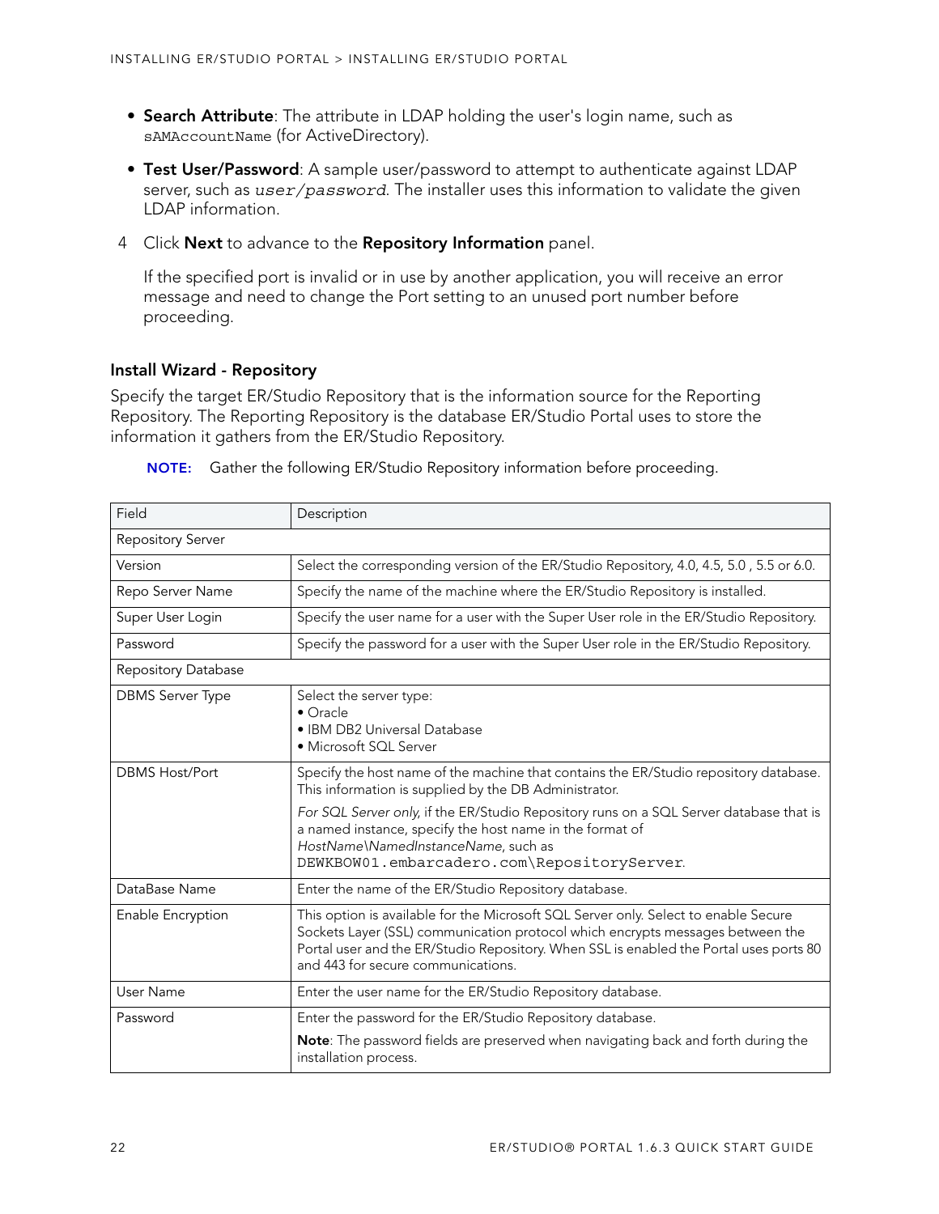- **Search Attribute**: The attribute in LDAP holding the user's login name, such as `sAMAccountName` (for ActiveDirectory).
- **Test User/Password**: A sample user/password to attempt to authenticate against LDAP server, such as *`user/password`*. The installer uses this information to validate the given LDAP information.

4 Click **Next** to advance to the **Repository Information** panel.

If the specified port is invalid or in use by another application, you will receive an error message and need to change the Port setting to an unused port number before proceeding.

### Install Wizard - Repository

Specify the target ER/Studio Repository that is the information source for the Reporting Repository. The Reporting Repository is the database ER/Studio Portal uses to store the information it gathers from the ER/Studio Repository.

**NOTE:** Gather the following ER/Studio Repository information before proceeding.

| Field | Description |
| --- | --- |
| Repository Server | |
| Version | Select the corresponding version of the ER/Studio Repository, 4.0, 4.5, 5.0 , 5.5 or 6.0. |
| Repo Server Name | Specify the name of the machine where the ER/Studio Repository is installed. |
| Super User Login | Specify the user name for a user with the Super User role in the ER/Studio Repository. |
| Password | Specify the password for a user with the Super User role in the ER/Studio Repository. |
| Repository Database | |
| DBMS Server Type | Select the server type:<br>• Oracle<br>• IBM DB2 Universal Database<br>• Microsoft SQL Server |
| DBMS Host/Port | Specify the host name of the machine that contains the ER/Studio repository database. This information is supplied by the DB Administrator.<br>*For SQL Server only*, if the ER/Studio Repository runs on a SQL Server database that is a named instance, specify the host name in the format of *HostName\NamedInstanceName*, such as `DEWKBOW01.embarcadero.com\RepositoryServer`. |
| DataBase Name | Enter the name of the ER/Studio Repository database. |
| Enable Encryption | This option is available for the Microsoft SQL Server only. Select to enable Secure Sockets Layer (SSL) communication protocol which encrypts messages between the Portal user and the ER/Studio Repository. When SSL is enabled the Portal uses ports 80 and 443 for secure communications. |
| User Name | Enter the user name for the ER/Studio Repository database. |
| Password | Enter the password for the ER/Studio Repository database.<br>**Note**: The password fields are preserved when navigating back and forth during the installation process. |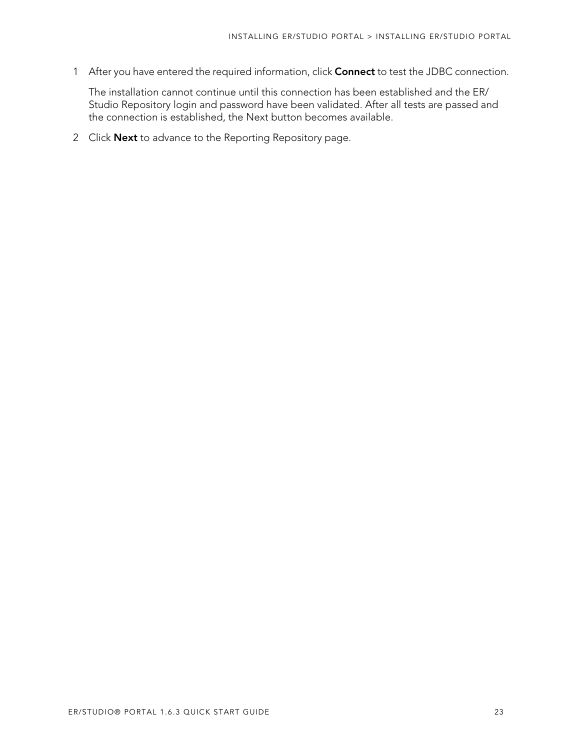1. After you have entered the required information, click **Connect** to test the JDBC connection.

   The installation cannot continue until this connection has been established and the ER/Studio Repository login and password have been validated. After all tests are passed and the connection is established, the Next button becomes available.

2. Click **Next** to advance to the Reporting Repository page.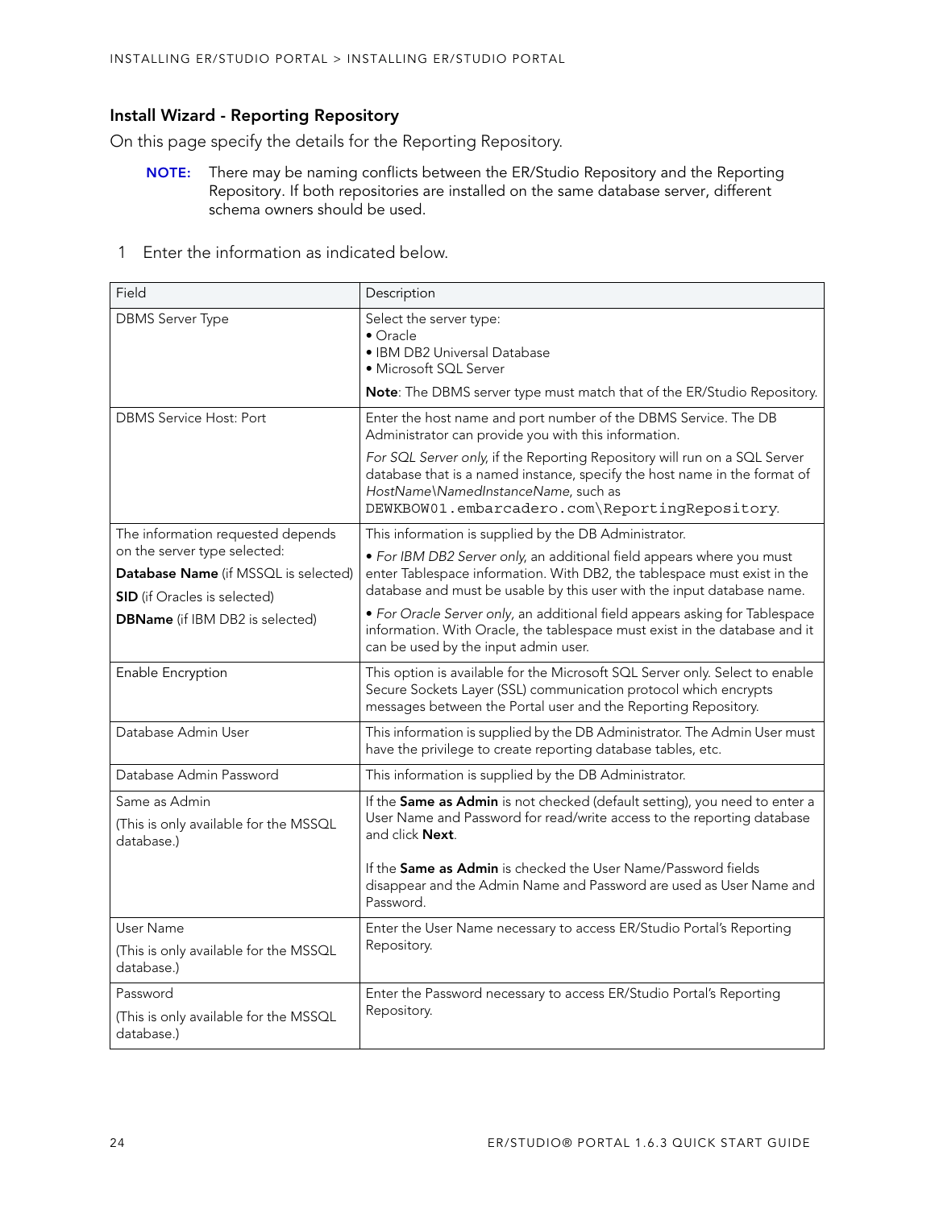### Install Wizard - Reporting Repository

On this page specify the details for the Reporting Repository.

**NOTE:** There may be naming conflicts between the ER/Studio Repository and the Reporting Repository. If both repositories are installed on the same database server, different schema owners should be used.

1 Enter the information as indicated below.

| Field | Description |
|---|---|
| DBMS Server Type | Select the server type:<br>• Oracle<br>• IBM DB2 Universal Database<br>• Microsoft SQL Server<br><br>**Note**: The DBMS server type must match that of the ER/Studio Repository. |
| DBMS Service Host: Port | Enter the host name and port number of the DBMS Service. The DB Administrator can provide you with this information.<br><br>*For SQL Server only*, if the Reporting Repository will run on a SQL Server database that is a named instance, specify the host name in the format of *HostName\NamedInstanceName*, such as `DEWKBOW01.embarcadero.com\ReportingRepository`. |
| The information requested depends on the server type selected:<br>**Database Name** (if MSSQL is selected)<br>**SID** (if Oracles is selected)<br>**DBName** (if IBM DB2 is selected) | This information is supplied by the DB Administrator.<br><br>• *For IBM DB2 Server only*, an additional field appears where you must enter Tablespace information. With DB2, the tablespace must exist in the database and must be usable by this user with the input database name.<br><br>• *For Oracle Server only*, an additional field appears asking for Tablespace information. With Oracle, the tablespace must exist in the database and it can be used by the input admin user. |
| Enable Encryption | This option is available for the Microsoft SQL Server only. Select to enable Secure Sockets Layer (SSL) communication protocol which encrypts messages between the Portal user and the Reporting Repository. |
| Database Admin User | This information is supplied by the DB Administrator. The Admin User must have the privilege to create reporting database tables, etc. |
| Database Admin Password | This information is supplied by the DB Administrator. |
| Same as Admin<br>(This is only available for the MSSQL database.) | If the **Same as Admin** is not checked (default setting), you need to enter a User Name and Password for read/write access to the reporting database and click **Next**.<br><br>If the **Same as Admin** is checked the User Name/Password fields disappear and the Admin Name and Password are used as User Name and Password. |
| User Name<br>(This is only available for the MSSQL database.) | Enter the User Name necessary to access ER/Studio Portal's Reporting Repository. |
| Password<br>(This is only available for the MSSQL database.) | Enter the Password necessary to access ER/Studio Portal's Reporting Repository. |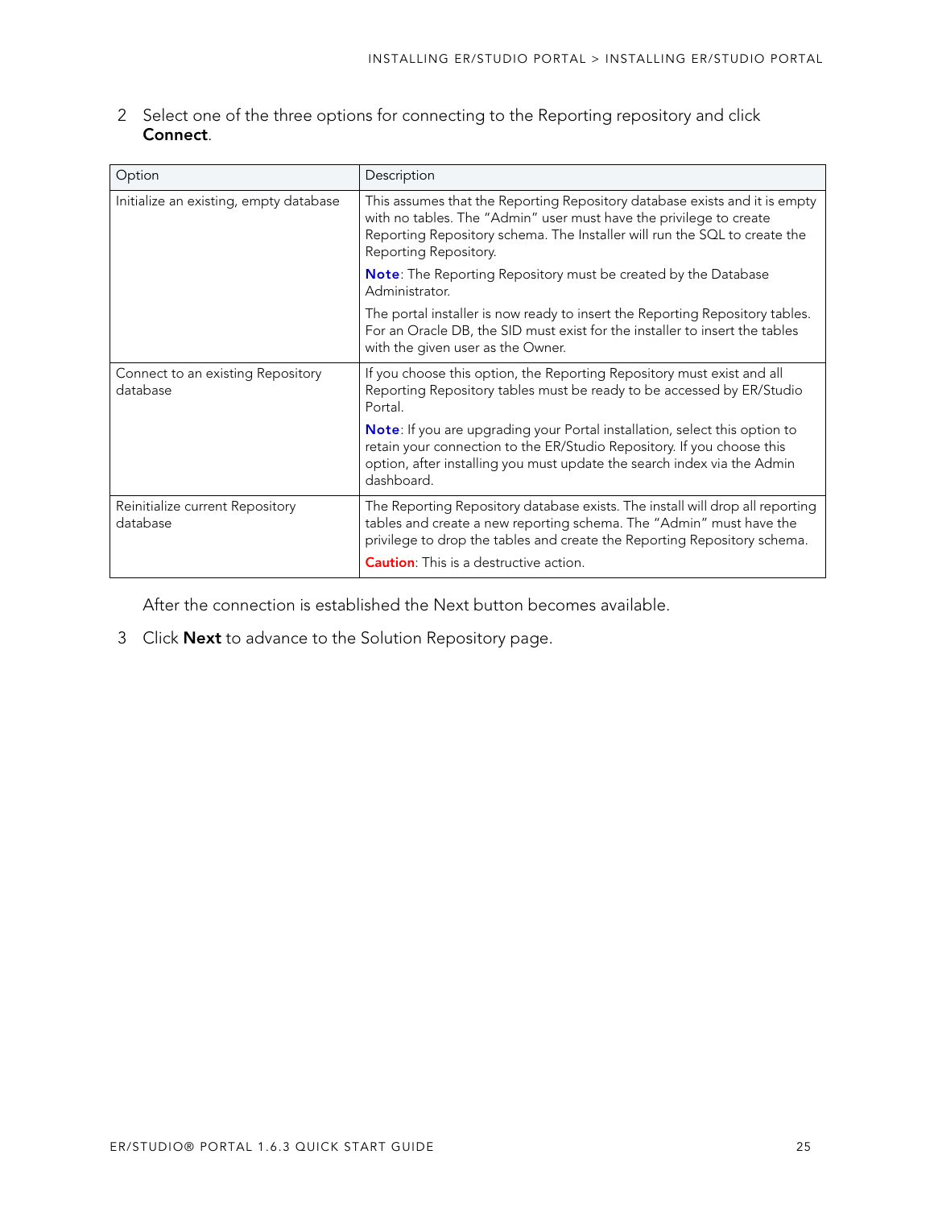2 Select one of the three options for connecting to the Reporting repository and click **Connect**.

| Option | Description |
|---|---|
| Initialize an existing, empty database | This assumes that the Reporting Repository database exists and it is empty with no tables. The "Admin" user must have the privilege to create Reporting Repository schema. The Installer will run the SQL to create the Reporting Repository.<br><br>**Note**: The Reporting Repository must be created by the Database Administrator.<br><br>The portal installer is now ready to insert the Reporting Repository tables. For an Oracle DB, the SID must exist for the installer to insert the tables with the given user as the Owner. |
| Connect to an existing Repository database | If you choose this option, the Reporting Repository must exist and all Reporting Repository tables must be ready to be accessed by ER/Studio Portal.<br><br>**Note**: If you are upgrading your Portal installation, select this option to retain your connection to the ER/Studio Repository. If you choose this option, after installing you must update the search index via the Admin dashboard. |
| Reinitialize current Repository database | The Reporting Repository database exists. The install will drop all reporting tables and create a new reporting schema. The "Admin" must have the privilege to drop the tables and create the Reporting Repository schema.<br><br>**Caution**: This is a destructive action. |

After the connection is established the Next button becomes available.

3 Click **Next** to advance to the Solution Repository page.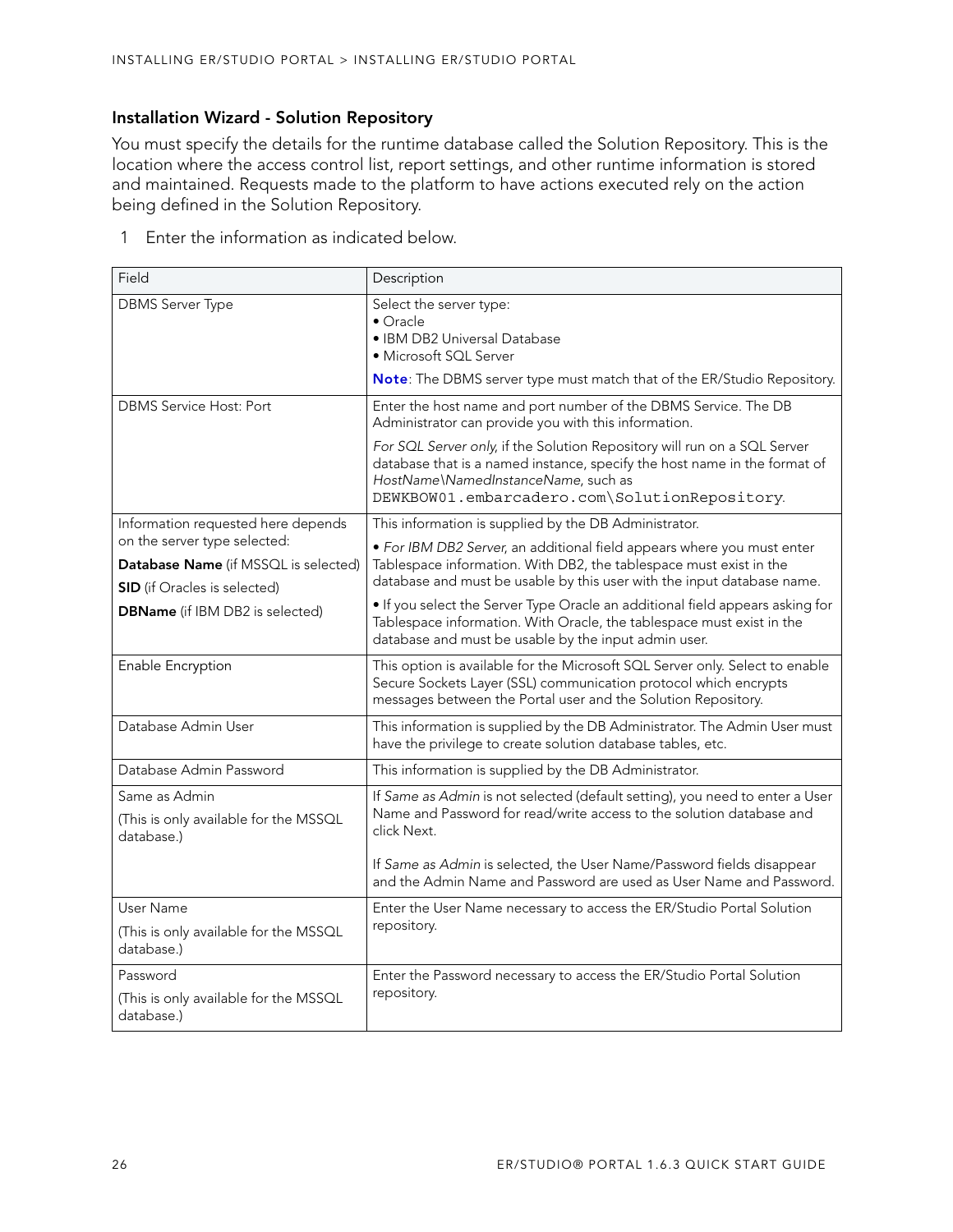### Installation Wizard - Solution Repository

You must specify the details for the runtime database called the Solution Repository. This is the location where the access control list, report settings, and other runtime information is stored and maintained. Requests made to the platform to have actions executed rely on the action being defined in the Solution Repository.

1 Enter the information as indicated below.

| Field | Description |
|---|---|
| DBMS Server Type | Select the server type:<br>• Oracle<br>• IBM DB2 Universal Database<br>• Microsoft SQL Server<br><br>**Note**: The DBMS server type must match that of the ER/Studio Repository. |
| DBMS Service Host: Port | Enter the host name and port number of the DBMS Service. The DB Administrator can provide you with this information.<br><br>*For SQL Server only*, if the Solution Repository will run on a SQL Server database that is a named instance, specify the host name in the format of *HostName\NamedInstanceName*, such as `DEWKBOW01.embarcadero.com\SolutionRepository`. |
| Information requested here depends on the server type selected:<br>**Database Name** (if MSSQL is selected)<br>**SID** (if Oracles is selected)<br>**DBName** (if IBM DB2 is selected) | This information is supplied by the DB Administrator.<br><br>• *For IBM DB2 Server*, an additional field appears where you must enter Tablespace information. With DB2, the tablespace must exist in the database and must be usable by this user with the input database name.<br><br>• If you select the Server Type Oracle an additional field appears asking for Tablespace information. With Oracle, the tablespace must exist in the database and must be usable by the input admin user. |
| Enable Encryption | This option is available for the Microsoft SQL Server only. Select to enable Secure Sockets Layer (SSL) communication protocol which encrypts messages between the Portal user and the Solution Repository. |
| Database Admin User | This information is supplied by the DB Administrator. The Admin User must have the privilege to create solution database tables, etc. |
| Database Admin Password | This information is supplied by the DB Administrator. |
| Same as Admin<br>(This is only available for the MSSQL database.) | If *Same as Admin* is not selected (default setting), you need to enter a User Name and Password for read/write access to the solution database and click Next.<br><br>If *Same as Admin* is selected, the User Name/Password fields disappear and the Admin Name and Password are used as User Name and Password. |
| User Name<br>(This is only available for the MSSQL database.) | Enter the User Name necessary to access the ER/Studio Portal Solution repository. |
| Password<br>(This is only available for the MSSQL database.) | Enter the Password necessary to access the ER/Studio Portal Solution repository. |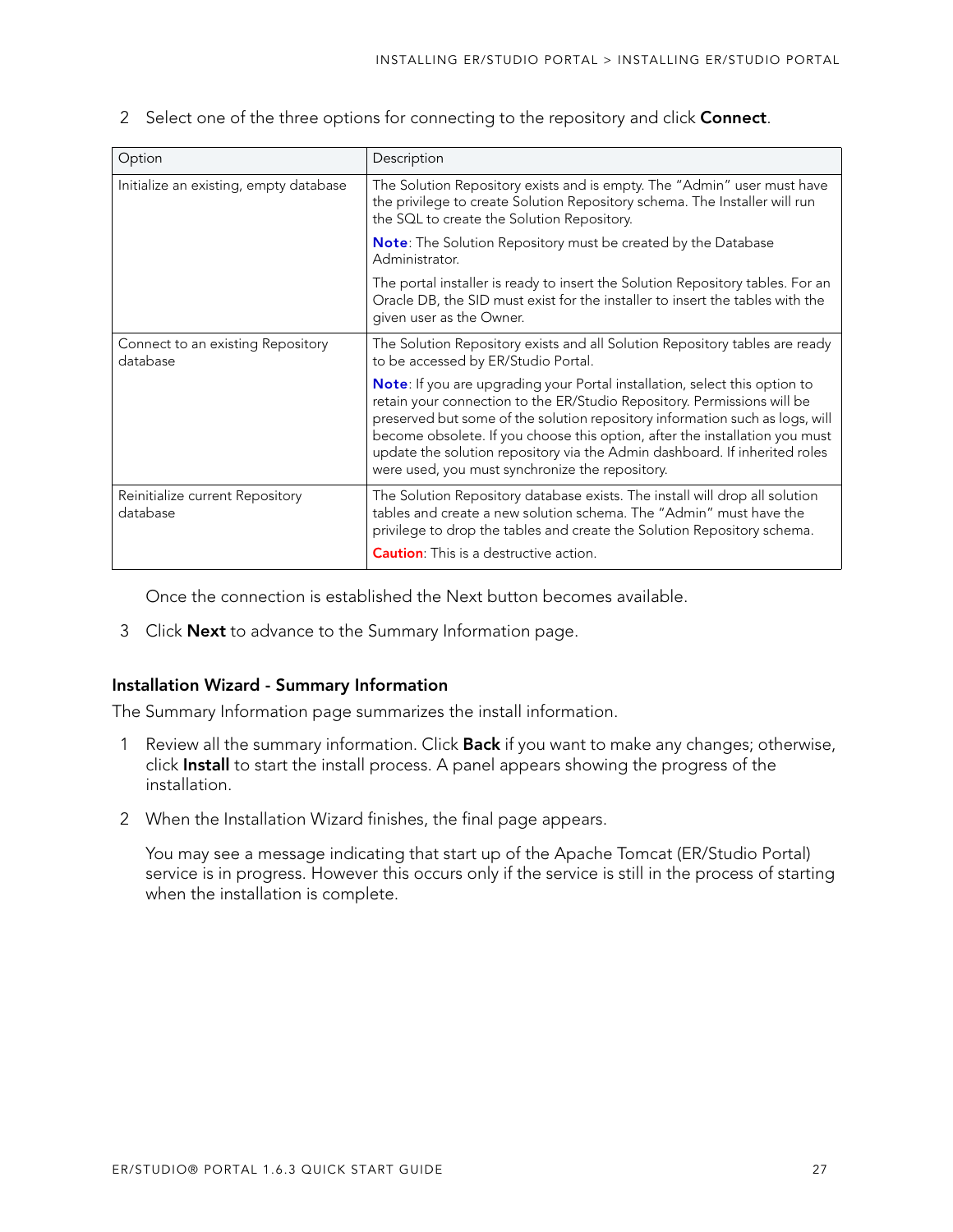2 Select one of the three options for connecting to the repository and click **Connect**.

| Option | Description |
|---|---|
| Initialize an existing, empty database | The Solution Repository exists and is empty. The "Admin" user must have the privilege to create Solution Repository schema. The Installer will run the SQL to create the Solution Repository.<br><br>**Note**: The Solution Repository must be created by the Database Administrator.<br><br>The portal installer is ready to insert the Solution Repository tables. For an Oracle DB, the SID must exist for the installer to insert the tables with the given user as the Owner. |
| Connect to an existing Repository database | The Solution Repository exists and all Solution Repository tables are ready to be accessed by ER/Studio Portal.<br><br>**Note**: If you are upgrading your Portal installation, select this option to retain your connection to the ER/Studio Repository. Permissions will be preserved but some of the solution repository information such as logs, will become obsolete. If you choose this option, after the installation you must update the solution repository via the Admin dashboard. If inherited roles were used, you must synchronize the repository. |
| Reinitialize current Repository database | The Solution Repository database exists. The install will drop all solution tables and create a new solution schema. The "Admin" must have the privilege to drop the tables and create the Solution Repository schema.<br><br>**Caution**: This is a destructive action. |

Once the connection is established the Next button becomes available.

3 Click **Next** to advance to the Summary Information page.

### Installation Wizard - Summary Information

The Summary Information page summarizes the install information.

1 Review all the summary information. Click **Back** if you want to make any changes; otherwise, click **Install** to start the install process. A panel appears showing the progress of the installation.

2 When the Installation Wizard finishes, the final page appears.

You may see a message indicating that start up of the Apache Tomcat (ER/Studio Portal) service is in progress. However this occurs only if the service is still in the process of starting when the installation is complete.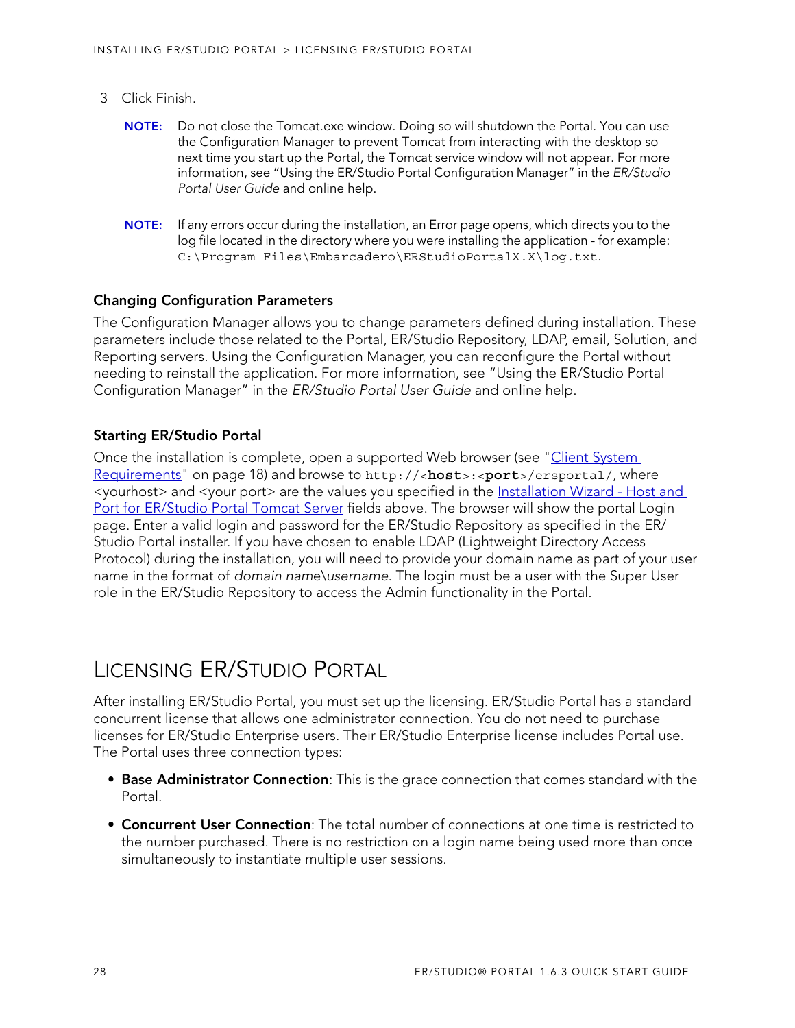3 Click Finish.

**NOTE:** Do not close the Tomcat.exe window. Doing so will shutdown the Portal. You can use the Configuration Manager to prevent Tomcat from interacting with the desktop so next time you start up the Portal, the Tomcat service window will not appear. For more information, see "Using the ER/Studio Portal Configuration Manager" in the *ER/Studio Portal User Guide* and online help.

**NOTE:** If any errors occur during the installation, an Error page opens, which directs you to the log file located in the directory where you were installing the application - for example: `C:\Program Files\Embarcadero\ERStudioPortalX.X\log.txt`.

### Changing Configuration Parameters

The Configuration Manager allows you to change parameters defined during installation. These parameters include those related to the Portal, ER/Studio Repository, LDAP, email, Solution, and Reporting servers. Using the Configuration Manager, you can reconfigure the Portal without needing to reinstall the application. For more information, see "Using the ER/Studio Portal Configuration Manager" in the *ER/Studio Portal User Guide* and online help.

### Starting ER/Studio Portal

Once the installation is complete, open a supported Web browser (see "Client System Requirements" on page 18) and browse to `http://<`**`host`**`>:<`**`port`**`>/ersportal/`, where <yourhost> and <your port> are the values you specified in the Installation Wizard - Host and Port for ER/Studio Portal Tomcat Server fields above. The browser will show the portal Login page. Enter a valid login and password for the ER/Studio Repository as specified in the ER/Studio Portal installer. If you have chosen to enable LDAP (Lightweight Directory Access Protocol) during the installation, you will need to provide your domain name as part of your user name in the format of *domain name\username*. The login must be a user with the Super User role in the ER/Studio Repository to access the Admin functionality in the Portal.

## Licensing ER/Studio Portal

After installing ER/Studio Portal, you must set up the licensing. ER/Studio Portal has a standard concurrent license that allows one administrator connection. You do not need to purchase licenses for ER/Studio Enterprise users. Their ER/Studio Enterprise license includes Portal use. The Portal uses three connection types:

- **Base Administrator Connection**: This is the grace connection that comes standard with the Portal.
- **Concurrent User Connection**: The total number of connections at one time is restricted to the number purchased. There is no restriction on a login name being used more than once simultaneously to instantiate multiple user sessions.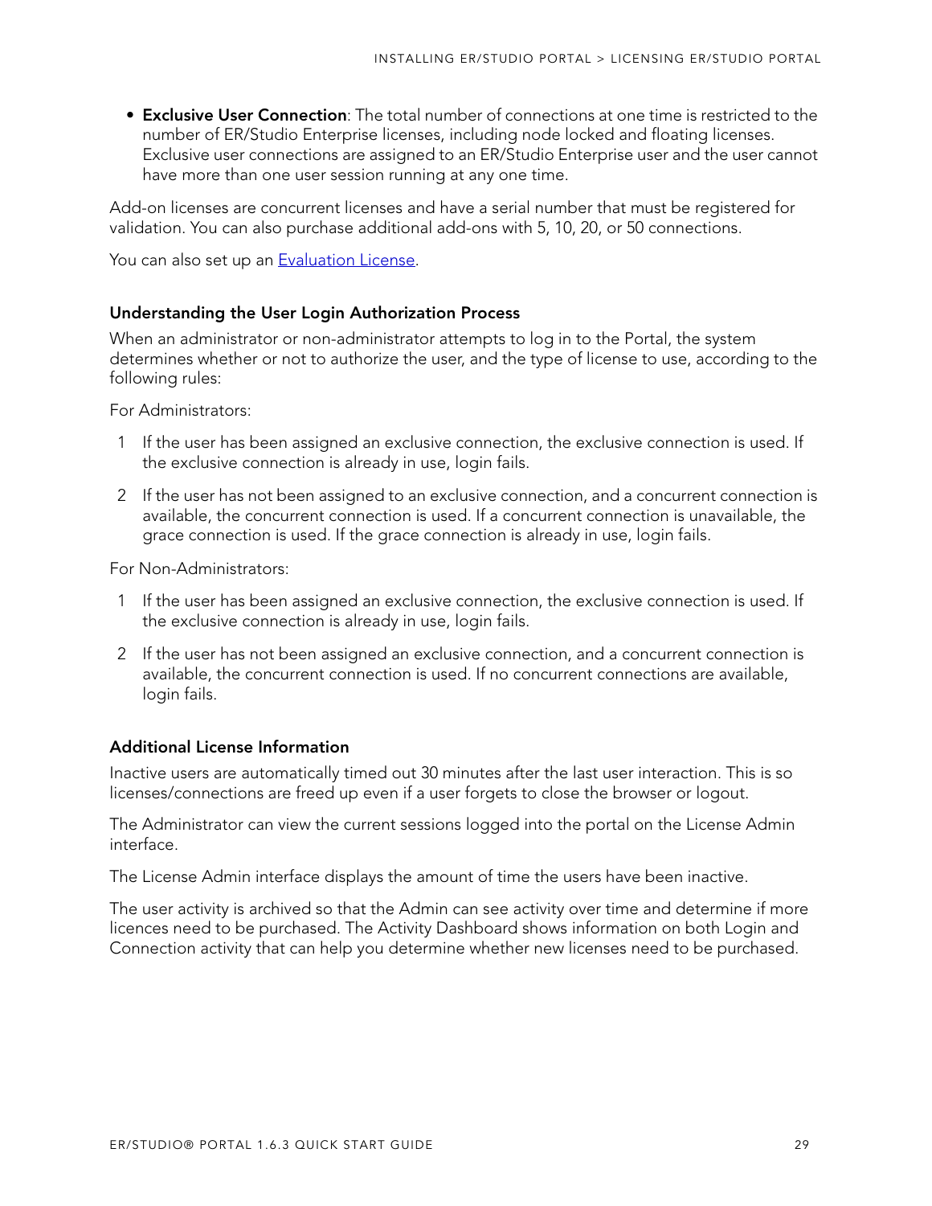- **Exclusive User Connection**: The total number of connections at one time is restricted to the number of ER/Studio Enterprise licenses, including node locked and floating licenses. Exclusive user connections are assigned to an ER/Studio Enterprise user and the user cannot have more than one user session running at any one time.

Add-on licenses are concurrent licenses and have a serial number that must be registered for validation. You can also purchase additional add-ons with 5, 10, 20, or 50 connections.

You can also set up an Evaluation License.

### Understanding the User Login Authorization Process

When an administrator or non-administrator attempts to log in to the Portal, the system determines whether or not to authorize the user, and the type of license to use, according to the following rules:

For Administrators:

1. If the user has been assigned an exclusive connection, the exclusive connection is used. If the exclusive connection is already in use, login fails.
2. If the user has not been assigned to an exclusive connection, and a concurrent connection is available, the concurrent connection is used. If a concurrent connection is unavailable, the grace connection is used. If the grace connection is already in use, login fails.

For Non-Administrators:

1. If the user has been assigned an exclusive connection, the exclusive connection is used. If the exclusive connection is already in use, login fails.
2. If the user has not been assigned an exclusive connection, and a concurrent connection is available, the concurrent connection is used. If no concurrent connections are available, login fails.

### Additional License Information

Inactive users are automatically timed out 30 minutes after the last user interaction. This is so licenses/connections are freed up even if a user forgets to close the browser or logout.

The Administrator can view the current sessions logged into the portal on the License Admin interface.

The License Admin interface displays the amount of time the users have been inactive.

The user activity is archived so that the Admin can see activity over time and determine if more licences need to be purchased. The Activity Dashboard shows information on both Login and Connection activity that can help you determine whether new licenses need to be purchased.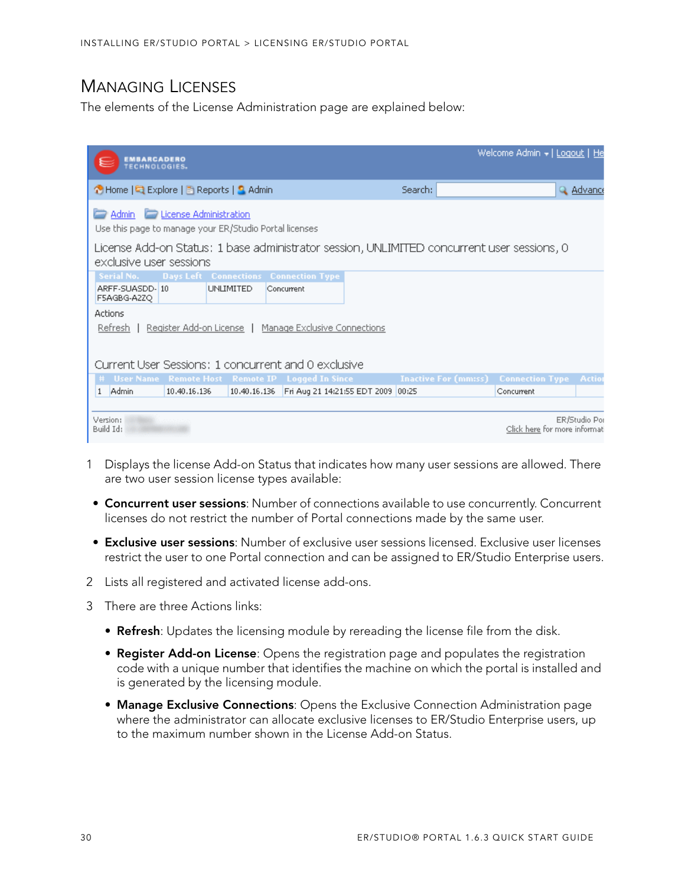## Managing Licenses

The elements of the License Administration page are explained below:

1 Displays the license Add-on Status that indicates how many user sessions are allowed. There are two user session license types available:

- **Concurrent user sessions**: Number of connections available to use concurrently. Concurrent licenses do not restrict the number of Portal connections made by the same user.
- **Exclusive user sessions**: Number of exclusive user sessions licensed. Exclusive user licenses restrict the user to one Portal connection and can be assigned to ER/Studio Enterprise users.

2 Lists all registered and activated license add-ons.

3 There are three Actions links:

- **Refresh**: Updates the licensing module by rereading the license file from the disk.
- **Register Add-on License**: Opens the registration page and populates the registration code with a unique number that identifies the machine on which the portal is installed and is generated by the licensing module.
- **Manage Exclusive Connections**: Opens the Exclusive Connection Administration page where the administrator can allocate exclusive licenses to ER/Studio Enterprise users, up to the maximum number shown in the License Add-on Status.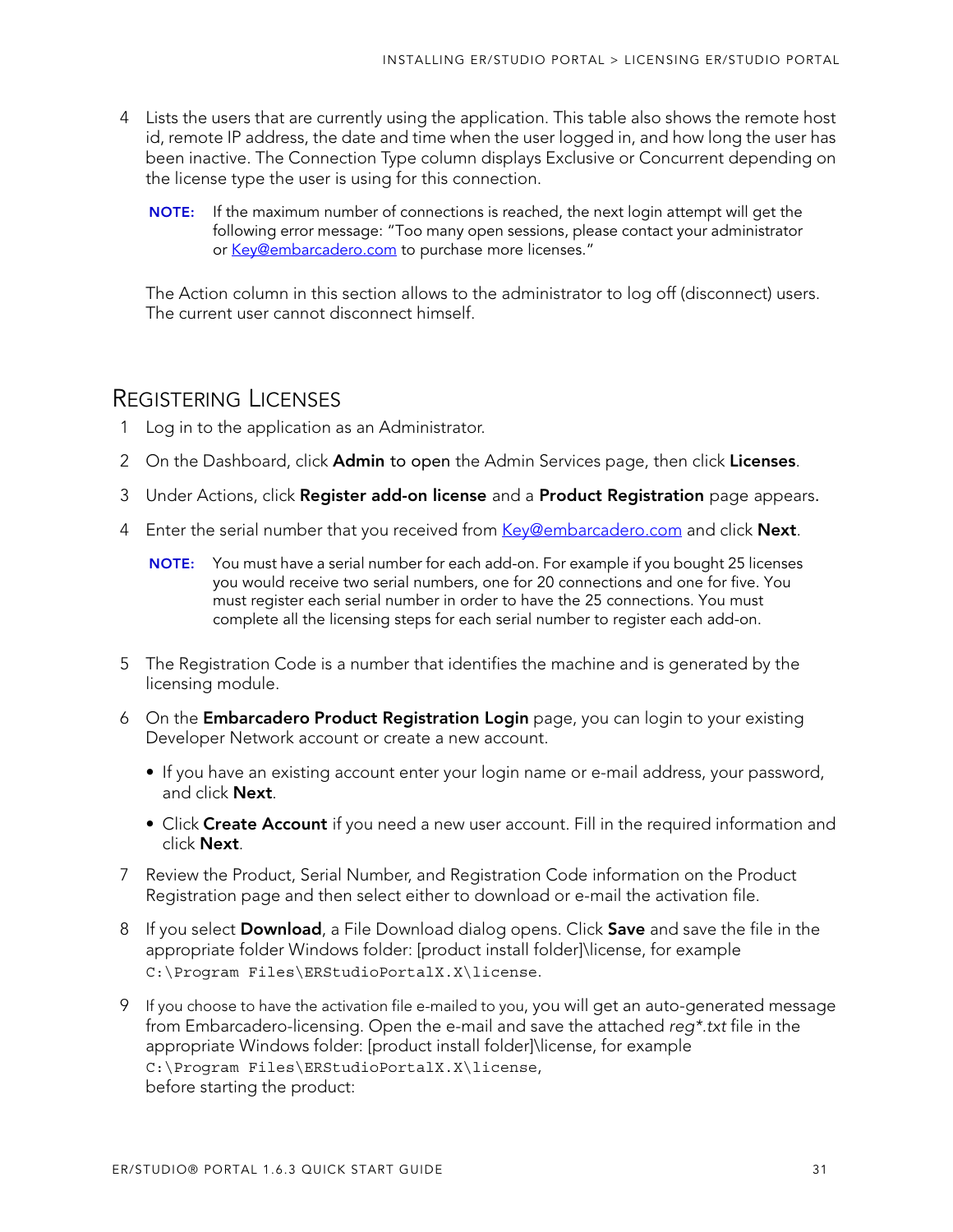4 Lists the users that are currently using the application. This table also shows the remote host id, remote IP address, the date and time when the user logged in, and how long the user has been inactive. The Connection Type column displays Exclusive or Concurrent depending on the license type the user is using for this connection.

   **NOTE:** If the maximum number of connections is reached, the next login attempt will get the following error message: "Too many open sessions, please contact your administrator or Key@embarcadero.com to purchase more licenses."

   The Action column in this section allows to the administrator to log off (disconnect) users. The current user cannot disconnect himself.

## Registering Licenses

1. Log in to the application as an Administrator.
2. On the Dashboard, click **Admin** to open the Admin Services page, then click **Licenses**.
3. Under Actions, click **Register add-on license** and a **Product Registration** page appears.
4. Enter the serial number that you received from Key@embarcadero.com and click **Next**.

   **NOTE:** You must have a serial number for each add-on. For example if you bought 25 licenses you would receive two serial numbers, one for 20 connections and one for five. You must register each serial number in order to have the 25 connections. You must complete all the licensing steps for each serial number to register each add-on.

5. The Registration Code is a number that identifies the machine and is generated by the licensing module.
6. On the **Embarcadero Product Registration Login** page, you can login to your existing Developer Network account or create a new account.
   - If you have an existing account enter your login name or e-mail address, your password, and click **Next**.
   - Click **Create Account** if you need a new user account. Fill in the required information and click **Next**.
7. Review the Product, Serial Number, and Registration Code information on the Product Registration page and then select either to download or e-mail the activation file.
8. If you select **Download**, a File Download dialog opens. Click **Save** and save the file in the appropriate folder Windows folder: [product install folder]\license, for example `C:\Program Files\ERStudioPortalX.X\license`.
9. If you choose to have the activation file e-mailed to you, you will get an auto-generated message from Embarcadero-licensing. Open the e-mail and save the attached *reg*.txt* file in the appropriate Windows folder: [product install folder]\license, for example `C:\Program Files\ERStudioPortalX.X\license`, before starting the product: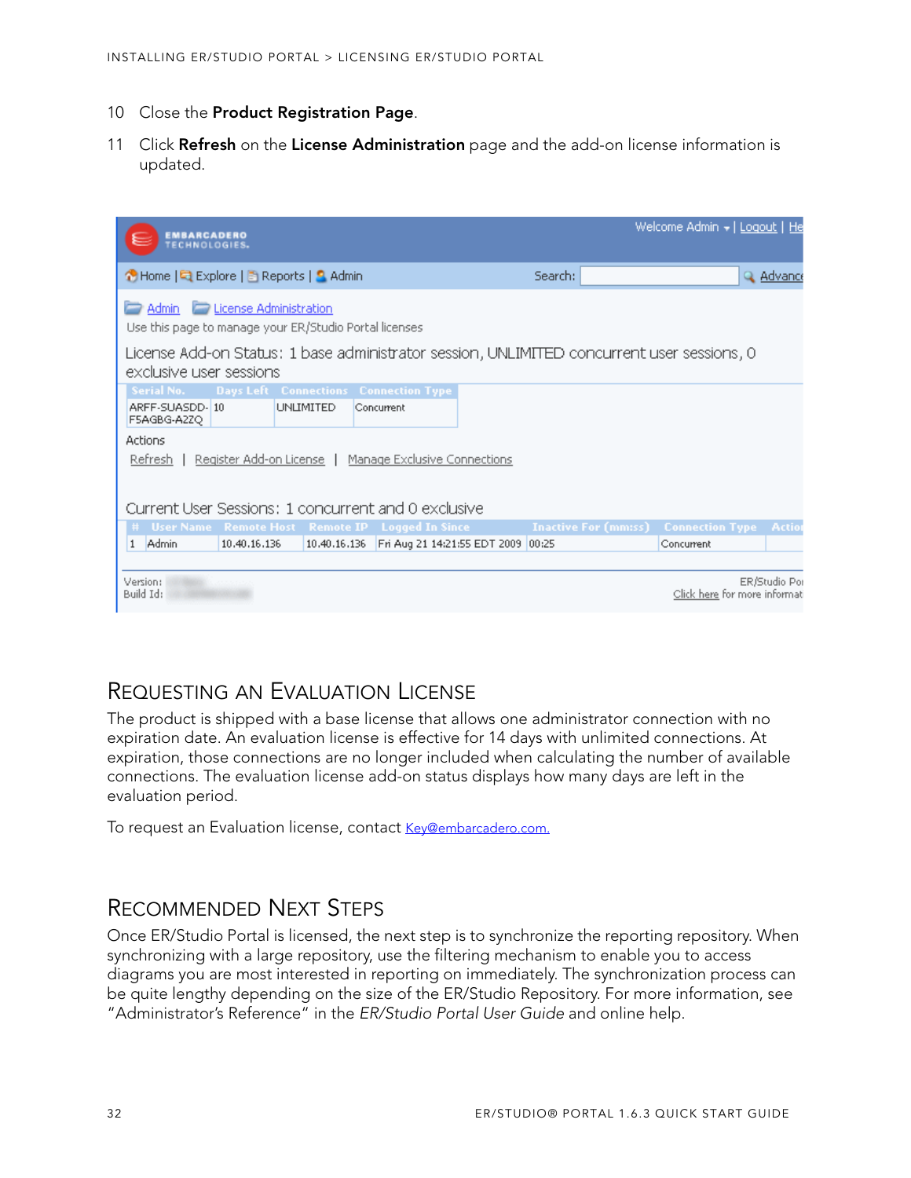10 Close the **Product Registration Page**.

11 Click **Refresh** on the **License Administration** page and the add-on license information is updated.

## Requesting an Evaluation License

The product is shipped with a base license that allows one administrator connection with no expiration date. An evaluation license is effective for 14 days with unlimited connections. At expiration, those connections are no longer included when calculating the number of available connections. The evaluation license add-on status displays how many days are left in the evaluation period.

To request an Evaluation license, contact Key@embarcadero.com.

## Recommended Next Steps

Once ER/Studio Portal is licensed, the next step is to synchronize the reporting repository. When synchronizing with a large repository, use the filtering mechanism to enable you to access diagrams you are most interested in reporting on immediately. The synchronization process can be quite lengthy depending on the size of the ER/Studio Repository. For more information, see "Administrator's Reference" in the *ER/Studio Portal User Guide* and online help.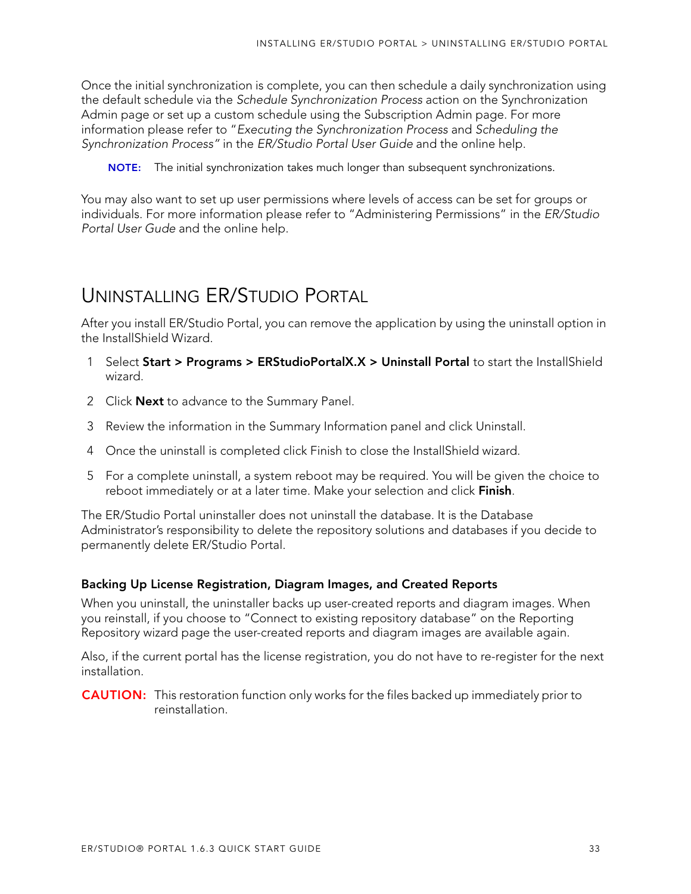Once the initial synchronization is complete, you can then schedule a daily synchronization using the default schedule via the *Schedule Synchronization Process* action on the Synchronization Admin page or set up a custom schedule using the Subscription Admin page. For more information please refer to "*Executing the Synchronization Process* and *Scheduling the Synchronization Process"* in the *ER/Studio Portal User Guide* and the online help.

**NOTE:** The initial synchronization takes much longer than subsequent synchronizations.

You may also want to set up user permissions where levels of access can be set for groups or individuals. For more information please refer to "Administering Permissions" in the *ER/Studio Portal User Gude* and the online help.

# Uninstalling ER/Studio Portal

After you install ER/Studio Portal, you can remove the application by using the uninstall option in the InstallShield Wizard.

1. Select **Start > Programs > ERStudioPortalX.X > Uninstall Portal** to start the InstallShield wizard.
2. Click **Next** to advance to the Summary Panel.
3. Review the information in the Summary Information panel and click Uninstall.
4. Once the uninstall is completed click Finish to close the InstallShield wizard.
5. For a complete uninstall, a system reboot may be required. You will be given the choice to reboot immediately or at a later time. Make your selection and click **Finish**.

The ER/Studio Portal uninstaller does not uninstall the database. It is the Database Administrator's responsibility to delete the repository solutions and databases if you decide to permanently delete ER/Studio Portal.

### Backing Up License Registration, Diagram Images, and Created Reports

When you uninstall, the uninstaller backs up user-created reports and diagram images. When you reinstall, if you choose to "Connect to existing repository database" on the Reporting Repository wizard page the user-created reports and diagram images are available again.

Also, if the current portal has the license registration, you do not have to re-register for the next installation.

**CAUTION:** This restoration function only works for the files backed up immediately prior to reinstallation.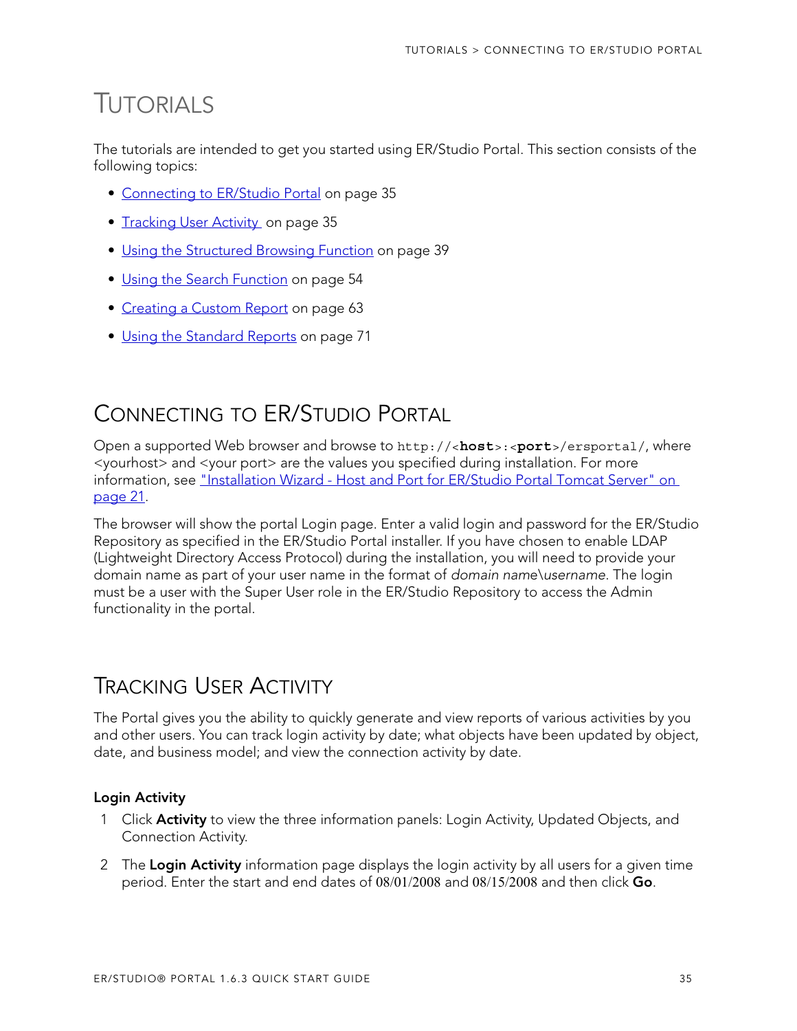# Tutorials

The tutorials are intended to get you started using ER/Studio Portal. This section consists of the following topics:

- Connecting to ER/Studio Portal on page 35
- Tracking User Activity on page 35
- Using the Structured Browsing Function on page 39
- Using the Search Function on page 54
- Creating a Custom Report on page 63
- Using the Standard Reports on page 71

## Connecting to ER/Studio Portal

Open a supported Web browser and browse to `http://<`**`host`**`>:<`**`port`**`>/ersportal/`, where <yourhost> and <your port> are the values you specified during installation. For more information, see "Installation Wizard - Host and Port for ER/Studio Portal Tomcat Server" on page 21.

The browser will show the portal Login page. Enter a valid login and password for the ER/Studio Repository as specified in the ER/Studio Portal installer. If you have chosen to enable LDAP (Lightweight Directory Access Protocol) during the installation, you will need to provide your domain name as part of your user name in the format of *domain name\username*. The login must be a user with the Super User role in the ER/Studio Repository to access the Admin functionality in the portal.

## Tracking User Activity

The Portal gives you the ability to quickly generate and view reports of various activities by you and other users. You can track login activity by date; what objects have been updated by object, date, and business model; and view the connection activity by date.

### Login Activity

1. Click **Activity** to view the three information panels: Login Activity, Updated Objects, and Connection Activity.
2. The **Login Activity** information page displays the login activity by all users for a given time period. Enter the start and end dates of 08/01/2008 and 08/15/2008 and then click **Go**.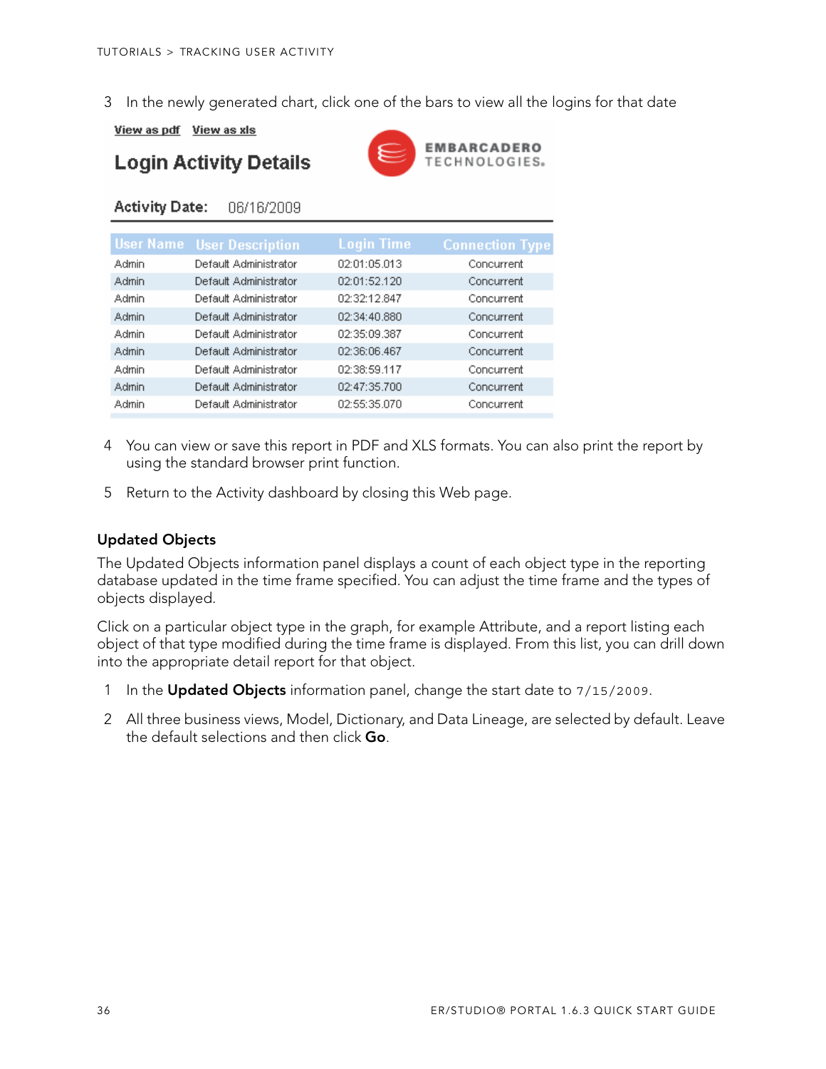3 In the newly generated chart, click one of the bars to view all the logins for that date

View as pdf View as xls

**Login Activity Details**

EMBARCADERO TECHNOLOGIES.

**Activity Date:** 06/16/2009

| User Name | User Description | Login Time | Connection Type |
|---|---|---|---|
| Admin | Default Administrator | 02:01:05.013 | Concurrent |
| Admin | Default Administrator | 02:01:52.120 | Concurrent |
| Admin | Default Administrator | 02:32:12.847 | Concurrent |
| Admin | Default Administrator | 02:34:40.880 | Concurrent |
| Admin | Default Administrator | 02:35:09.387 | Concurrent |
| Admin | Default Administrator | 02:36:06.467 | Concurrent |
| Admin | Default Administrator | 02:38:59.117 | Concurrent |
| Admin | Default Administrator | 02:47:35.700 | Concurrent |
| Admin | Default Administrator | 02:55:35.070 | Concurrent |

4 You can view or save this report in PDF and XLS formats. You can also print the report by using the standard browser print function.

5 Return to the Activity dashboard by closing this Web page.

### Updated Objects

The Updated Objects information panel displays a count of each object type in the reporting database updated in the time frame specified. You can adjust the time frame and the types of objects displayed.

Click on a particular object type in the graph, for example Attribute, and a report listing each object of that type modified during the time frame is displayed. From this list, you can drill down into the appropriate detail report for that object.

1 In the **Updated Objects** information panel, change the start date to `7/15/2009`.

2 All three business views, Model, Dictionary, and Data Lineage, are selected by default. Leave the default selections and then click **Go**.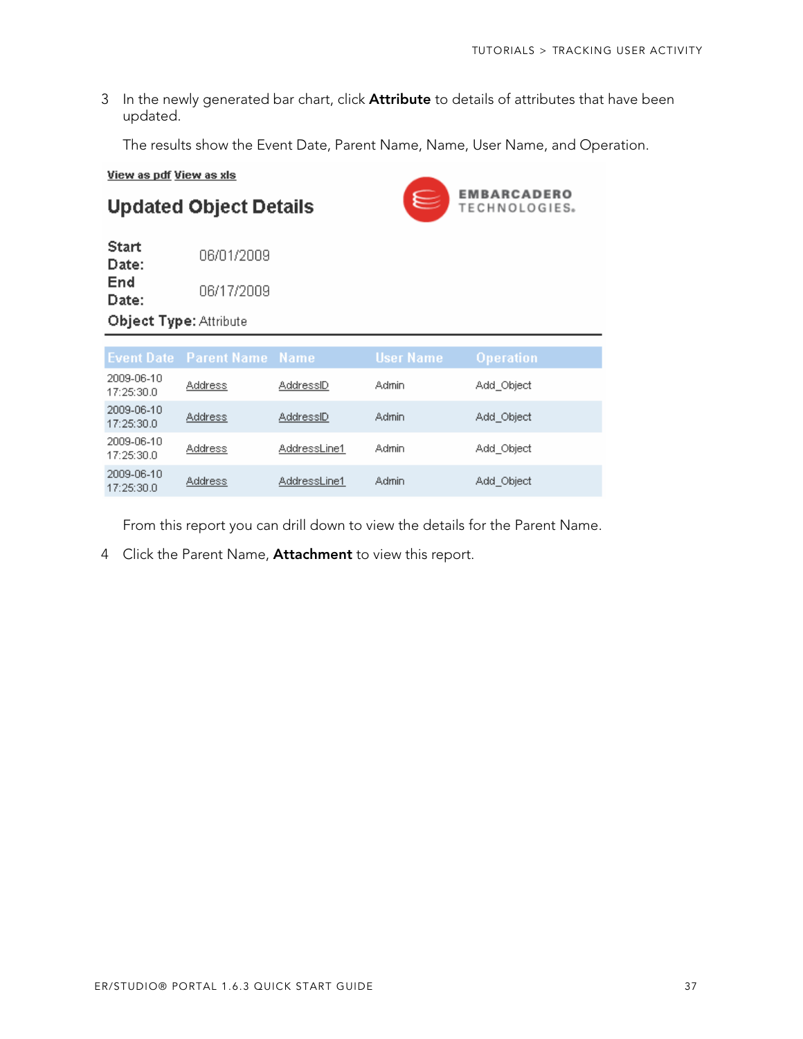3 In the newly generated bar chart, click **Attribute** to details of attributes that have been updated.

The results show the Event Date, Parent Name, Name, User Name, and Operation.

View as pdf View as xls

## Updated Object Details

EMBARCADERO TECHNOLOGIES.

**Start Date:** 06/01/2009

**End Date:** 06/17/2009

**Object Type:** Attribute

| Event Date | Parent Name | Name | User Name | Operation |
|---|---|---|---|---|
| 2009-06-10 17:25:30.0 | Address | AddressID | Admin | Add_Object |
| 2009-06-10 17:25:30.0 | Address | AddressID | Admin | Add_Object |
| 2009-06-10 17:25:30.0 | Address | AddressLine1 | Admin | Add_Object |
| 2009-06-10 17:25:30.0 | Address | AddressLine1 | Admin | Add_Object |

From this report you can drill down to view the details for the Parent Name.

4 Click the Parent Name, **Attachment** to view this report.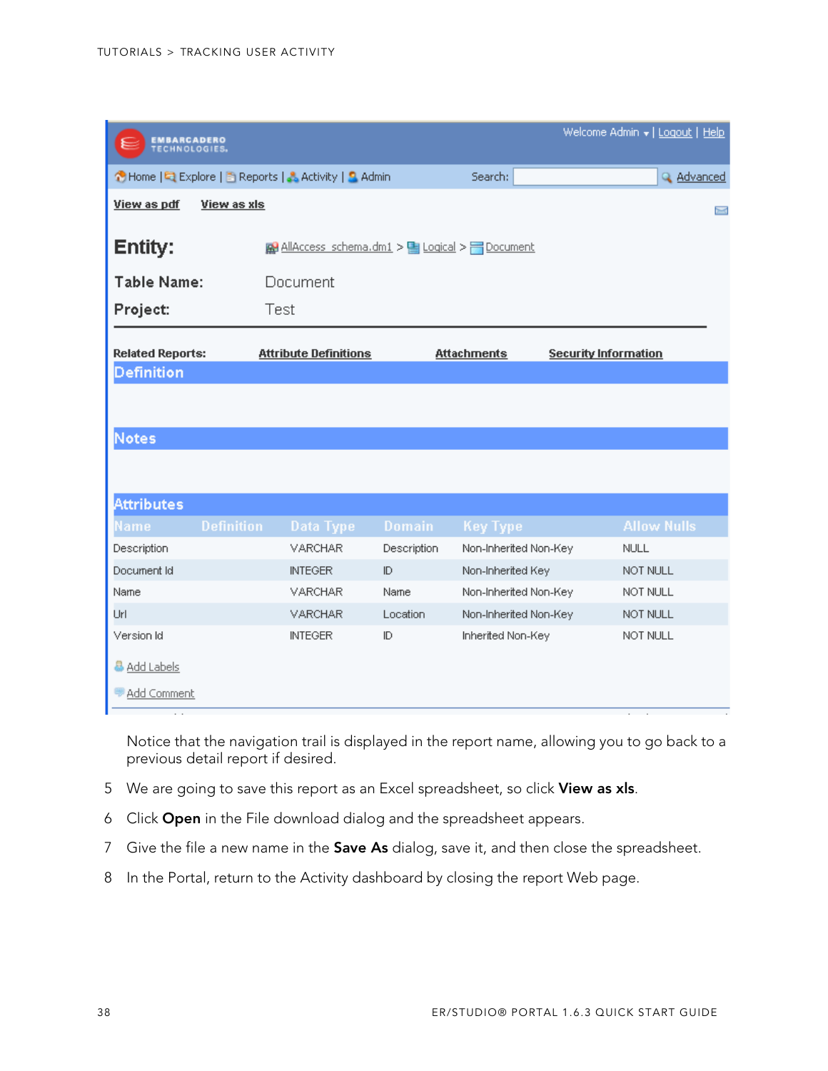Notice that the navigation trail is displayed in the report name, allowing you to go back to a previous detail report if desired.

5. We are going to save this report as an Excel spreadsheet, so click **View as xls**.
6. Click **Open** in the File download dialog and the spreadsheet appears.
7. Give the file a new name in the **Save As** dialog, save it, and then close the spreadsheet.
8. In the Portal, return to the Activity dashboard by closing the report Web page.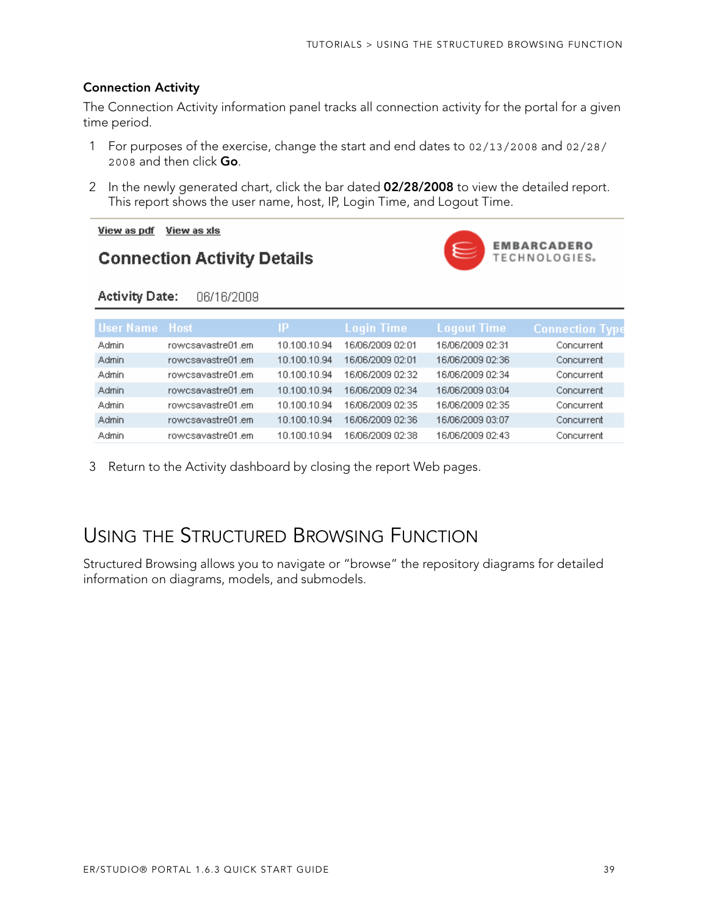### Connection Activity

The Connection Activity information panel tracks all connection activity for the portal for a given time period.

1. For purposes of the exercise, change the start and end dates to `02/13/2008` and `02/28/2008` and then click **Go**.
2. In the newly generated chart, click the bar dated **02/28/2008** to view the detailed report. This report shows the user name, host, IP, Login Time, and Logout Time.

View as pdf    View as xls

**Connection Activity Details**

EMBARCADERO TECHNOLOGIES.

**Activity Date:** 06/16/2009

| User Name | Host | IP | Login Time | Logout Time | Connection Type |
|---|---|---|---|---|---|
| Admin | rowcsavastre01.em | 10.100.10.94 | 16/06/2009 02:01 | 16/06/2009 02:31 | Concurrent |
| Admin | rowcsavastre01.em | 10.100.10.94 | 16/06/2009 02:01 | 16/06/2009 02:36 | Concurrent |
| Admin | rowcsavastre01.em | 10.100.10.94 | 16/06/2009 02:32 | 16/06/2009 02:34 | Concurrent |
| Admin | rowcsavastre01.em | 10.100.10.94 | 16/06/2009 02:34 | 16/06/2009 03:04 | Concurrent |
| Admin | rowcsavastre01.em | 10.100.10.94 | 16/06/2009 02:35 | 16/06/2009 02:35 | Concurrent |
| Admin | rowcsavastre01.em | 10.100.10.94 | 16/06/2009 02:36 | 16/06/2009 03:07 | Concurrent |
| Admin | rowcsavastre01.em | 10.100.10.94 | 16/06/2009 02:38 | 16/06/2009 02:43 | Concurrent |

3. Return to the Activity dashboard by closing the report Web pages.

## Using the Structured Browsing Function

Structured Browsing allows you to navigate or “browse” the repository diagrams for detailed information on diagrams, models, and submodels.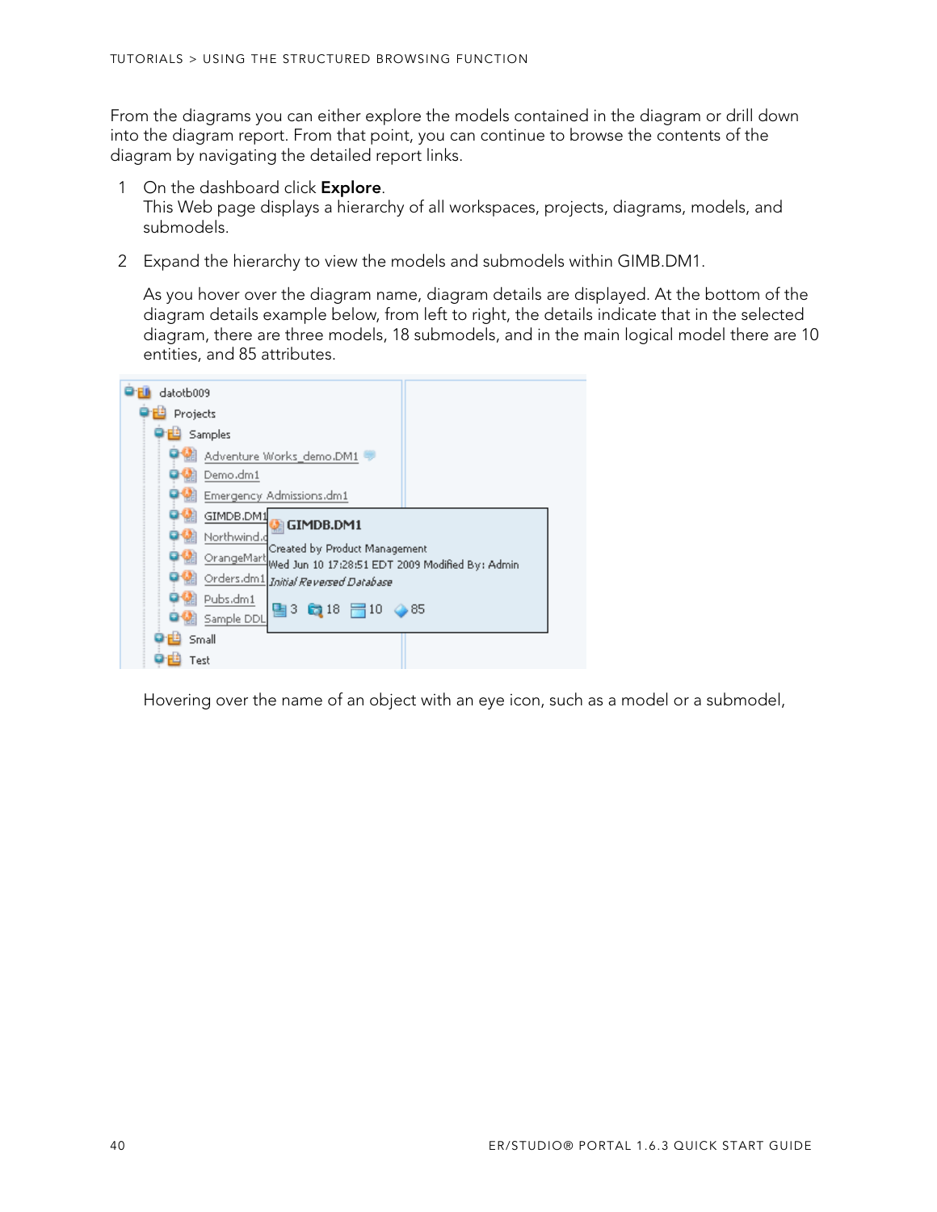From the diagrams you can either explore the models contained in the diagram or drill down into the diagram report. From that point, you can continue to browse the contents of the diagram by navigating the detailed report links.

1. On the dashboard click **Explore**.
   This Web page displays a hierarchy of all workspaces, projects, diagrams, models, and submodels.

2. Expand the hierarchy to view the models and submodels within GIMB.DM1.

   As you hover over the diagram name, diagram details are displayed. At the bottom of the diagram details example below, from left to right, the details indicate that in the selected diagram, there are three models, 18 submodels, and in the main logical model there are 10 entities, and 85 attributes.

   Hovering over the name of an object with an eye icon, such as a model or a submodel,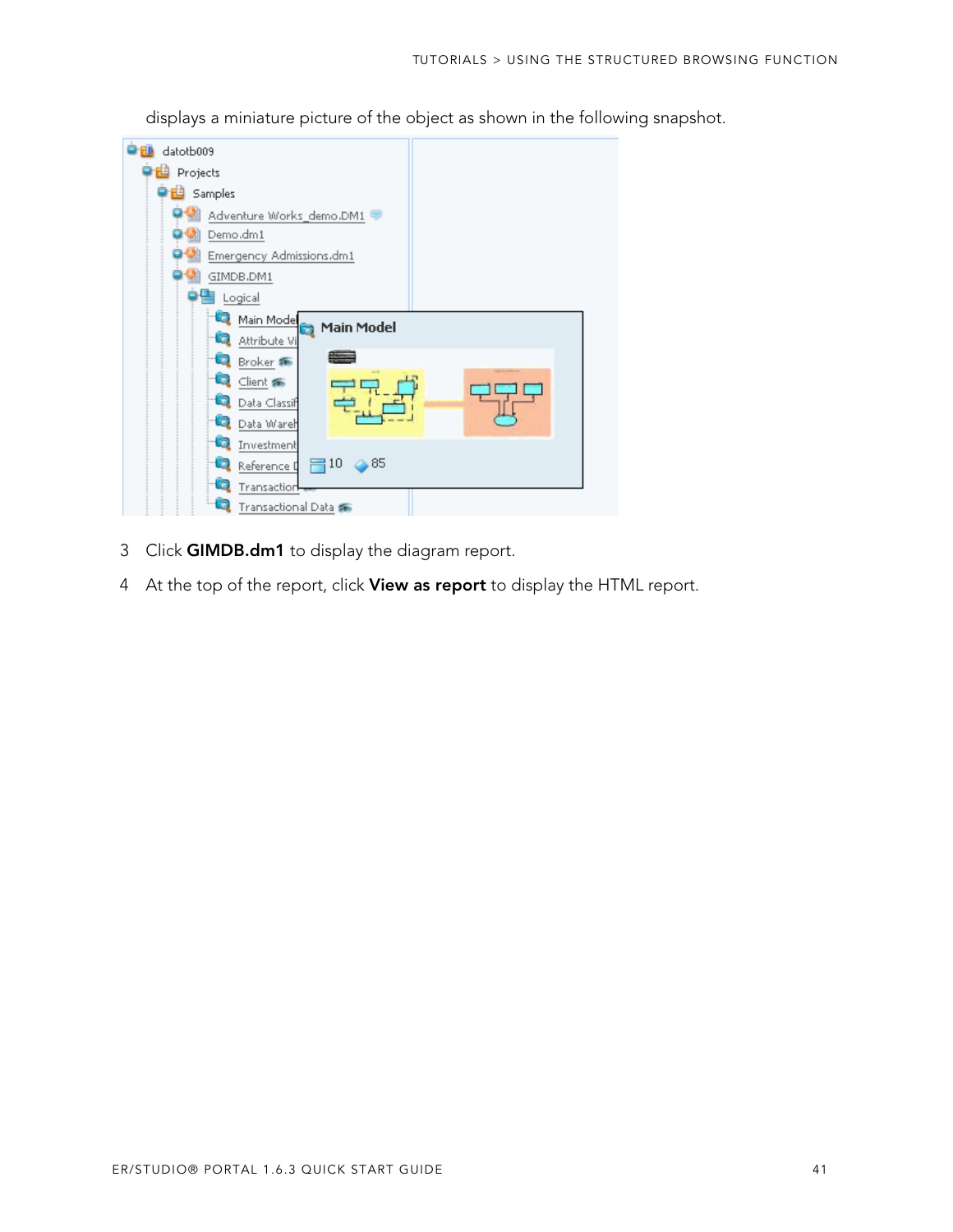displays a miniature picture of the object as shown in the following snapshot.

3 Click **GIMDB.dm1** to display the diagram report.

4 At the top of the report, click **View as report** to display the HTML report.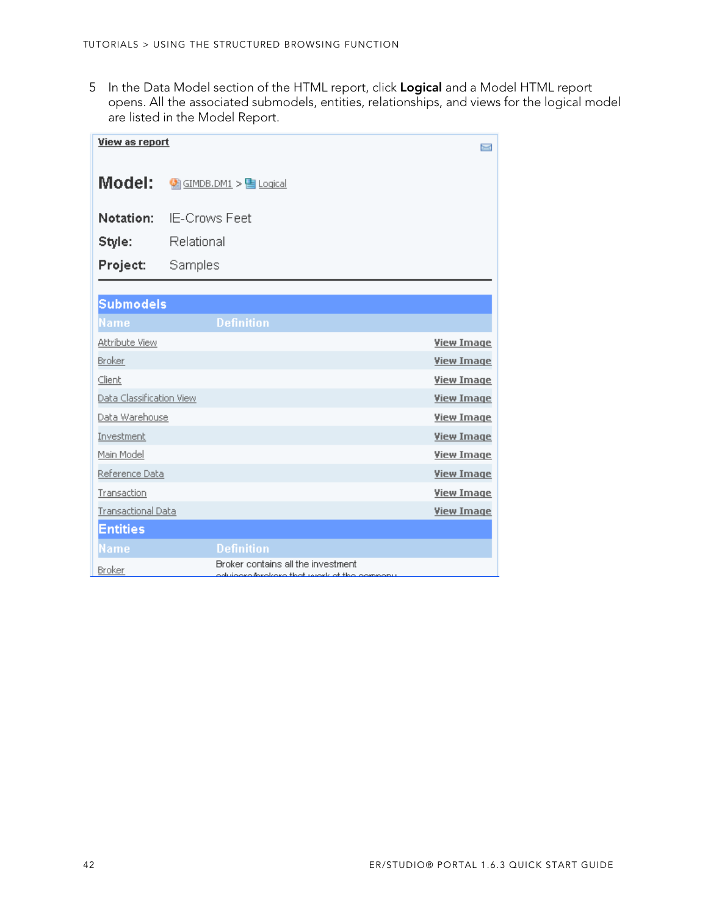5 In the Data Model section of the HTML report, click **Logical** and a Model HTML report opens. All the associated submodels, entities, relationships, and views for the logical model are listed in the Model Report.

View as report

**Model:** GIMDB.DM1 > Logical

**Notation:** IE-Crows Feet

**Style:** Relational

**Project:** Samples

**Submodels**

| Name | Definition | |
|---|---|---|
| Attribute View | | View Image |
| Broker | | View Image |
| Client | | View Image |
| Data Classification View | | View Image |
| Data Warehouse | | View Image |
| Investment | | View Image |
| Main Model | | View Image |
| Reference Data | | View Image |
| Transaction | | View Image |
| Transactional Data | | View Image |

**Entities**

| Name | Definition |
|---|---|
| Broker | Broker contains all the investment advisors/brokers that work at the company |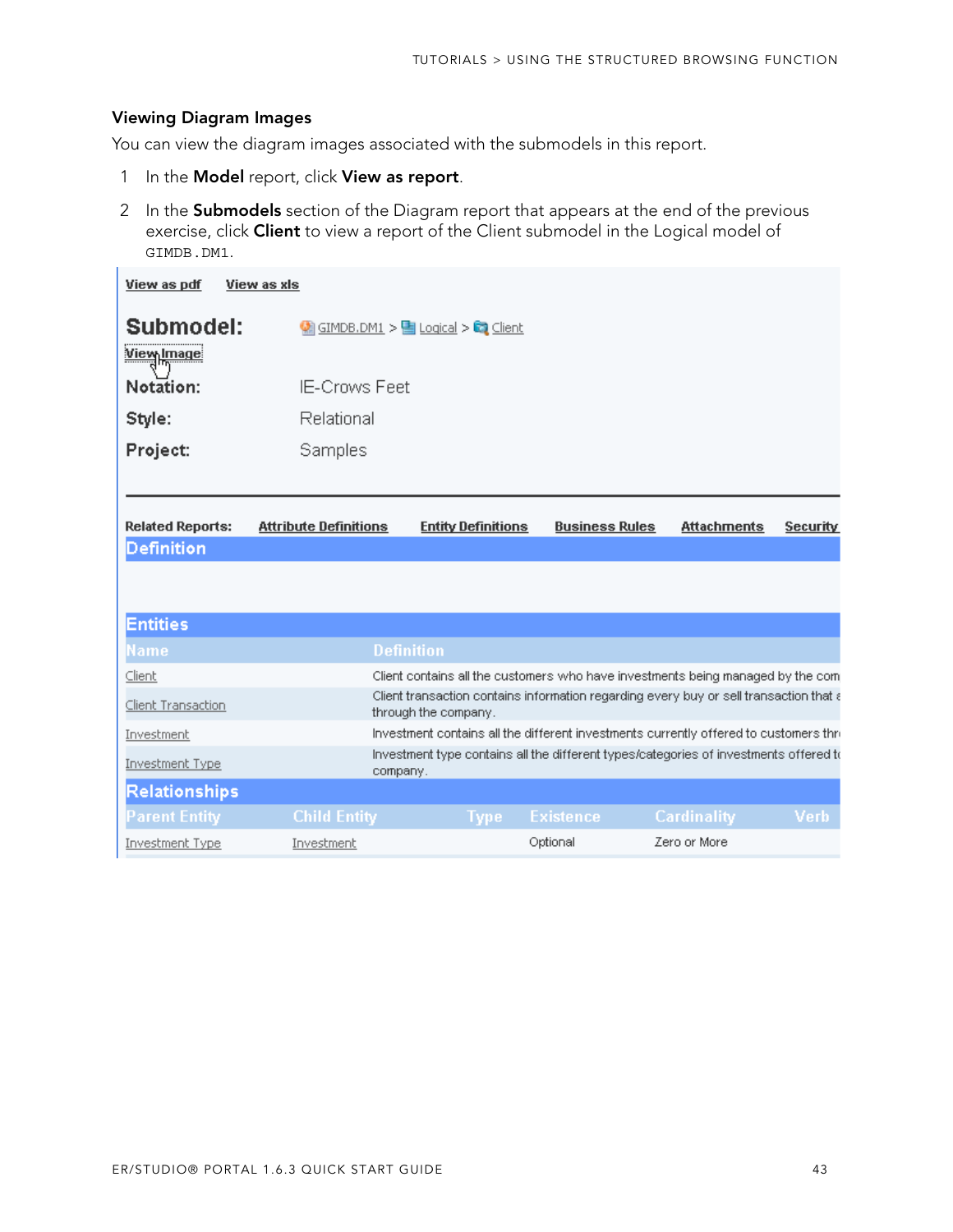### Viewing Diagram Images

You can view the diagram images associated with the submodels in this report.

1. In the **Model** report, click **View as report**.
2. In the **Submodels** section of the Diagram report that appears at the end of the previous exercise, click **Client** to view a report of the Client submodel in the Logical model of `GIMDB.DM1`.

View as pdf   View as xls

**Submodel:** GIMDB.DM1 > Logical > Client

View Image

**Notation:** IE-Crows Feet

**Style:** Relational

**Project:** Samples

Related Reports: Attribute Definitions   Entity Definitions   Business Rules   Attachments   Security

**Definition**

**Entities**

| Name | Definition |
|---|---|
| Client | Client contains all the customers who have investments being managed by the com |
| Client Transaction | Client transaction contains information regarding every buy or sell transaction that a through the company. |
| Investment | Investment contains all the different investments currently offered to customers thr |
| Investment Type | Investment type contains all the different types/categories of investments offered t company. |

**Relationships**

| Parent Entity | Child Entity | Type | Existence | Cardinality | Verb |
|---|---|---|---|---|---|
| Investment Type | Investment | | Optional | Zero or More | |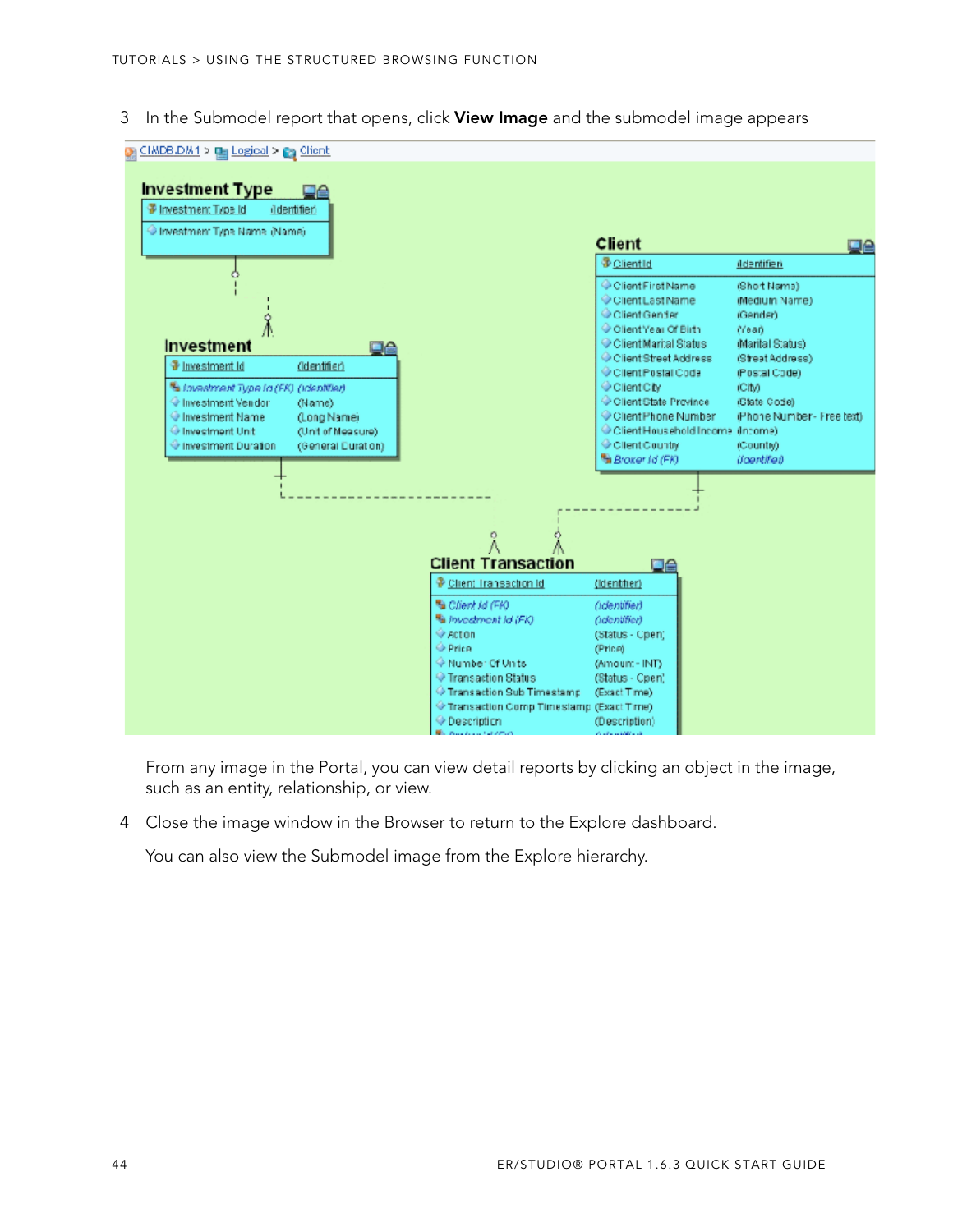3 In the Submodel report that opens, click **View Image** and the submodel image appears

From any image in the Portal, you can view detail reports by clicking an object in the image, such as an entity, relationship, or view.

4 Close the image window in the Browser to return to the Explore dashboard.

You can also view the Submodel image from the Explore hierarchy.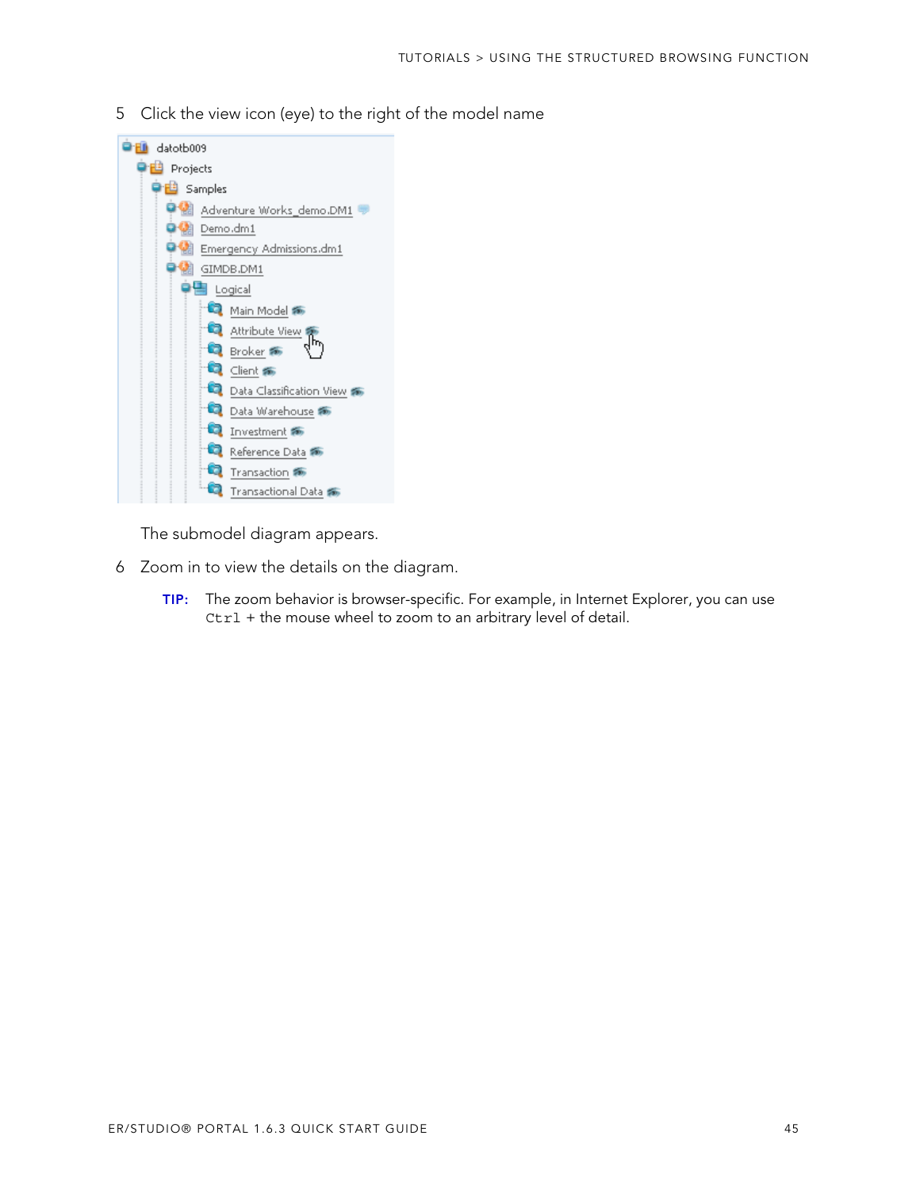5 Click the view icon (eye) to the right of the model name

The submodel diagram appears.

6 Zoom in to view the details on the diagram.

**TIP:** The zoom behavior is browser-specific. For example, in Internet Explorer, you can use `Ctrl` + the mouse wheel to zoom to an arbitrary level of detail.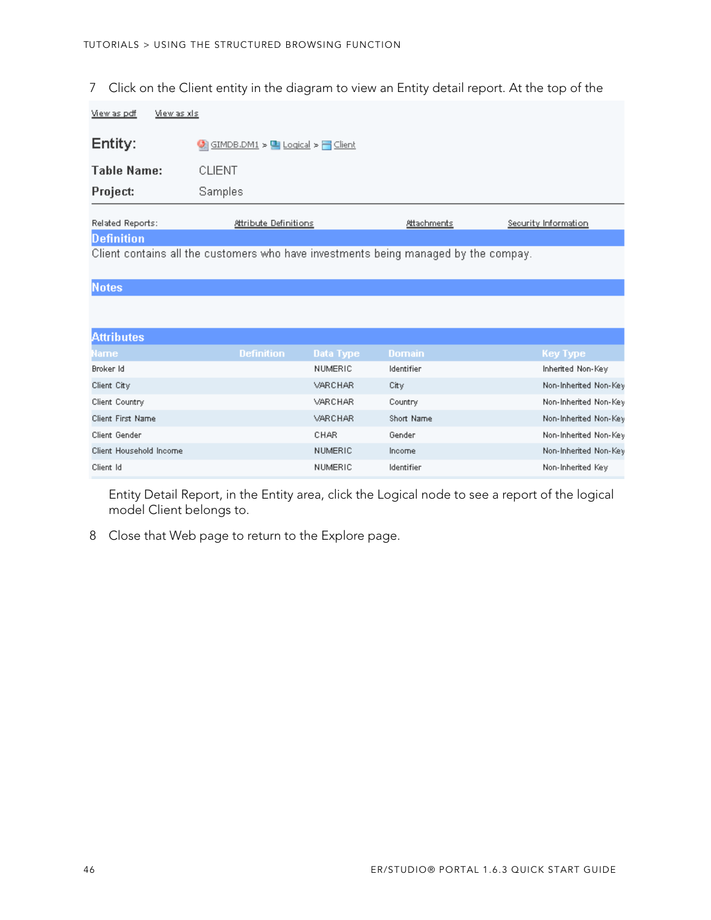7 Click on the Client entity in the diagram to view an Entity detail report. At the top of the

View as pdf    View as xls

**Entity:** GIMDB.DM1 > Logical > Client

**Table Name:** CLIENT

**Project:** Samples

Related Reports: Attribute Definitions    Attachments    Security Information

**Definition**

Client contains all the customers who have investments being managed by the compay.

**Notes**

**Attributes**

| Name | Definition | Data Type | Domain | Key Type |
|---|---|---|---|---|
| Broker Id | | NUMERIC | Identifier | Inherited Non-Key |
| Client City | | VARCHAR | City | Non-Inherited Non-Key |
| Client Country | | VARCHAR | Country | Non-Inherited Non-Key |
| Client First Name | | VARCHAR | Short Name | Non-Inherited Non-Key |
| Client Gender | | CHAR | Gender | Non-Inherited Non-Key |
| Client Household Income | | NUMERIC | Income | Non-Inherited Non-Key |
| Client Id | | NUMERIC | Identifier | Non-Inherited Key |

Entity Detail Report, in the Entity area, click the Logical node to see a report of the logical model Client belongs to.

8 Close that Web page to return to the Explore page.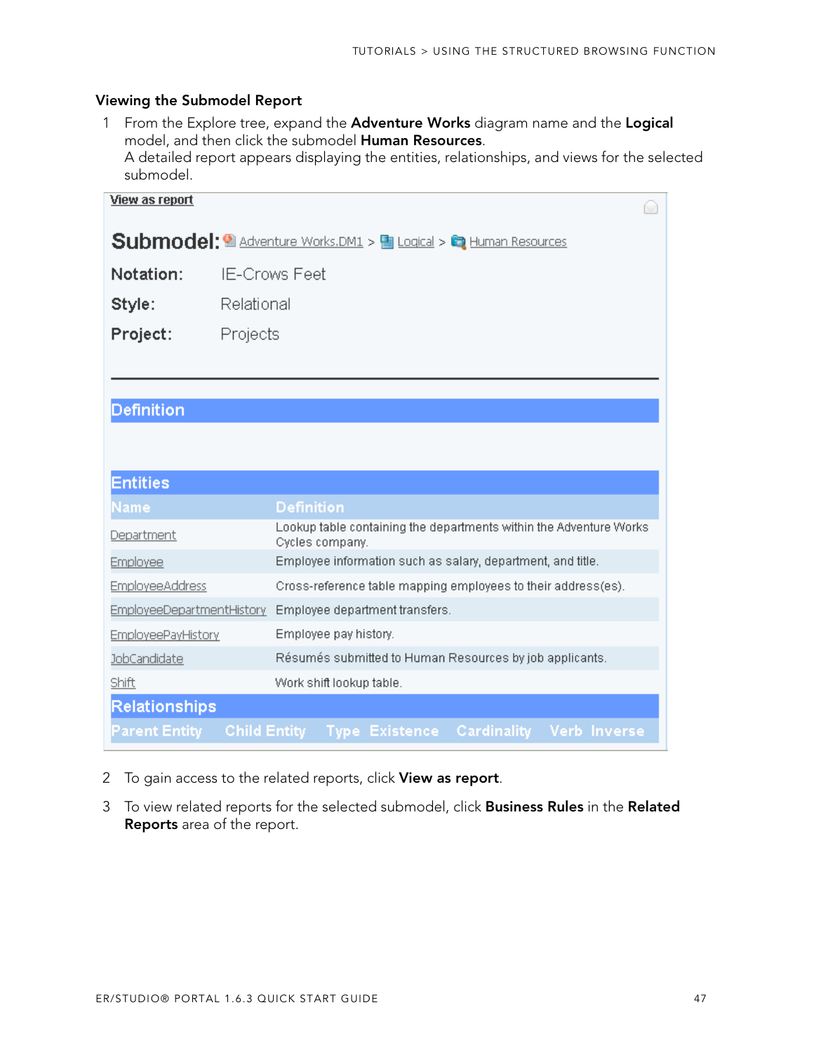### Viewing the Submodel Report

1. From the Explore tree, expand the **Adventure Works** diagram name and the **Logical** model, and then click the submodel **Human Resources**.
   A detailed report appears displaying the entities, relationships, and views for the selected submodel.

View as report

**Submodel:** Adventure Works.DM1 > Logical > Human Resources

**Notation:** IE-Crows Feet

**Style:** Relational

**Project:** Projects

**Definition**

**Entities**

| Name | Definition |
|---|---|
| Department | Lookup table containing the departments within the Adventure Works Cycles company. |
| Employee | Employee information such as salary, department, and title. |
| EmployeeAddress | Cross-reference table mapping employees to their address(es). |
| EmployeeDepartmentHistory | Employee department transfers. |
| EmployeePayHistory | Employee pay history. |
| JobCandidate | Résumés submitted to Human Resources by job applicants. |
| Shift | Work shift lookup table. |

**Relationships**

| Parent Entity | Child Entity | Type | Existence | Cardinality | Verb | Inverse |
|---|---|---|---|---|---|---|

2. To gain access to the related reports, click **View as report**.
3. To view related reports for the selected submodel, click **Business Rules** in the **Related Reports** area of the report.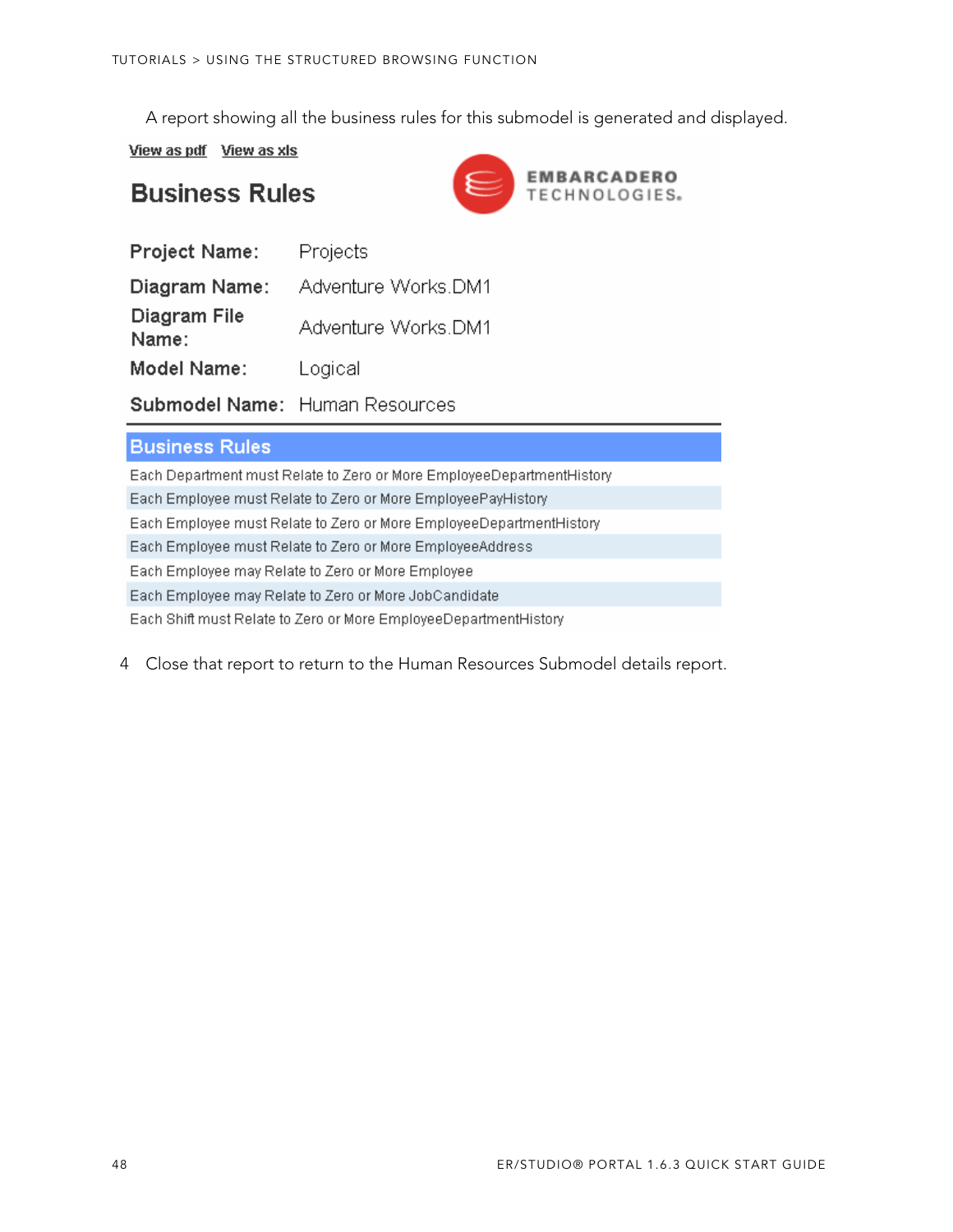A report showing all the business rules for this submodel is generated and displayed.

View as pdf    View as xls

## Business Rules

EMBARCADERO TECHNOLOGIES.

| | |
|---|---|
| **Project Name:** | Projects |
| **Diagram Name:** | Adventure Works.DM1 |
| **Diagram File Name:** | Adventure Works.DM1 |
| **Model Name:** | Logical |
| **Submodel Name:** | Human Resources |

| Business Rules |
|---|
| Each Department must Relate to Zero or More EmployeeDepartmentHistory |
| Each Employee must Relate to Zero or More EmployeePayHistory |
| Each Employee must Relate to Zero or More EmployeeDepartmentHistory |
| Each Employee must Relate to Zero or More EmployeeAddress |
| Each Employee may Relate to Zero or More Employee |
| Each Employee may Relate to Zero or More JobCandidate |
| Each Shift must Relate to Zero or More EmployeeDepartmentHistory |

4 Close that report to return to the Human Resources Submodel details report.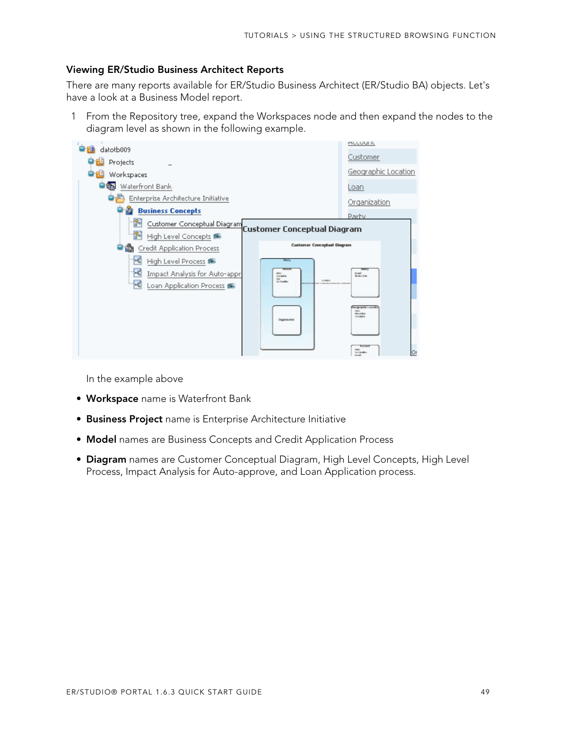### Viewing ER/Studio Business Architect Reports

There are many reports available for ER/Studio Business Architect (ER/Studio BA) objects. Let's have a look at a Business Model report.

1. From the Repository tree, expand the Workspaces node and then expand the nodes to the diagram level as shown in the following example.

   In the example above

- **Workspace** name is Waterfront Bank
- **Business Project** name is Enterprise Architecture Initiative
- **Model** names are Business Concepts and Credit Application Process
- **Diagram** names are Customer Conceptual Diagram, High Level Concepts, High Level Process, Impact Analysis for Auto-approve, and Loan Application process.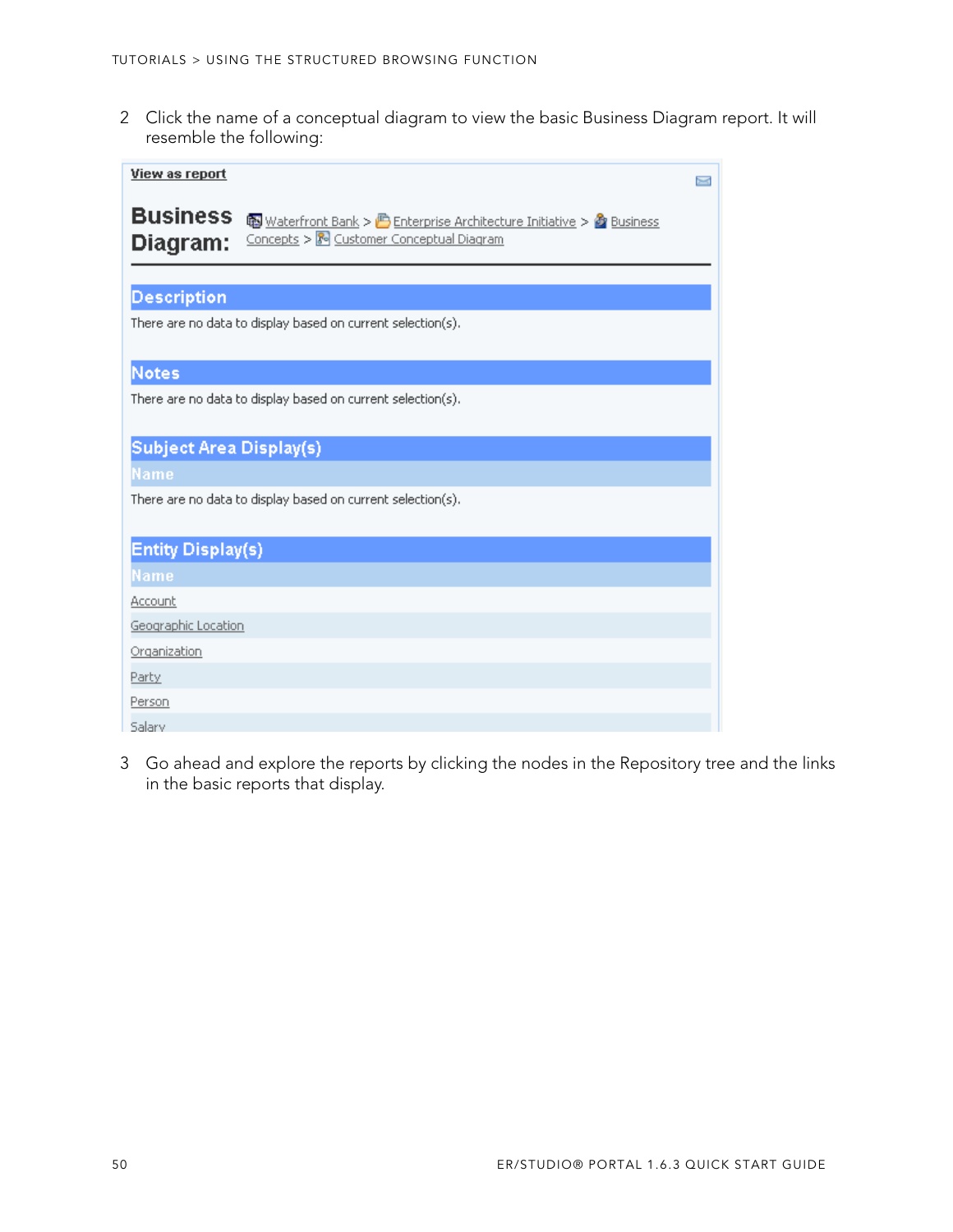2 Click the name of a conceptual diagram to view the basic Business Diagram report. It will resemble the following:

**View as report**

**Business Diagram:** Waterfront Bank > Enterprise Architecture Initiative > Business Concepts > Customer Conceptual Diagram

**Description**

There are no data to display based on current selection(s).

**Notes**

There are no data to display based on current selection(s).

**Subject Area Display(s)**

| Name |
|---|
| There are no data to display based on current selection(s). |

**Entity Display(s)**

| Name |
|---|
| Account |
| Geographic Location |
| Organization |
| Party |
| Person |
| Salary |

3 Go ahead and explore the reports by clicking the nodes in the Repository tree and the links in the basic reports that display.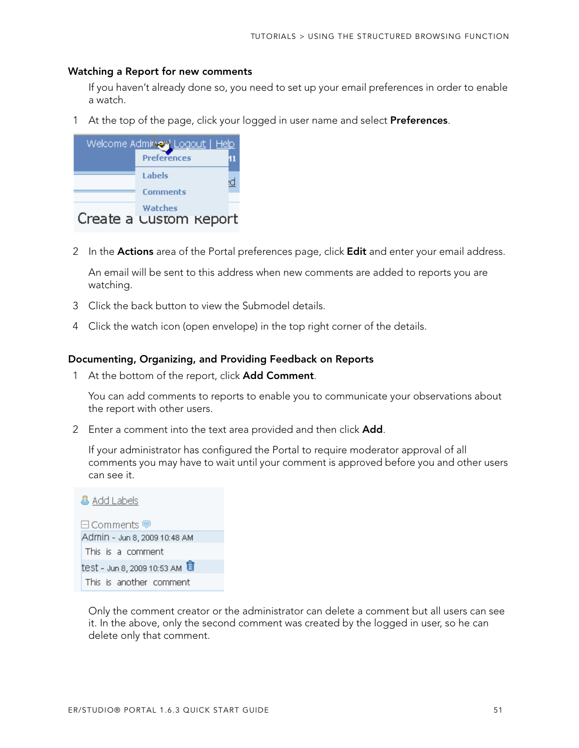### Watching a Report for new comments

If you haven't already done so, you need to set up your email preferences in order to enable a watch.

1. At the top of the page, click your logged in user name and select **Preferences**.

2. In the **Actions** area of the Portal preferences page, click **Edit** and enter your email address.

   An email will be sent to this address when new comments are added to reports you are watching.

3. Click the back button to view the Submodel details.

4. Click the watch icon (open envelope) in the top right corner of the details.

### Documenting, Organizing, and Providing Feedback on Reports

1. At the bottom of the report, click **Add Comment**.

   You can add comments to reports to enable you to communicate your observations about the report with other users.

2. Enter a comment into the text area provided and then click **Add**.

   If your administrator has configured the Portal to require moderator approval of all comments you may have to wait until your comment is approved before you and other users can see it.

   Only the comment creator or the administrator can delete a comment but all users can see it. In the above, only the second comment was created by the logged in user, so he can delete only that comment.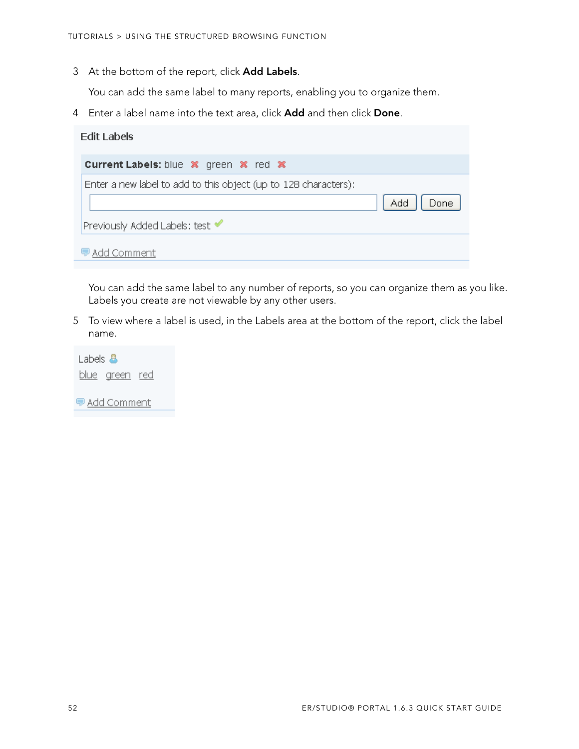3. At the bottom of the report, click **Add Labels**.

   You can add the same label to many reports, enabling you to organize them.

4. Enter a label name into the text area, click **Add** and then click **Done**.

   You can add the same label to any number of reports, so you can organize them as you like. Labels you create are not viewable by any other users.

5. To view where a label is used, in the Labels area at the bottom of the report, click the label name.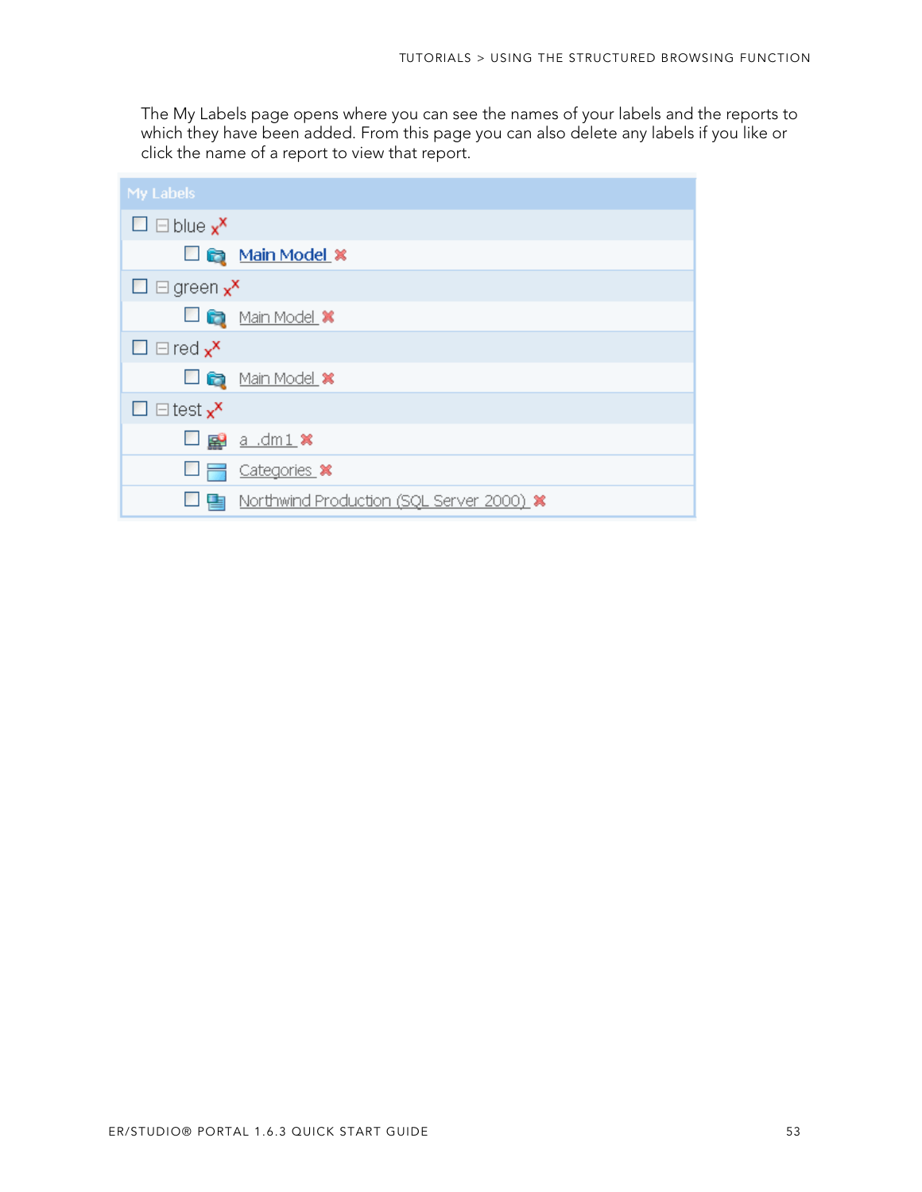The My Labels page opens where you can see the names of your labels and the reports to which they have been added. From this page you can also delete any labels if you like or click the name of a report to view that report.

| My Labels |
| --- |
| blue |
| Main Model |
| green |
| Main Model |
| red |
| Main Model |
| test |
| a .dm1 |
| Categories |
| Northwind Production (SQL Server 2000) |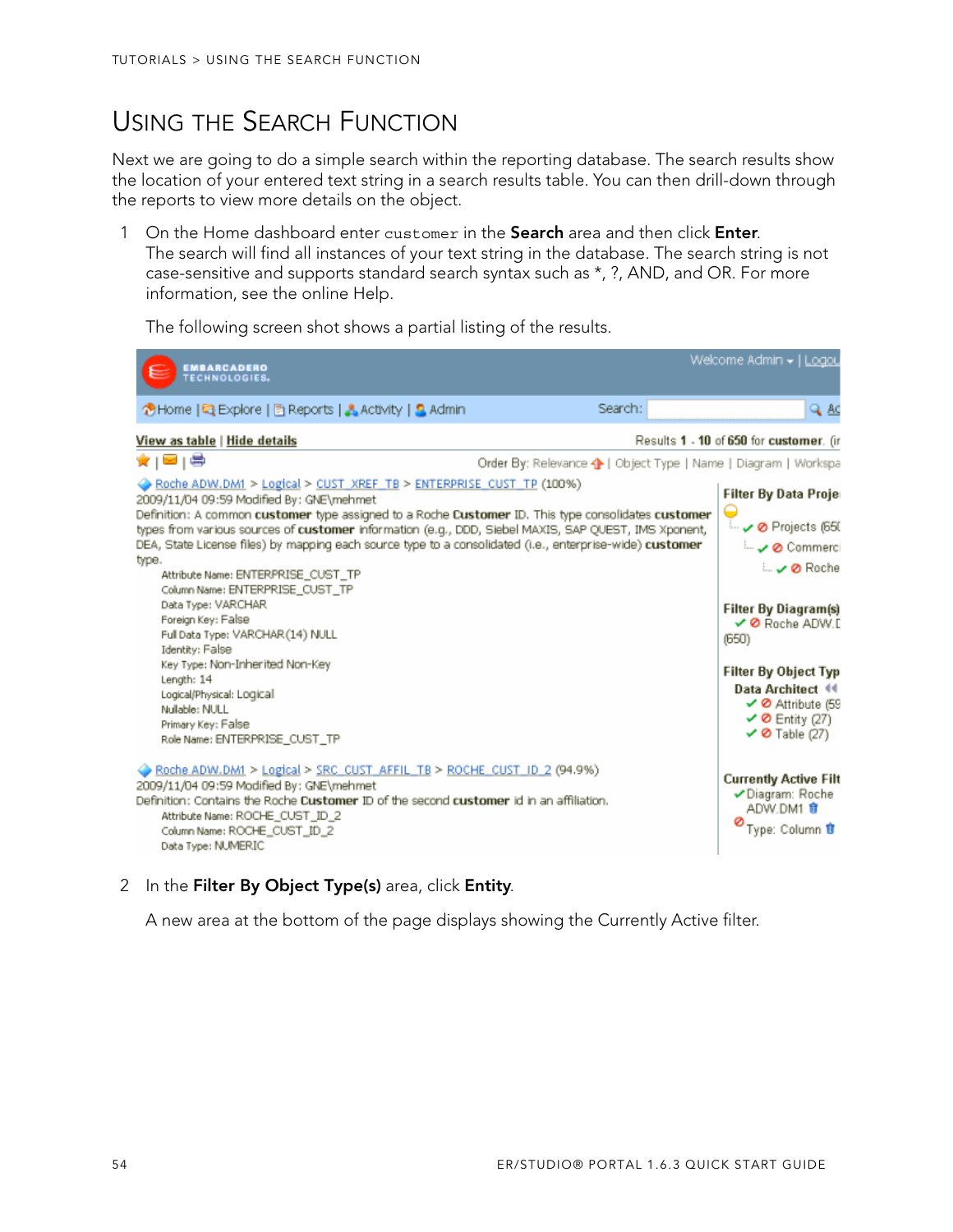# Using the Search Function

Next we are going to do a simple search within the reporting database. The search results show the location of your entered text string in a search results table. You can then drill-down through the reports to view more details on the object.

1. On the Home dashboard enter `customer` in the **Search** area and then click **Enter**.
   The search will find all instances of your text string in the database. The search string is not case-sensitive and supports standard search syntax such as *, ?, AND, and OR. For more information, see the online Help.

   The following screen shot shows a partial listing of the results.

2. In the **Filter By Object Type(s)** area, click **Entity**.

   A new area at the bottom of the page displays showing the Currently Active filter.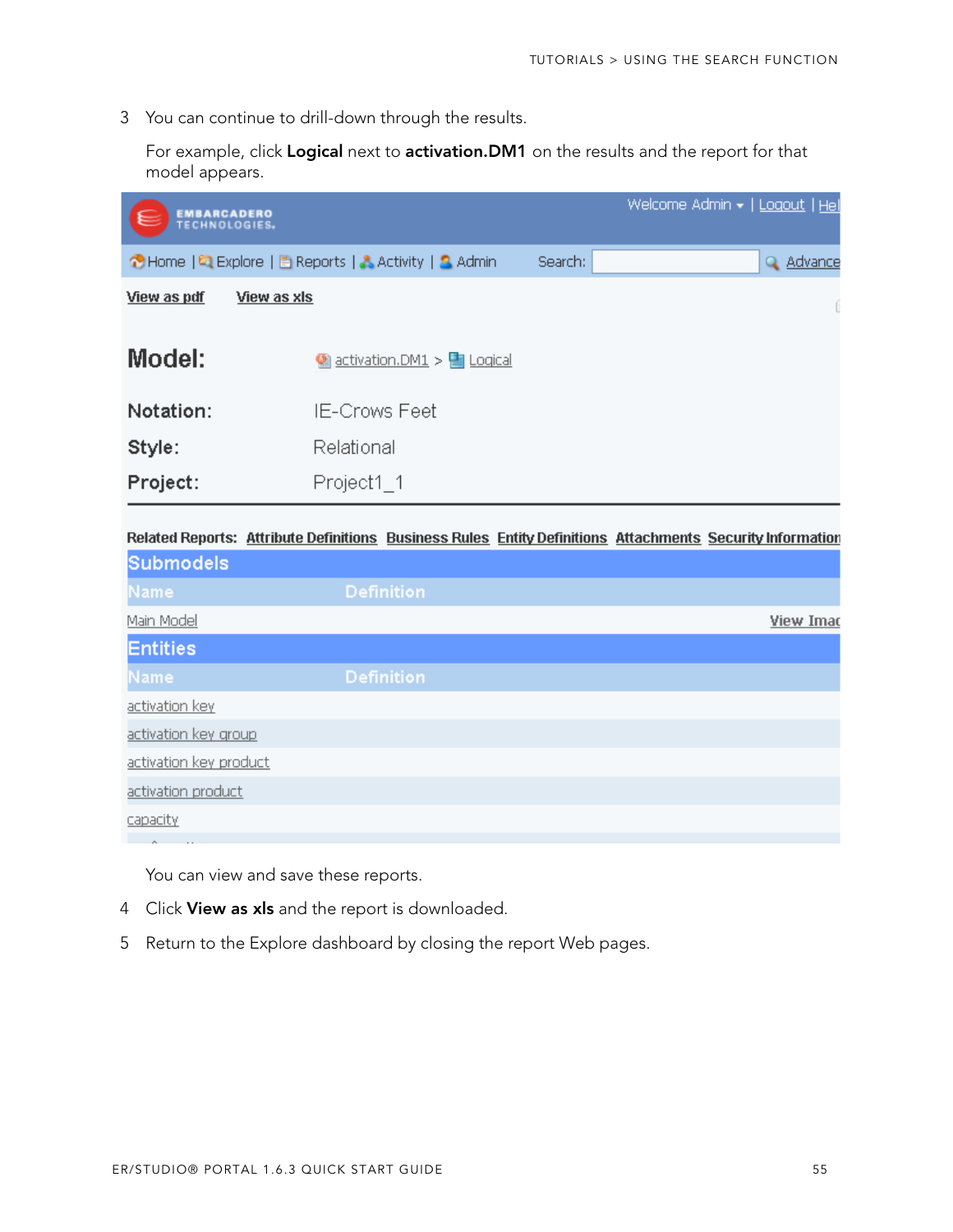3 You can continue to drill-down through the results.

For example, click **Logical** next to **activation.DM1** on the results and the report for that model appears.

You can view and save these reports.

4 Click **View as xls** and the report is downloaded.

5 Return to the Explore dashboard by closing the report Web pages.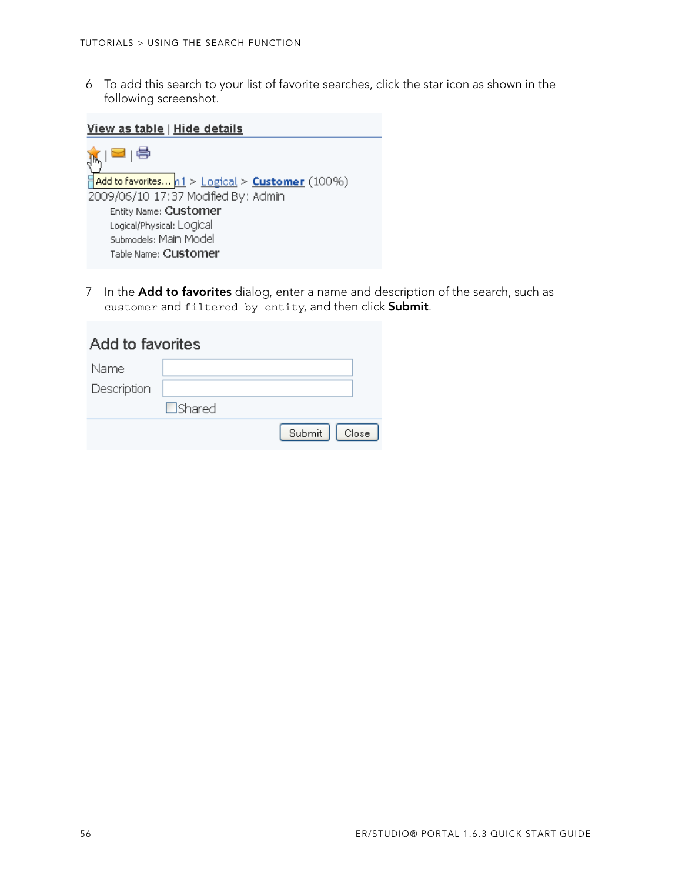6 To add this search to your list of favorite searches, click the star icon as shown in the following screenshot.

7 In the **Add to favorites** dialog, enter a name and description of the search, such as `customer` and `filtered by entity`, and then click **Submit**.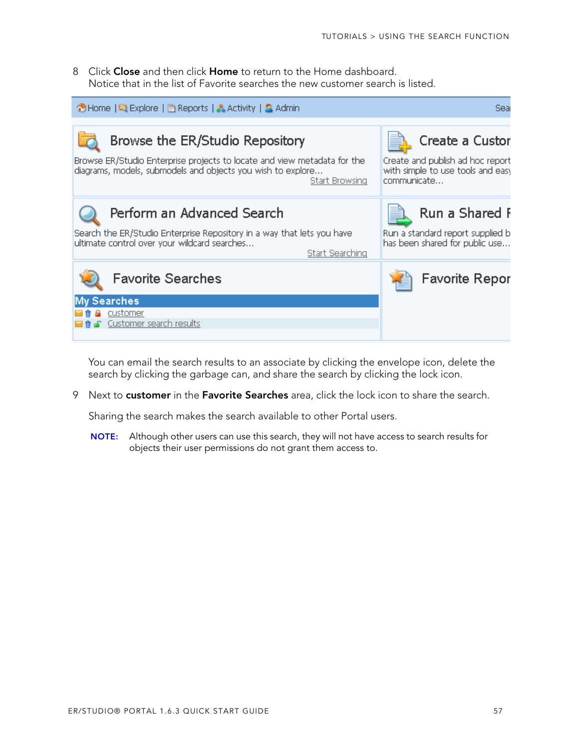8 Click **Close** and then click **Home** to return to the Home dashboard.
Notice that in the list of Favorite searches the new customer search is listed.

You can email the search results to an associate by clicking the envelope icon, delete the search by clicking the garbage can, and share the search by clicking the lock icon.

9 Next to **customer** in the **Favorite Searches** area, click the lock icon to share the search.

Sharing the search makes the search available to other Portal users.

**NOTE:** Although other users can use this search, they will not have access to search results for objects their user permissions do not grant them access to.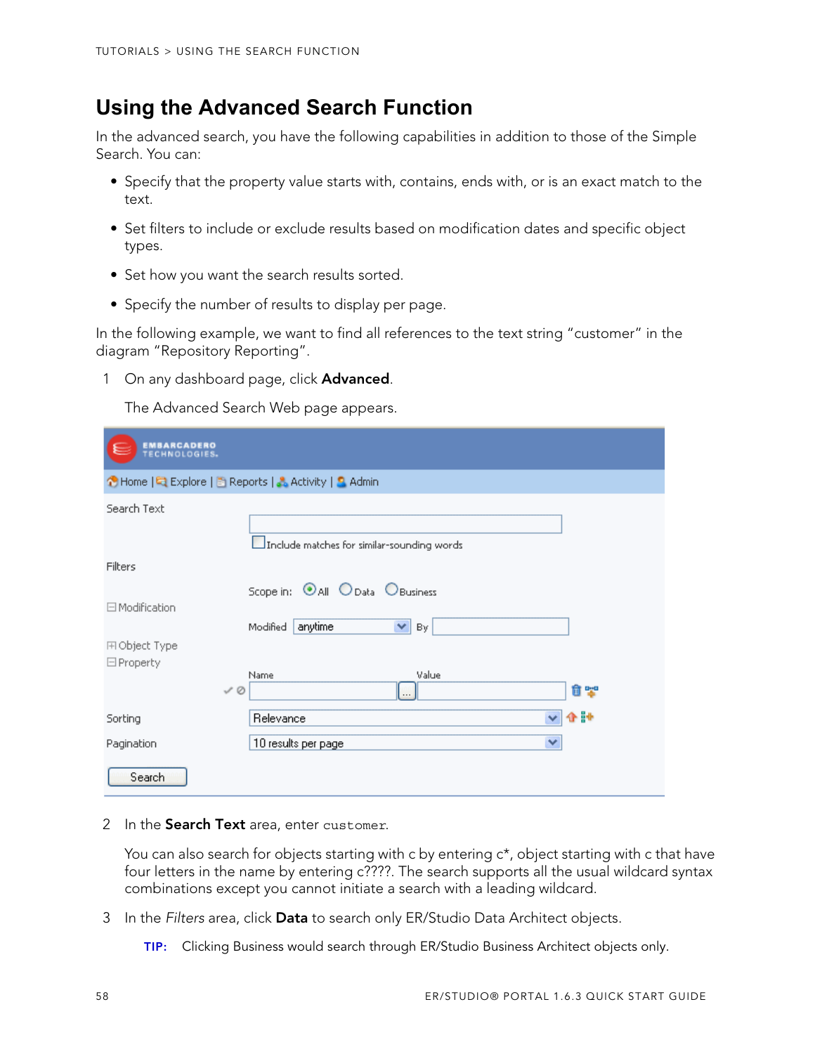## Using the Advanced Search Function

In the advanced search, you have the following capabilities in addition to those of the Simple Search. You can:

- Specify that the property value starts with, contains, ends with, or is an exact match to the text.
- Set filters to include or exclude results based on modification dates and specific object types.
- Set how you want the search results sorted.
- Specify the number of results to display per page.

In the following example, we want to find all references to the text string “customer” in the diagram “Repository Reporting”.

1 On any dashboard page, click **Advanced**.

The Advanced Search Web page appears.

2 In the **Search Text** area, enter `customer`.

You can also search for objects starting with c by entering c*, object starting with c that have four letters in the name by entering c????. The search supports all the usual wildcard syntax combinations except you cannot initiate a search with a leading wildcard.

3 In the *Filters* area, click **Data** to search only ER/Studio Data Architect objects.

**TIP:** Clicking Business would search through ER/Studio Business Architect objects only.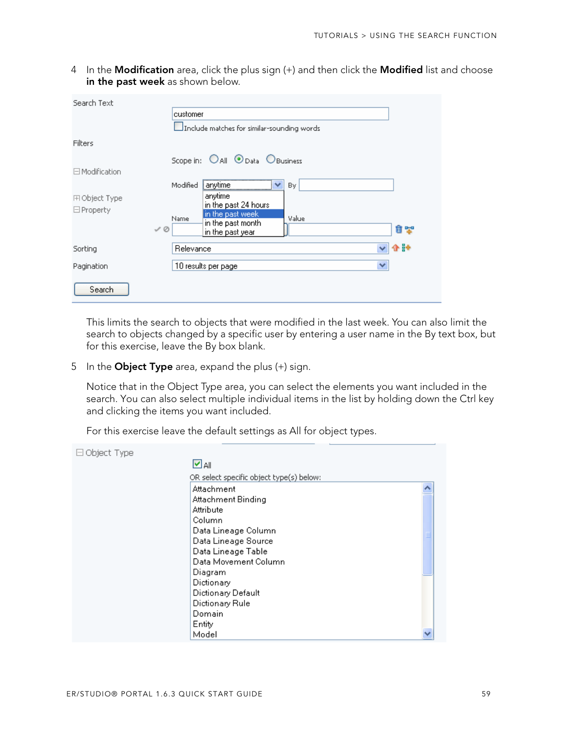4 In the **Modification** area, click the plus sign (+) and then click the **Modified** list and choose **in the past week** as shown below.

Search Text

customer

Include matches for similar-sounding words

Filters

Scope in: All Data Business

Modification

Modified anytime By

anytime
in the past 24 hours
in the past week
in the past month
in the past year

Object Type

Property

Name Value

Sorting Relevance

Pagination 10 results per page

Search

This limits the search to objects that were modified in the last week. You can also limit the search to objects changed by a specific user by entering a user name in the By text box, but for this exercise, leave the By box blank.

5 In the **Object Type** area, expand the plus (+) sign.

Notice that in the Object Type area, you can select the elements you want included in the search. You can also select multiple individual items in the list by holding down the Ctrl key and clicking the items you want included.

For this exercise leave the default settings as All for object types.

Object Type

All

OR select specific object type(s) below:

Attachment
Attachment Binding
Attribute
Column
Data Lineage Column
Data Lineage Source
Data Lineage Table
Data Movement Column
Diagram
Dictionary
Dictionary Default
Dictionary Rule
Domain
Entity
Model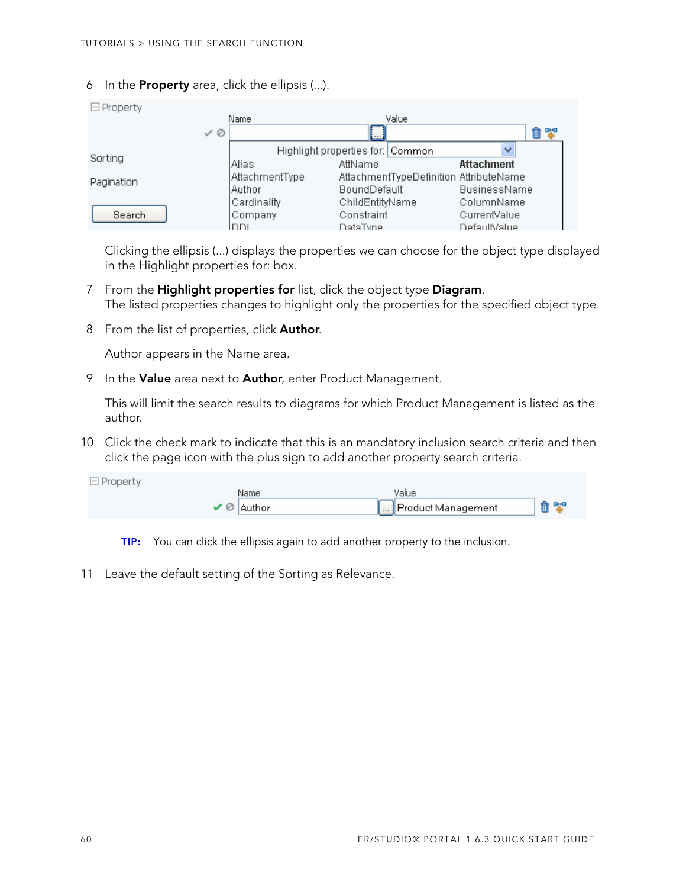6 In the **Property** area, click the ellipsis (...).

Clicking the ellipsis (...) displays the properties we can choose for the object type displayed in the Highlight properties for: box.

7 From the **Highlight properties for** list, click the object type **Diagram**.
The listed properties changes to highlight only the properties for the specified object type.

8 From the list of properties, click **Author**.

Author appears in the Name area.

9 In the **Value** area next to **Author**, enter Product Management.

This will limit the search results to diagrams for which Product Management is listed as the author.

10 Click the check mark to indicate that this is an mandatory inclusion search criteria and then click the page icon with the plus sign to add another property search criteria.

**TIP:** You can click the ellipsis again to add another property to the inclusion.

11 Leave the default setting of the Sorting as Relevance.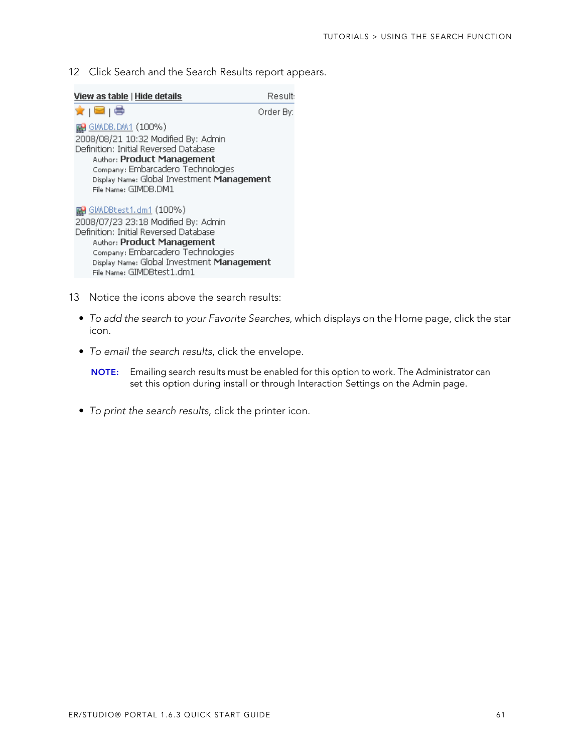12 Click Search and the Search Results report appears.

13 Notice the icons above the search results:

- *To add the search to your Favorite Searches*, which displays on the Home page, click the star icon.
- *To email the search results*, click the envelope.

  **NOTE:** Emailing search results must be enabled for this option to work. The Administrator can set this option during install or through Interaction Settings on the Admin page.

- *To print the search results*, click the printer icon.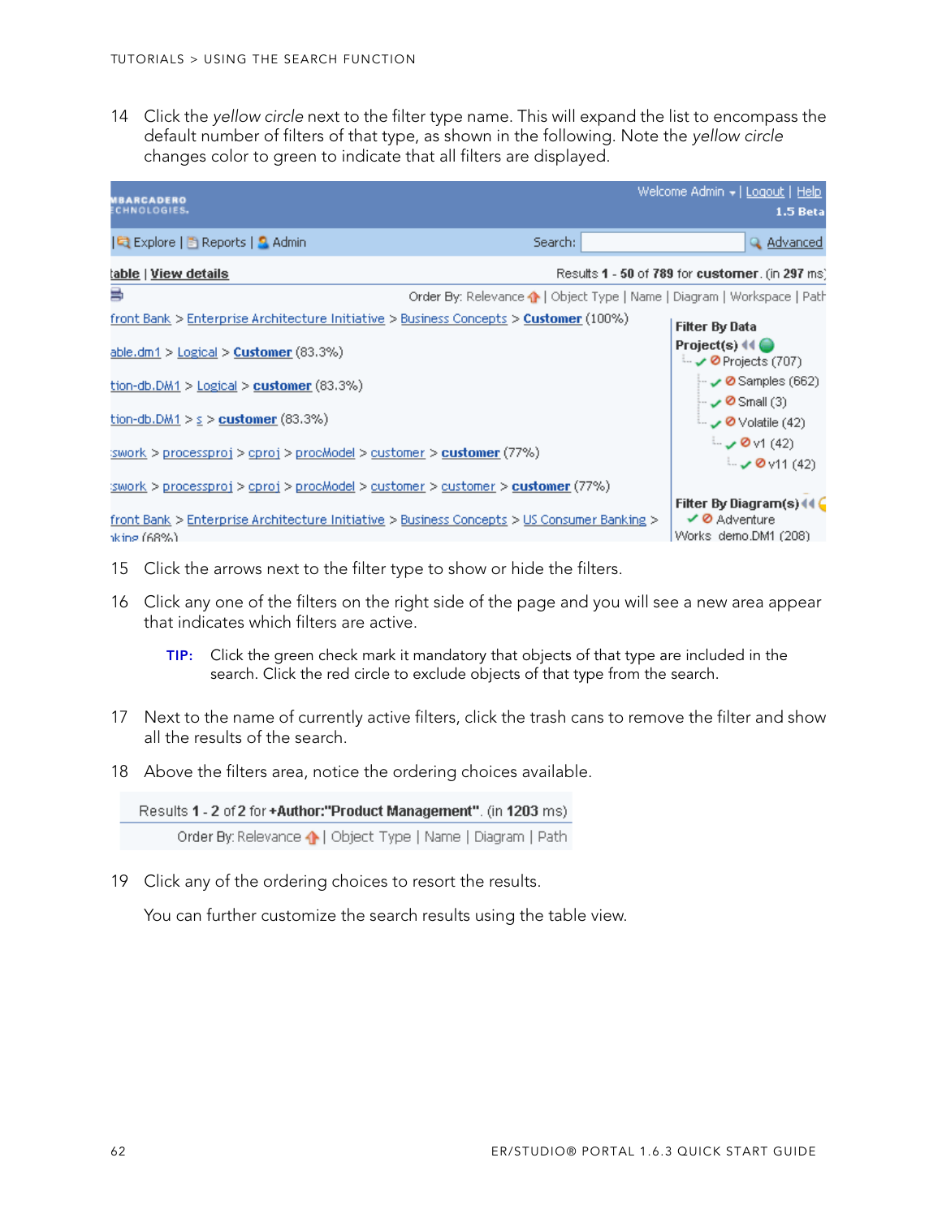14 Click the *yellow circle* next to the filter type name. This will expand the list to encompass the default number of filters of that type, as shown in the following. Note the *yellow circle* changes color to green to indicate that all filters are displayed.

15 Click the arrows next to the filter type to show or hide the filters.

16 Click any one of the filters on the right side of the page and you will see a new area appear that indicates which filters are active.

> **TIP:** Click the green check mark it mandatory that objects of that type are included in the search. Click the red circle to exclude objects of that type from the search.

17 Next to the name of currently active filters, click the trash cans to remove the filter and show all the results of the search.

18 Above the filters area, notice the ordering choices available.

19 Click any of the ordering choices to resort the results.

You can further customize the search results using the table view.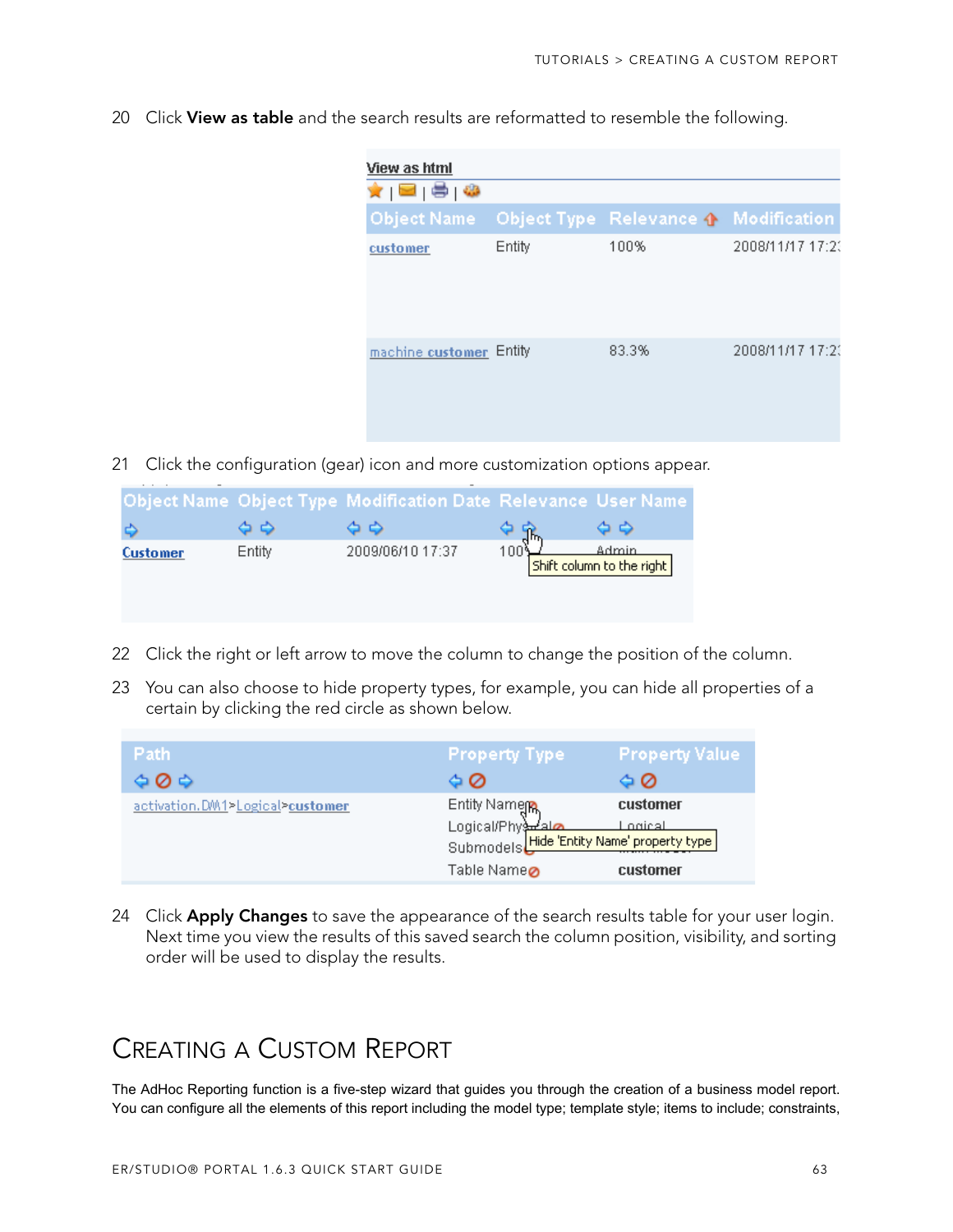20 Click **View as table** and the search results are reformatted to resemble the following.

21 Click the configuration (gear) icon and more customization options appear.

22 Click the right or left arrow to move the column to change the position of the column.

23 You can also choose to hide property types, for example, you can hide all properties of a certain by clicking the red circle as shown below.

24 Click **Apply Changes** to save the appearance of the search results table for your user login. Next time you view the results of this saved search the column position, visibility, and sorting order will be used to display the results.

# Creating a Custom Report

The AdHoc Reporting function is a five-step wizard that guides you through the creation of a business model report. You can configure all the elements of this report including the model type; template style; items to include; constraints,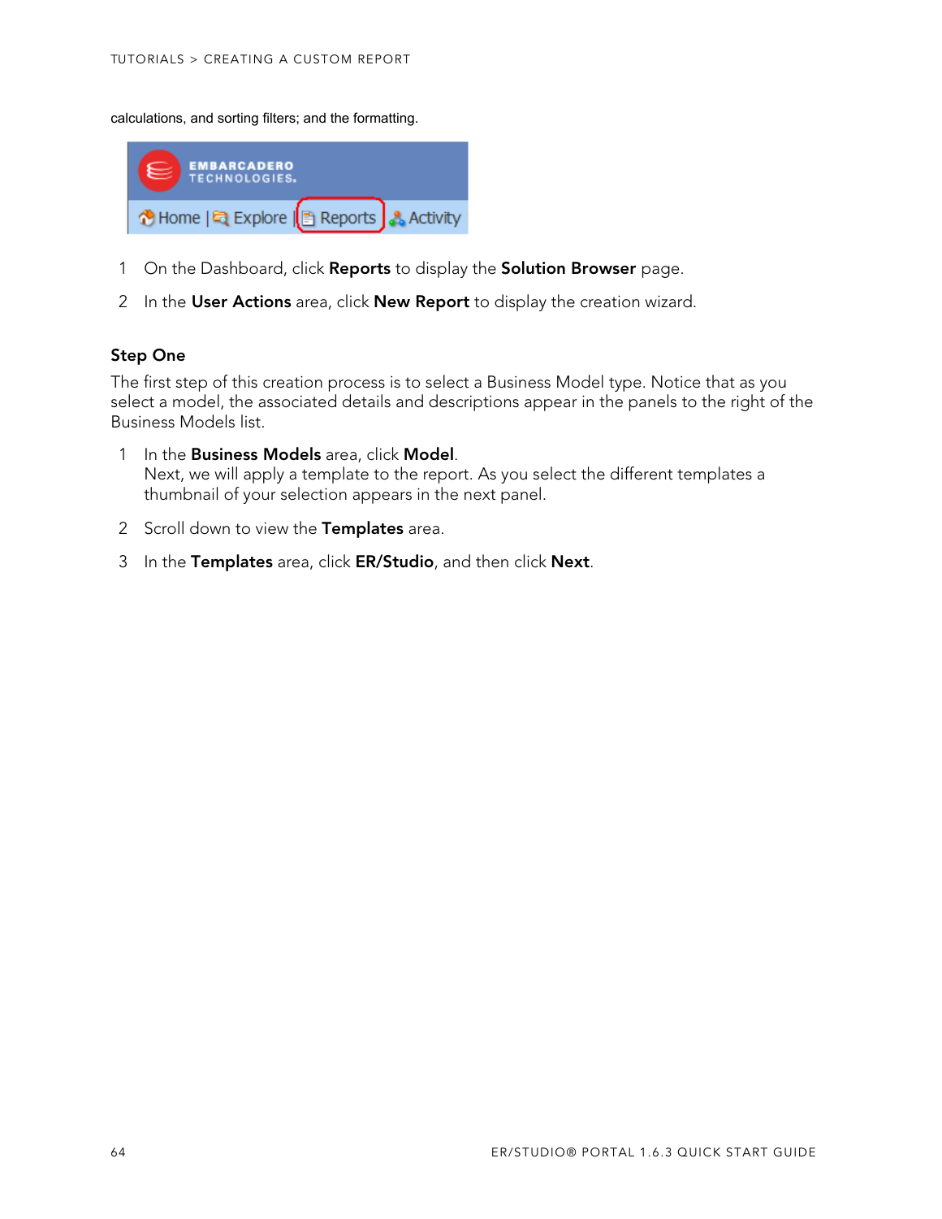calculations, and sorting filters; and the formatting.

1. On the Dashboard, click **Reports** to display the **Solution Browser** page.
2. In the **User Actions** area, click **New Report** to display the creation wizard.

### Step One

The first step of this creation process is to select a Business Model type. Notice that as you select a model, the associated details and descriptions appear in the panels to the right of the Business Models list.

1. In the **Business Models** area, click **Model**.
   Next, we will apply a template to the report. As you select the different templates a thumbnail of your selection appears in the next panel.
2. Scroll down to view the **Templates** area.
3. In the **Templates** area, click **ER/Studio**, and then click **Next**.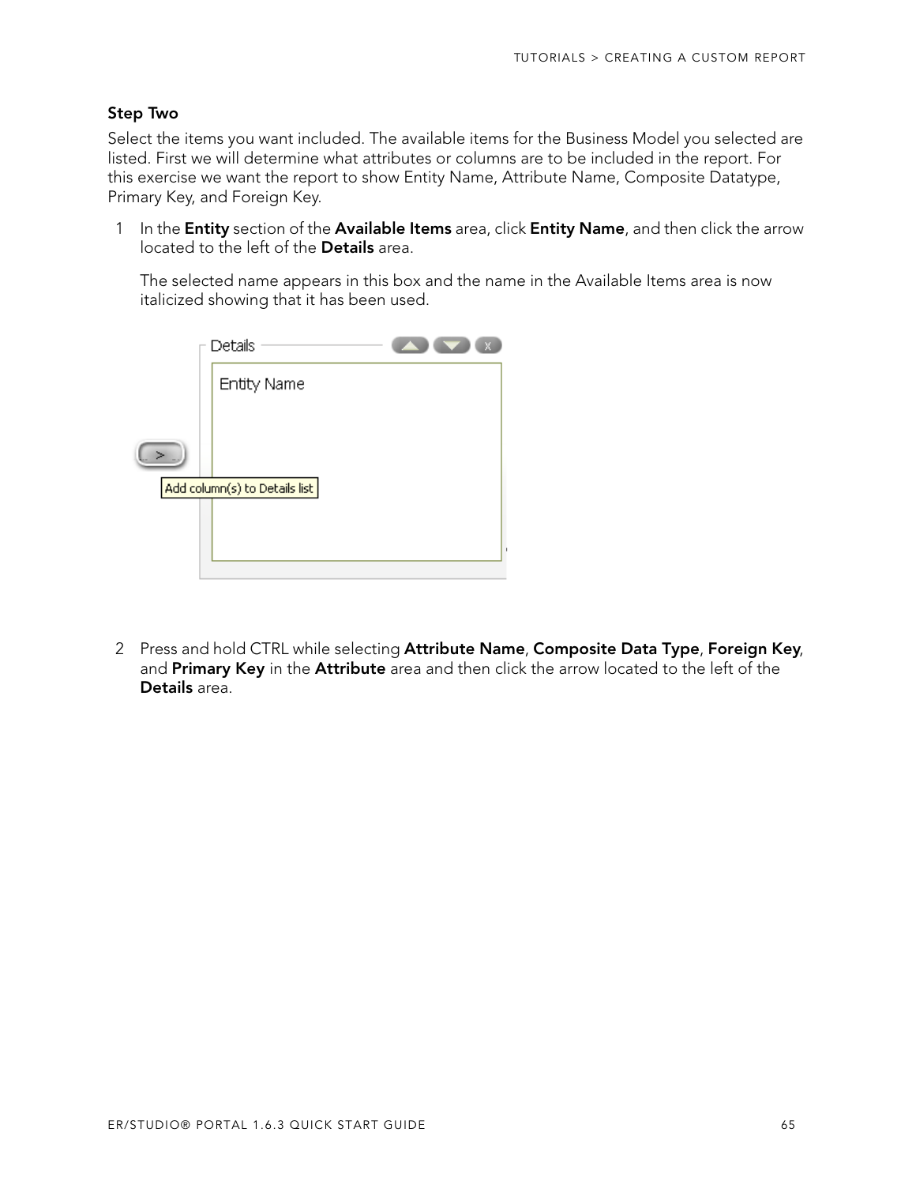### Step Two

Select the items you want included. The available items for the Business Model you selected are listed. First we will determine what attributes or columns are to be included in the report. For this exercise we want the report to show Entity Name, Attribute Name, Composite Datatype, Primary Key, and Foreign Key.

1. In the **Entity** section of the **Available Items** area, click **Entity Name**, and then click the arrow located to the left of the **Details** area.

   The selected name appears in this box and the name in the Available Items area is now italicized showing that it has been used.

2. Press and hold CTRL while selecting **Attribute Name**, **Composite Data Type**, **Foreign Key**, and **Primary Key** in the **Attribute** area and then click the arrow located to the left of the **Details** area.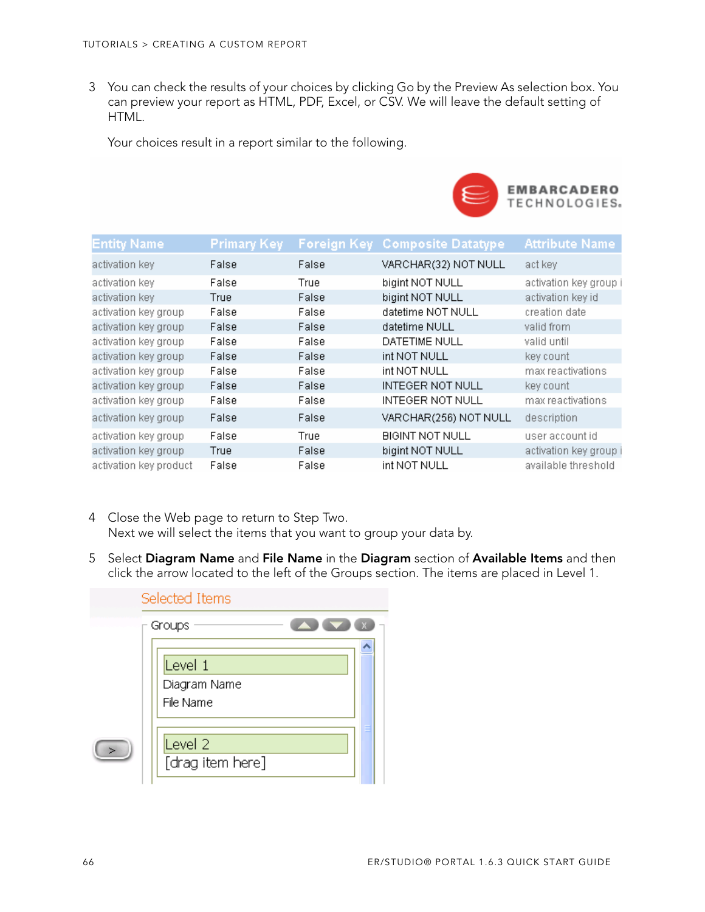3. You can check the results of your choices by clicking Go by the Preview As selection box. You can preview your report as HTML, PDF, Excel, or CSV. We will leave the default setting of HTML.

   Your choices result in a report similar to the following.

EMBARCADERO TECHNOLOGIES.

| Entity Name | Primary Key | Foreign Key | Composite Datatype | Attribute Name |
|---|---|---|---|---|
| activation key | False | False | VARCHAR(32) NOT NULL | act key |
| activation key | False | True | bigint NOT NULL | activation key group i |
| activation key | True | False | bigint NOT NULL | activation key id |
| activation key group | False | False | datetime NOT NULL | creation date |
| activation key group | False | False | datetime NULL | valid from |
| activation key group | False | False | DATETIME NULL | valid until |
| activation key group | False | False | int NOT NULL | key count |
| activation key group | False | False | int NOT NULL | max reactivations |
| activation key group | False | False | INTEGER NOT NULL | key count |
| activation key group | False | False | INTEGER NOT NULL | max reactivations |
| activation key group | False | False | VARCHAR(256) NOT NULL | description |
| activation key group | False | True | BIGINT NOT NULL | user account id |
| activation key group | True | False | bigint NOT NULL | activation key group i |
| activation key product | False | False | int NOT NULL | available threshold |

4. Close the Web page to return to Step Two.
   Next we will select the items that you want to group your data by.

5. Select **Diagram Name** and **File Name** in the **Diagram** section of **Available Items** and then click the arrow located to the left of the Groups section. The items are placed in Level 1.

Selected Items

Groups

Level 1
Diagram Name
File Name

Level 2
[drag item here]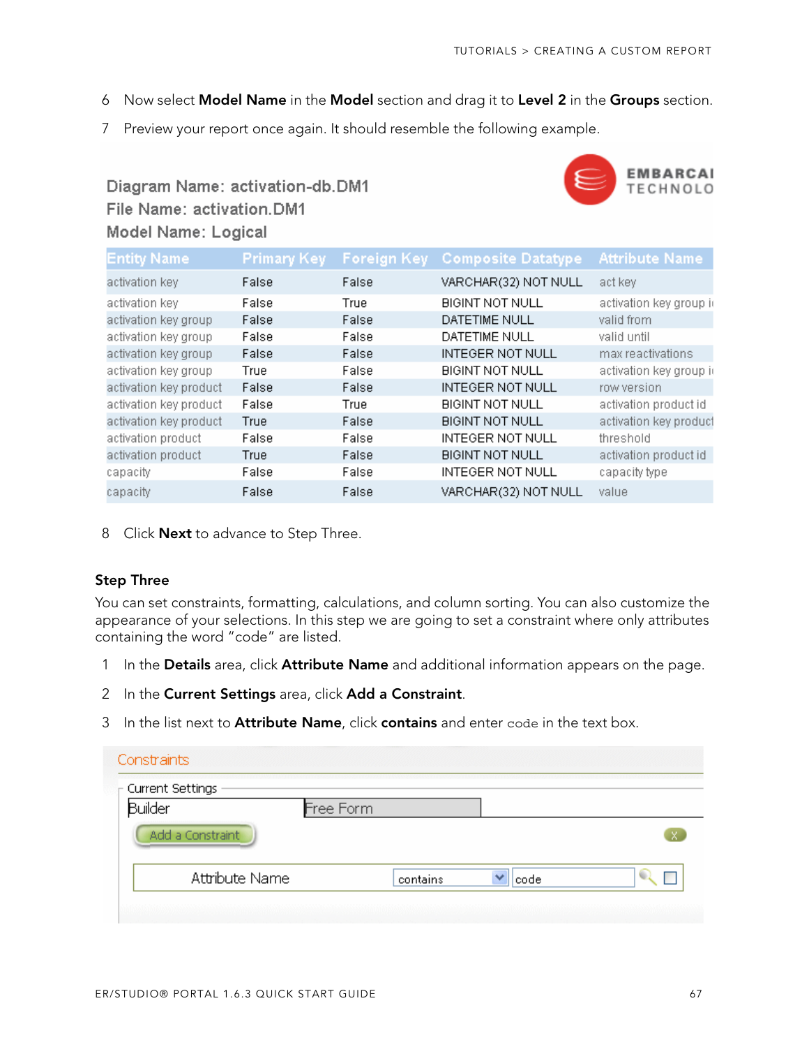6 Now select **Model Name** in the **Model** section and drag it to **Level 2** in the **Groups** section.

7 Preview your report once again. It should resemble the following example.

Diagram Name: activation-db.DM1
File Name: activation.DM1
Model Name: Logical

| Entity Name | Primary Key | Foreign Key | Composite Datatype | Attribute Name |
|---|---|---|---|---|
| activation key | False | False | VARCHAR(32) NOT NULL | act key |
| activation key | False | True | BIGINT NOT NULL | activation key group i |
| activation key group | False | False | DATETIME NULL | valid from |
| activation key group | False | False | DATETIME NULL | valid until |
| activation key group | False | False | INTEGER NOT NULL | max reactivations |
| activation key group | True | False | BIGINT NOT NULL | activation key group i |
| activation key product | False | False | INTEGER NOT NULL | row version |
| activation key product | False | True | BIGINT NOT NULL | activation product id |
| activation key product | True | False | BIGINT NOT NULL | activation key product |
| activation product | False | False | INTEGER NOT NULL | threshold |
| activation product | True | False | BIGINT NOT NULL | activation product id |
| capacity | False | False | INTEGER NOT NULL | capacity type |
| capacity | False | False | VARCHAR(32) NOT NULL | value |

8 Click **Next** to advance to Step Three.

### Step Three

You can set constraints, formatting, calculations, and column sorting. You can also customize the appearance of your selections. In this step we are going to set a constraint where only attributes containing the word "code" are listed.

1 In the **Details** area, click **Attribute Name** and additional information appears on the page.

2 In the **Current Settings** area, click **Add a Constraint**.

3 In the list next to **Attribute Name**, click **contains** and enter `code` in the text box.

Constraints

Current Settings

Builder | Free Form

Add a Constraint

Attribute Name | contains | code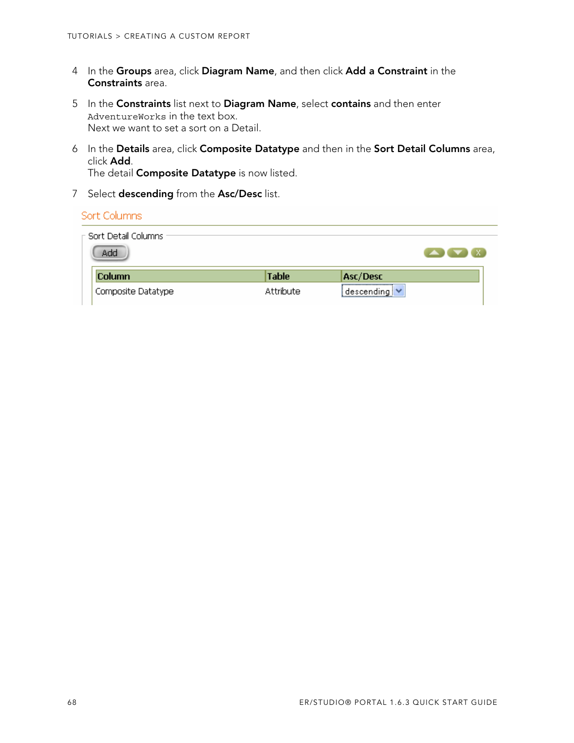4. In the **Groups** area, click **Diagram Name**, and then click **Add a Constraint** in the **Constraints** area.

5. In the **Constraints** list next to **Diagram Name**, select **contains** and then enter `AdventureWorks` in the text box.
   Next we want to set a sort on a Detail.

6. In the **Details** area, click **Composite Datatype** and then in the **Sort Detail Columns** area, click **Add**.
   The detail **Composite Datatype** is now listed.

7. Select **descending** from the **Asc/Desc** list.

Sort Columns

Sort Detail Columns

Add

| Column | Table | Asc/Desc |
|---|---|---|
| Composite Datatype | Attribute | descending |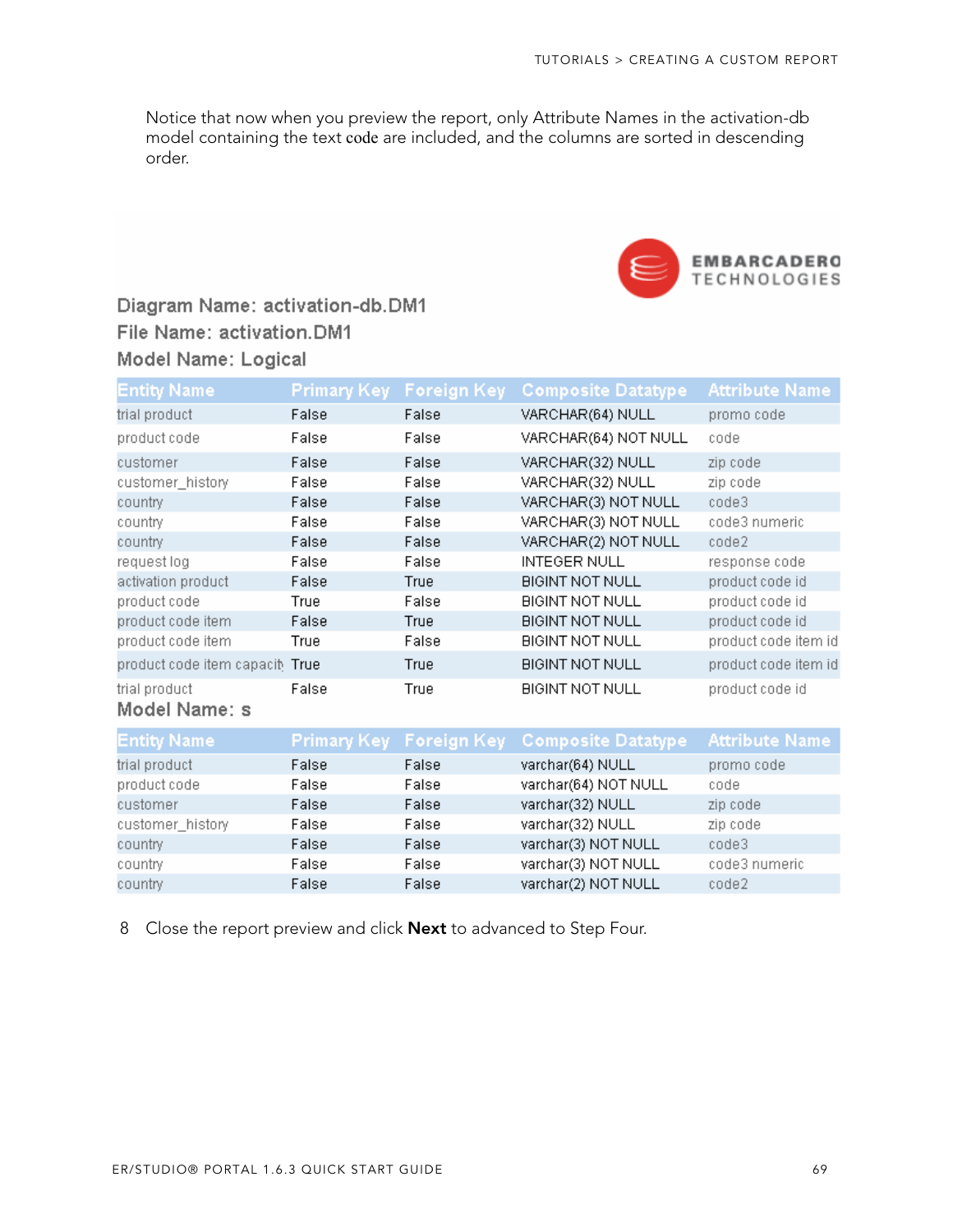Notice that now when you preview the report, only Attribute Names in the activation-db model containing the text code are included, and the columns are sorted in descending order.

EMBARCADERO TECHNOLOGIES

Diagram Name: activation-db.DM1

File Name: activation.DM1

Model Name: Logical

| Entity Name | Primary Key | Foreign Key | Composite Datatype | Attribute Name |
|---|---|---|---|---|
| trial product | False | False | VARCHAR(64) NULL | promo code |
| product code | False | False | VARCHAR(64) NOT NULL | code |
| customer | False | False | VARCHAR(32) NULL | zip code |
| customer_history | False | False | VARCHAR(32) NULL | zip code |
| country | False | False | VARCHAR(3) NOT NULL | code3 |
| country | False | False | VARCHAR(3) NOT NULL | code3 numeric |
| country | False | False | VARCHAR(2) NOT NULL | code2 |
| request log | False | False | INTEGER NULL | response code |
| activation product | False | True | BIGINT NOT NULL | product code id |
| product code | True | False | BIGINT NOT NULL | product code id |
| product code item | False | True | BIGINT NOT NULL | product code id |
| product code item | True | False | BIGINT NOT NULL | product code item id |
| product code item capacit | True | True | BIGINT NOT NULL | product code item id |
| trial product | False | True | BIGINT NOT NULL | product code id |

Model Name: s

| Entity Name | Primary Key | Foreign Key | Composite Datatype | Attribute Name |
|---|---|---|---|---|
| trial product | False | False | varchar(64) NULL | promo code |
| product code | False | False | varchar(64) NOT NULL | code |
| customer | False | False | varchar(32) NULL | zip code |
| customer_history | False | False | varchar(32) NULL | zip code |
| country | False | False | varchar(3) NOT NULL | code3 |
| country | False | False | varchar(3) NOT NULL | code3 numeric |
| country | False | False | varchar(2) NOT NULL | code2 |

8 Close the report preview and click **Next** to advanced to Step Four.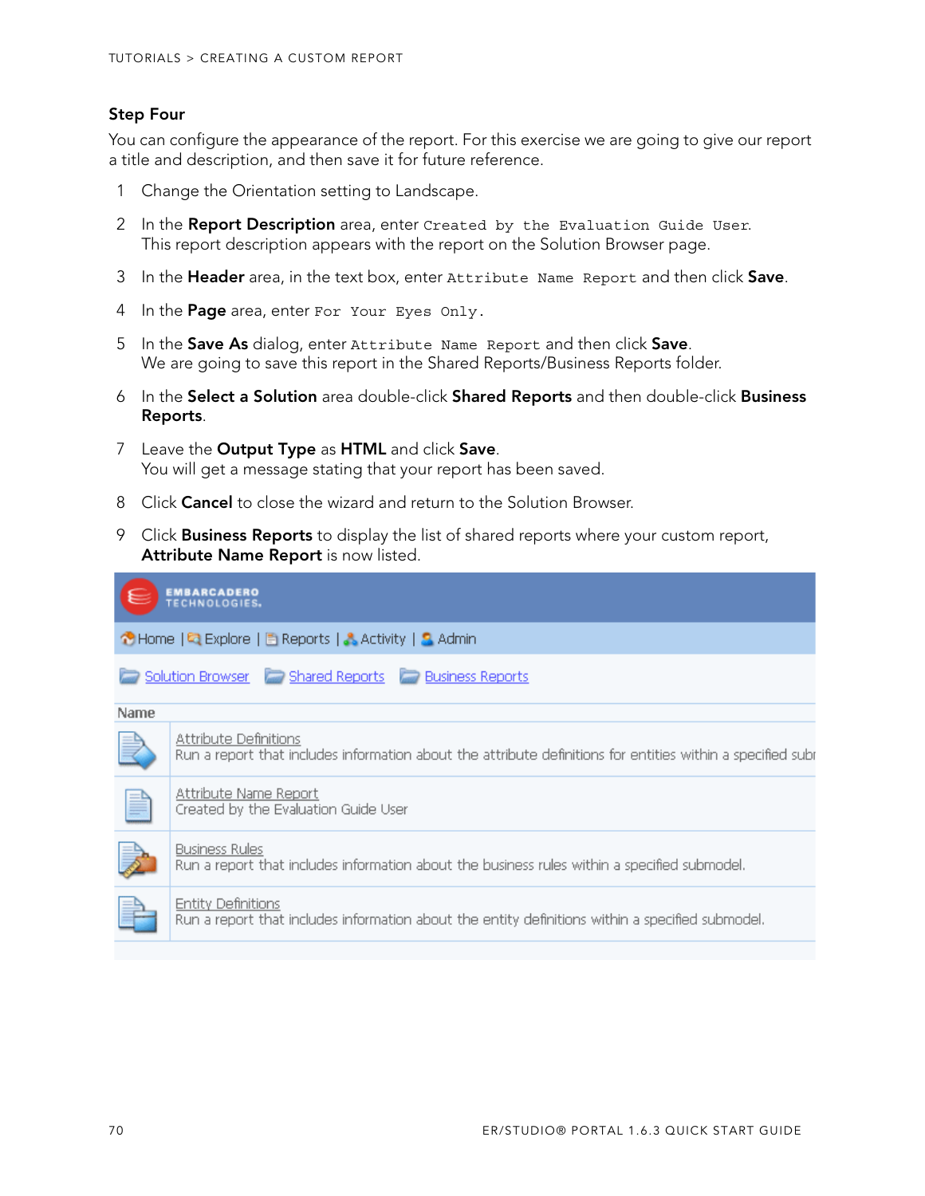### Step Four

You can configure the appearance of the report. For this exercise we are going to give our report a title and description, and then save it for future reference.

1. Change the Orientation setting to Landscape.
2. In the **Report Description** area, enter `Created by the Evaluation Guide User`. This report description appears with the report on the Solution Browser page.
3. In the **Header** area, in the text box, enter `Attribute Name Report` and then click **Save**.
4. In the **Page** area, enter `For Your Eyes Only`.
5. In the **Save As** dialog, enter `Attribute Name Report` and then click **Save**. We are going to save this report in the Shared Reports/Business Reports folder.
6. In the **Select a Solution** area double-click **Shared Reports** and then double-click **Business Reports**.
7. Leave the **Output Type** as **HTML** and click **Save**. You will get a message stating that your report has been saved.
8. Click **Cancel** to close the wizard and return to the Solution Browser.
9. Click **Business Reports** to display the list of shared reports where your custom report, **Attribute Name Report** is now listed.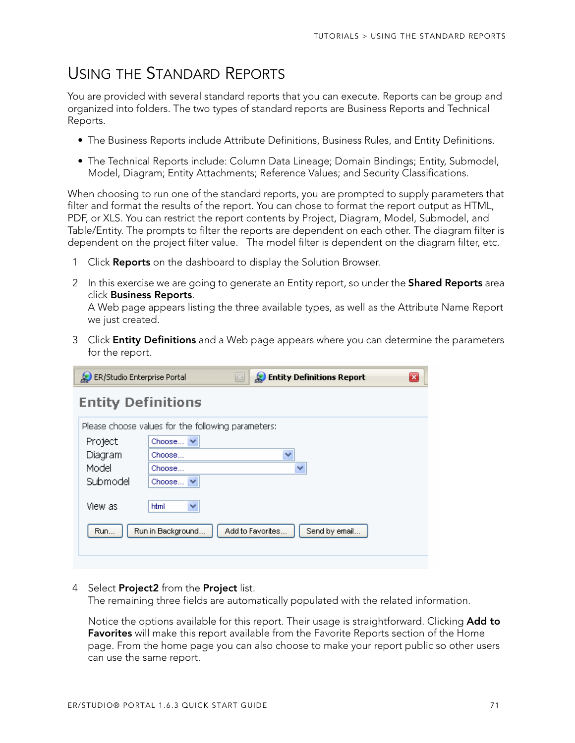# USING THE STANDARD REPORTS

You are provided with several standard reports that you can execute. Reports can be group and organized into folders. The two types of standard reports are Business Reports and Technical Reports.

- The Business Reports include Attribute Definitions, Business Rules, and Entity Definitions.
- The Technical Reports include: Column Data Lineage; Domain Bindings; Entity, Submodel, Model, Diagram; Entity Attachments; Reference Values; and Security Classifications.

When choosing to run one of the standard reports, you are prompted to supply parameters that filter and format the results of the report. You can chose to format the report output as HTML, PDF, or XLS. You can restrict the report contents by Project, Diagram, Model, Submodel, and Table/Entity. The prompts to filter the reports are dependent on each other. The diagram filter is dependent on the project filter value. The model filter is dependent on the diagram filter, etc.

1. Click **Reports** on the dashboard to display the Solution Browser.
2. In this exercise we are going to generate an Entity report, so under the **Shared Reports** area click **Business Reports**.
   A Web page appears listing the three available types, as well as the Attribute Name Report we just created.
3. Click **Entity Definitions** and a Web page appears where you can determine the parameters for the report.

4. Select **Project2** from the **Project** list.
   The remaining three fields are automatically populated with the related information.

   Notice the options available for this report. Their usage is straightforward. Clicking **Add to Favorites** will make this report available from the Favorite Reports section of the Home page. From the home page you can also choose to make your report public so other users can use the same report.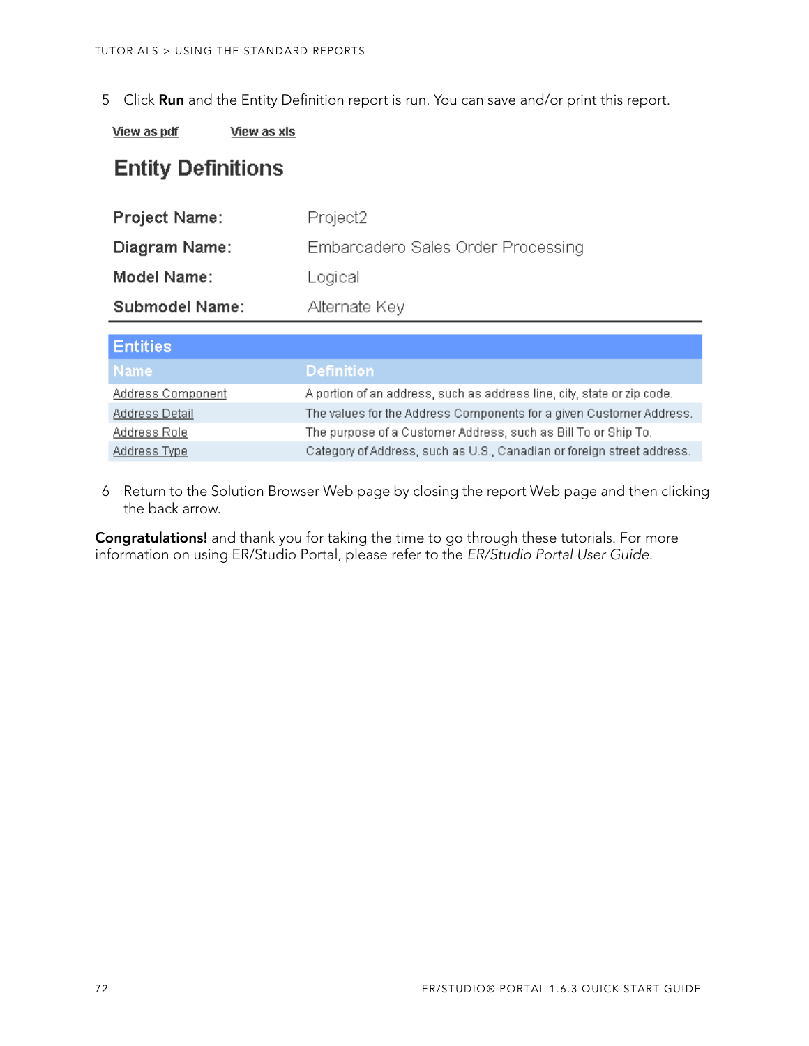5 Click **Run** and the Entity Definition report is run. You can save and/or print this report.

View as pdf    View as xls

## Entity Definitions

| | |
|---|---|
| **Project Name:** | Project2 |
| **Diagram Name:** | Embarcadero Sales Order Processing |
| **Model Name:** | Logical |
| **Submodel Name:** | Alternate Key |

**Entities**

| Name | Definition |
|---|---|
| Address Component | A portion of an address, such as address line, city, state or zip code. |
| Address Detail | The values for the Address Components for a given Customer Address. |
| Address Role | The purpose of a Customer Address, such as Bill To or Ship To. |
| Address Type | Category of Address, such as U.S., Canadian or foreign street address. |

6 Return to the Solution Browser Web page by closing the report Web page and then clicking the back arrow.

**Congratulations!** and thank you for taking the time to go through these tutorials. For more information on using ER/Studio Portal, please refer to the *ER/Studio Portal User Guide*.